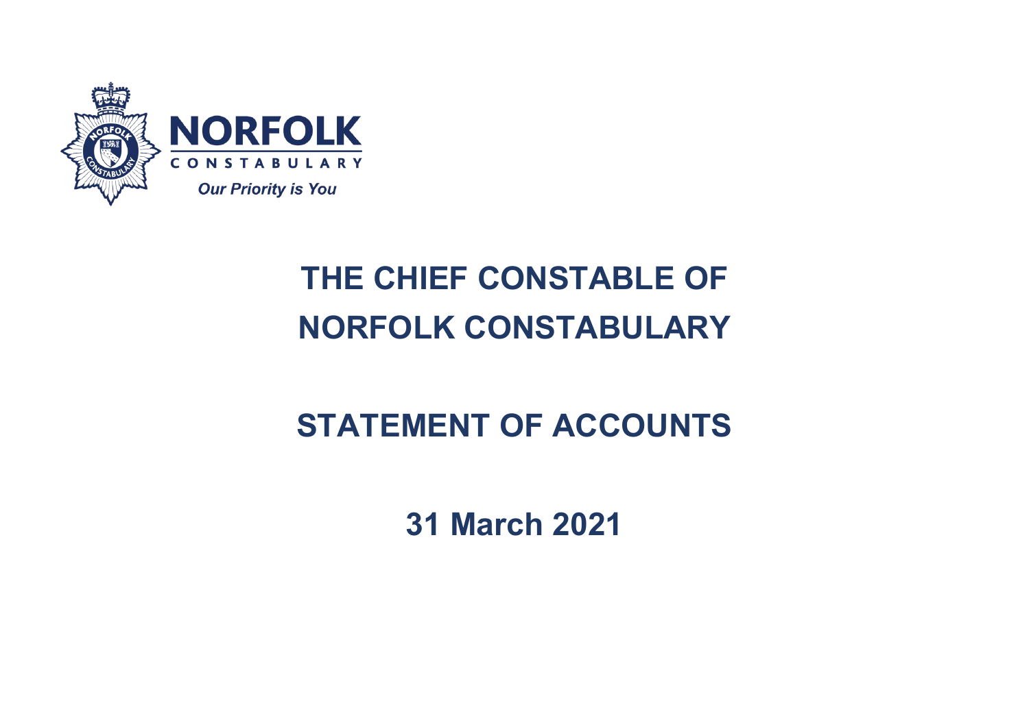NORFOLK

CONSTABULARY

*Our Priority is You*

# THE CHIEF CONSTABLE OF NORFOLK CONSTABULARY

# STATEMENT OF ACCOUNTS

## 31 March 2021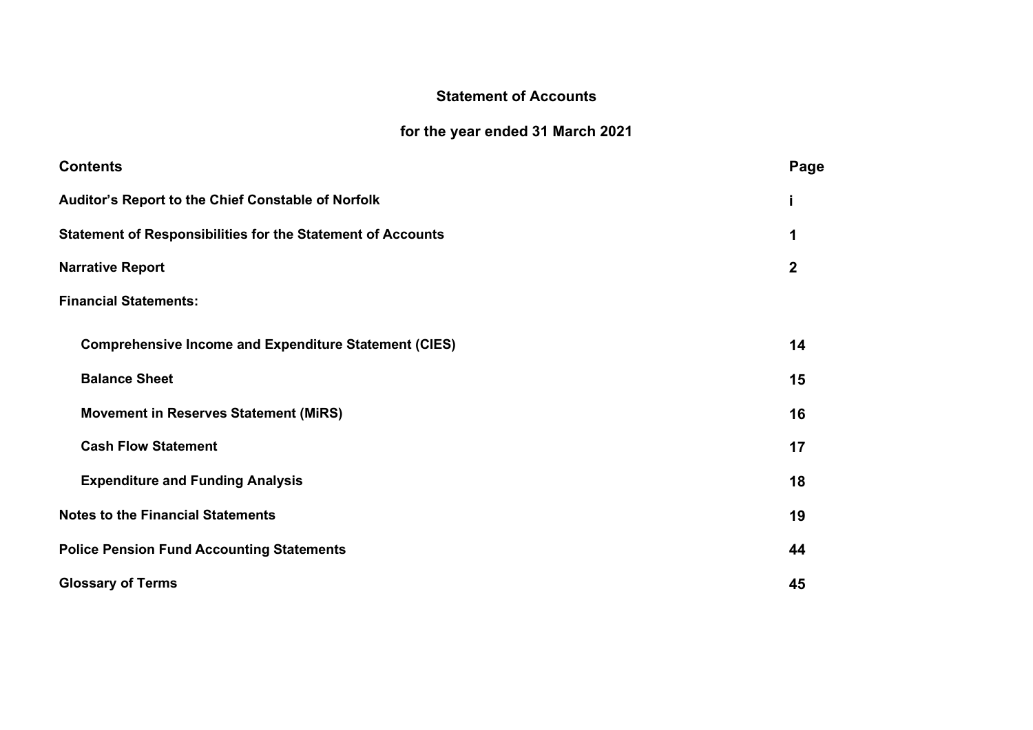# Statement of Accounts

## for the year ended 31 March 2021

| Contents | Page |
|---|---|
| **Auditor's Report to the Chief Constable of Norfolk** | **i** |
| **Statement of Responsibilities for the Statement of Accounts** | **1** |
| **Narrative Report** | **2** |
| **Financial Statements:** | |
| **Comprehensive Income and Expenditure Statement (CIES)** | **14** |
| **Balance Sheet** | **15** |
| **Movement in Reserves Statement (MiRS)** | **16** |
| **Cash Flow Statement** | **17** |
| **Expenditure and Funding Analysis** | **18** |
| **Notes to the Financial Statements** | **19** |
| **Police Pension Fund Accounting Statements** | **44** |
| **Glossary of Terms** | **45** |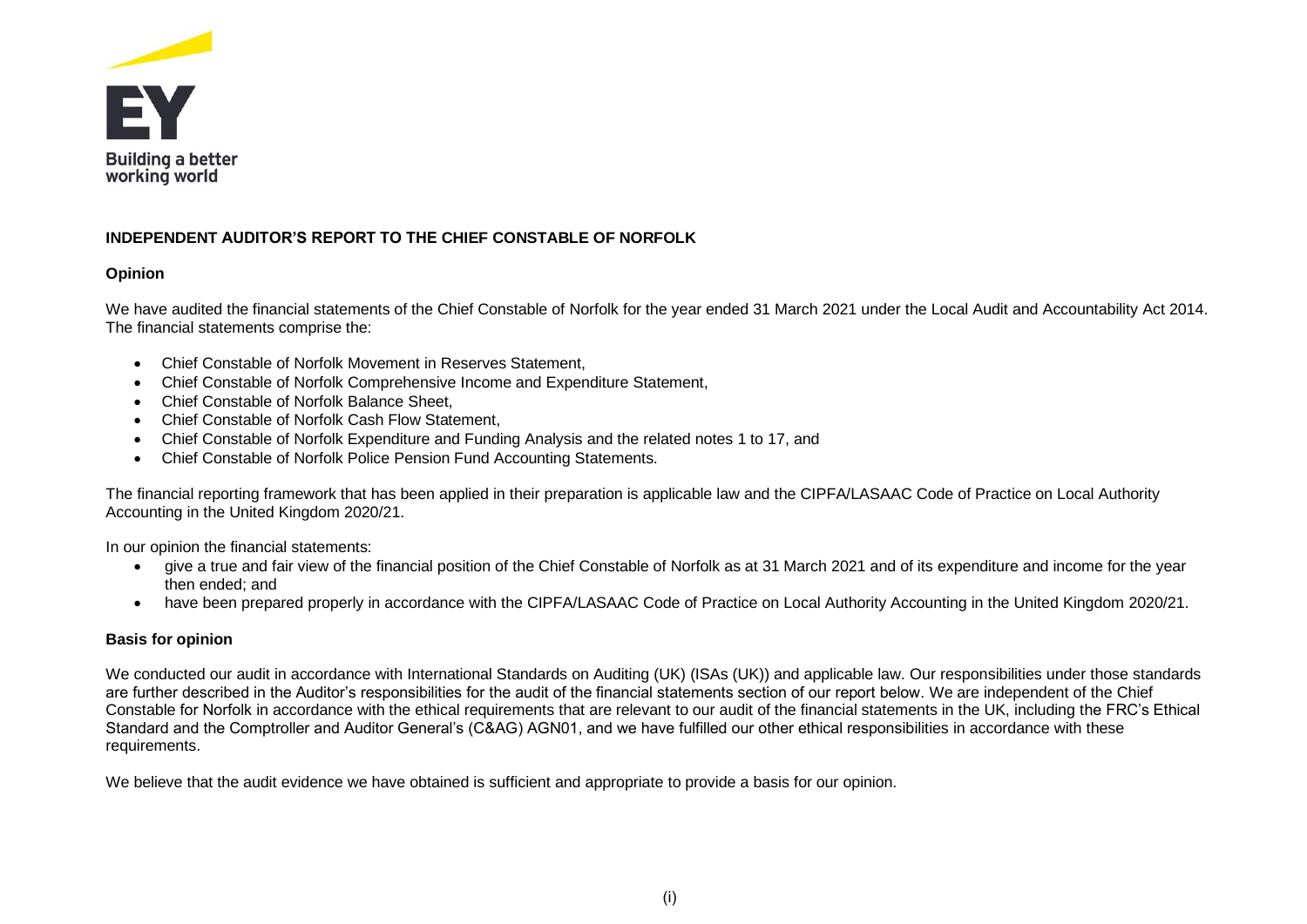# INDEPENDENT AUDITOR'S REPORT TO THE CHIEF CONSTABLE OF NORFOLK

## Opinion

We have audited the financial statements of the Chief Constable of Norfolk for the year ended 31 March 2021 under the Local Audit and Accountability Act 2014. The financial statements comprise the:

- Chief Constable of Norfolk Movement in Reserves Statement,
- Chief Constable of Norfolk Comprehensive Income and Expenditure Statement,
- Chief Constable of Norfolk Balance Sheet,
- Chief Constable of Norfolk Cash Flow Statement,
- Chief Constable of Norfolk Expenditure and Funding Analysis and the related notes 1 to 17, and
- Chief Constable of Norfolk Police Pension Fund Accounting Statements.

The financial reporting framework that has been applied in their preparation is applicable law and the CIPFA/LASAAC Code of Practice on Local Authority Accounting in the United Kingdom 2020/21.

In our opinion the financial statements:

- give a true and fair view of the financial position of the Chief Constable of Norfolk as at 31 March 2021 and of its expenditure and income for the year then ended; and
- have been prepared properly in accordance with the CIPFA/LASAAC Code of Practice on Local Authority Accounting in the United Kingdom 2020/21.

## Basis for opinion

We conducted our audit in accordance with International Standards on Auditing (UK) (ISAs (UK)) and applicable law. Our responsibilities under those standards are further described in the Auditor's responsibilities for the audit of the financial statements section of our report below. We are independent of the Chief Constable for Norfolk in accordance with the ethical requirements that are relevant to our audit of the financial statements in the UK, including the FRC's Ethical Standard and the Comptroller and Auditor General's (C&AG) AGN01, and we have fulfilled our other ethical responsibilities in accordance with these requirements.

We believe that the audit evidence we have obtained is sufficient and appropriate to provide a basis for our opinion.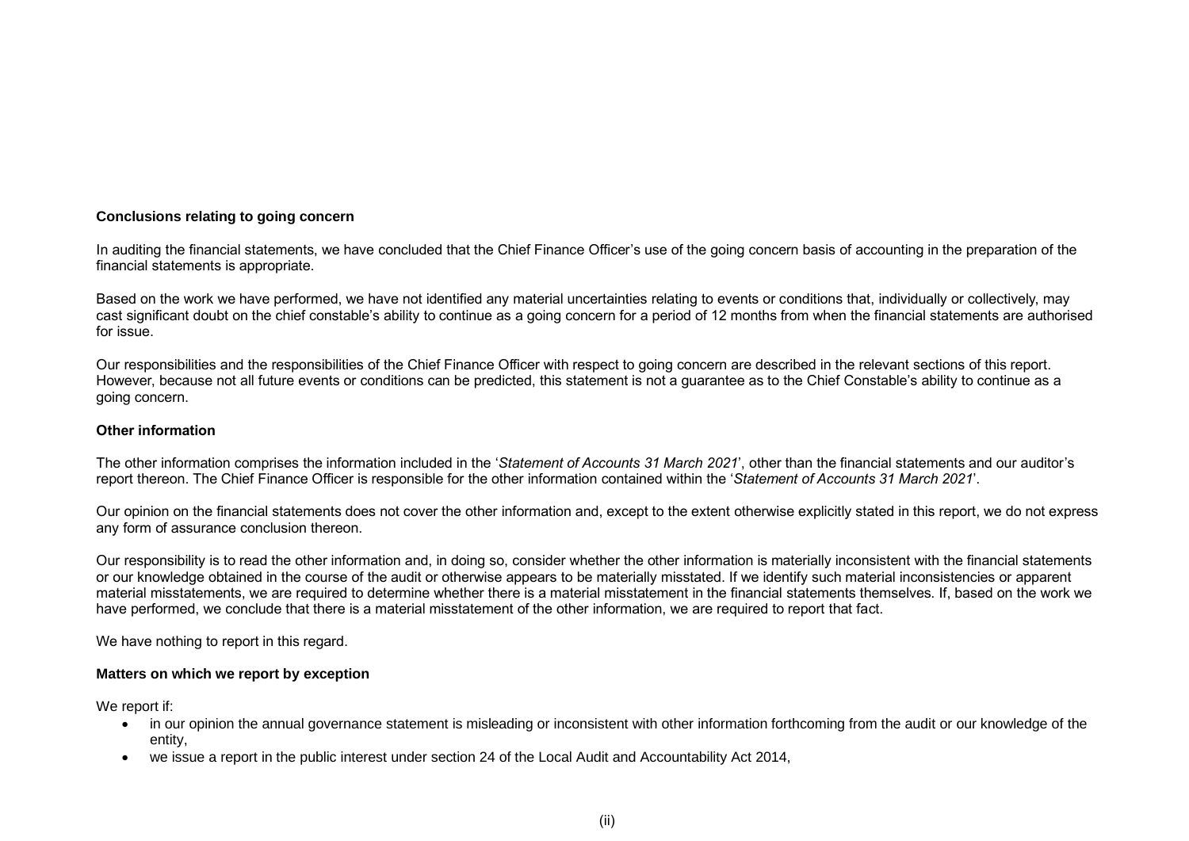### Conclusions relating to going concern

In auditing the financial statements, we have concluded that the Chief Finance Officer's use of the going concern basis of accounting in the preparation of the financial statements is appropriate.

Based on the work we have performed, we have not identified any material uncertainties relating to events or conditions that, individually or collectively, may cast significant doubt on the chief constable's ability to continue as a going concern for a period of 12 months from when the financial statements are authorised for issue.

Our responsibilities and the responsibilities of the Chief Finance Officer with respect to going concern are described in the relevant sections of this report. However, because not all future events or conditions can be predicted, this statement is not a guarantee as to the Chief Constable's ability to continue as a going concern.

### Other information

The other information comprises the information included in the '*Statement of Accounts 31 March 2021*', other than the financial statements and our auditor's report thereon. The Chief Finance Officer is responsible for the other information contained within the '*Statement of Accounts 31 March 2021*'.

Our opinion on the financial statements does not cover the other information and, except to the extent otherwise explicitly stated in this report, we do not express any form of assurance conclusion thereon.

Our responsibility is to read the other information and, in doing so, consider whether the other information is materially inconsistent with the financial statements or our knowledge obtained in the course of the audit or otherwise appears to be materially misstated. If we identify such material inconsistencies or apparent material misstatements, we are required to determine whether there is a material misstatement in the financial statements themselves. If, based on the work we have performed, we conclude that there is a material misstatement of the other information, we are required to report that fact.

We have nothing to report in this regard.

### Matters on which we report by exception

We report if:

- in our opinion the annual governance statement is misleading or inconsistent with other information forthcoming from the audit or our knowledge of the entity,
- we issue a report in the public interest under section 24 of the Local Audit and Accountability Act 2014,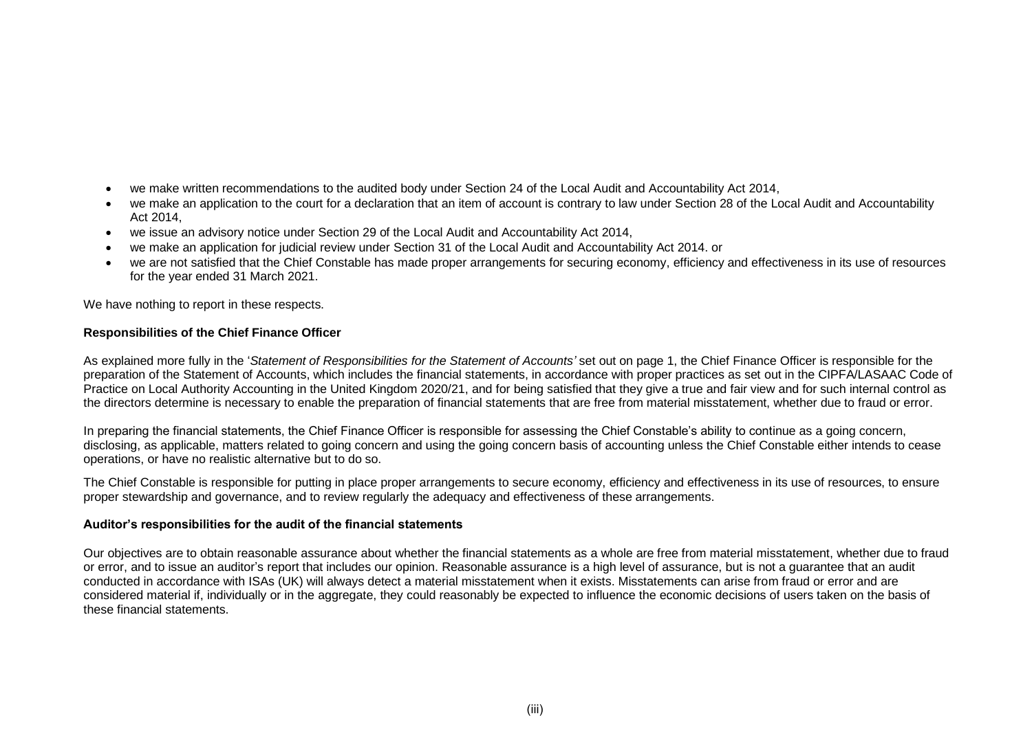- we make written recommendations to the audited body under Section 24 of the Local Audit and Accountability Act 2014,
- we make an application to the court for a declaration that an item of account is contrary to law under Section 28 of the Local Audit and Accountability Act 2014,
- we issue an advisory notice under Section 29 of the Local Audit and Accountability Act 2014,
- we make an application for judicial review under Section 31 of the Local Audit and Accountability Act 2014. or
- we are not satisfied that the Chief Constable has made proper arrangements for securing economy, efficiency and effectiveness in its use of resources for the year ended 31 March 2021.

We have nothing to report in these respects.

**Responsibilities of the Chief Finance Officer**

As explained more fully in the '*Statement of Responsibilities for the Statement of Accounts'* set out on page 1, the Chief Finance Officer is responsible for the preparation of the Statement of Accounts, which includes the financial statements, in accordance with proper practices as set out in the CIPFA/LASAAC Code of Practice on Local Authority Accounting in the United Kingdom 2020/21, and for being satisfied that they give a true and fair view and for such internal control as the directors determine is necessary to enable the preparation of financial statements that are free from material misstatement, whether due to fraud or error.

In preparing the financial statements, the Chief Finance Officer is responsible for assessing the Chief Constable's ability to continue as a going concern, disclosing, as applicable, matters related to going concern and using the going concern basis of accounting unless the Chief Constable either intends to cease operations, or have no realistic alternative but to do so.

The Chief Constable is responsible for putting in place proper arrangements to secure economy, efficiency and effectiveness in its use of resources, to ensure proper stewardship and governance, and to review regularly the adequacy and effectiveness of these arrangements.

**Auditor's responsibilities for the audit of the financial statements**

Our objectives are to obtain reasonable assurance about whether the financial statements as a whole are free from material misstatement, whether due to fraud or error, and to issue an auditor's report that includes our opinion. Reasonable assurance is a high level of assurance, but is not a guarantee that an audit conducted in accordance with ISAs (UK) will always detect a material misstatement when it exists. Misstatements can arise from fraud or error and are considered material if, individually or in the aggregate, they could reasonably be expected to influence the economic decisions of users taken on the basis of these financial statements.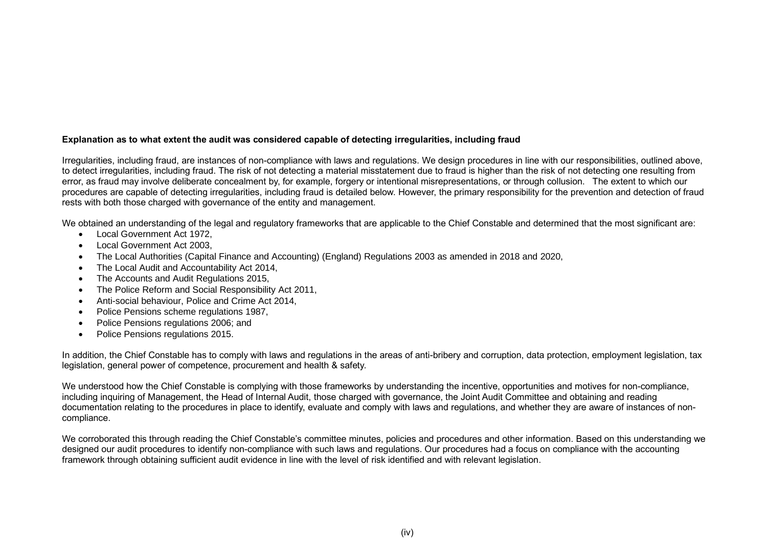**Explanation as to what extent the audit was considered capable of detecting irregularities, including fraud**

Irregularities, including fraud, are instances of non-compliance with laws and regulations. We design procedures in line with our responsibilities, outlined above, to detect irregularities, including fraud. The risk of not detecting a material misstatement due to fraud is higher than the risk of not detecting one resulting from error, as fraud may involve deliberate concealment by, for example, forgery or intentional misrepresentations, or through collusion. The extent to which our procedures are capable of detecting irregularities, including fraud is detailed below. However, the primary responsibility for the prevention and detection of fraud rests with both those charged with governance of the entity and management.

We obtained an understanding of the legal and regulatory frameworks that are applicable to the Chief Constable and determined that the most significant are:

- Local Government Act 1972,
- Local Government Act 2003,
- The Local Authorities (Capital Finance and Accounting) (England) Regulations 2003 as amended in 2018 and 2020,
- The Local Audit and Accountability Act 2014,
- The Accounts and Audit Regulations 2015,
- The Police Reform and Social Responsibility Act 2011,
- Anti-social behaviour, Police and Crime Act 2014,
- Police Pensions scheme regulations 1987,
- Police Pensions regulations 2006; and
- Police Pensions regulations 2015.

In addition, the Chief Constable has to comply with laws and regulations in the areas of anti-bribery and corruption, data protection, employment legislation, tax legislation, general power of competence, procurement and health & safety.

We understood how the Chief Constable is complying with those frameworks by understanding the incentive, opportunities and motives for non-compliance, including inquiring of Management, the Head of Internal Audit, those charged with governance, the Joint Audit Committee and obtaining and reading documentation relating to the procedures in place to identify, evaluate and comply with laws and regulations, and whether they are aware of instances of non-compliance.

We corroborated this through reading the Chief Constable's committee minutes, policies and procedures and other information. Based on this understanding we designed our audit procedures to identify non-compliance with such laws and regulations. Our procedures had a focus on compliance with the accounting framework through obtaining sufficient audit evidence in line with the level of risk identified and with relevant legislation.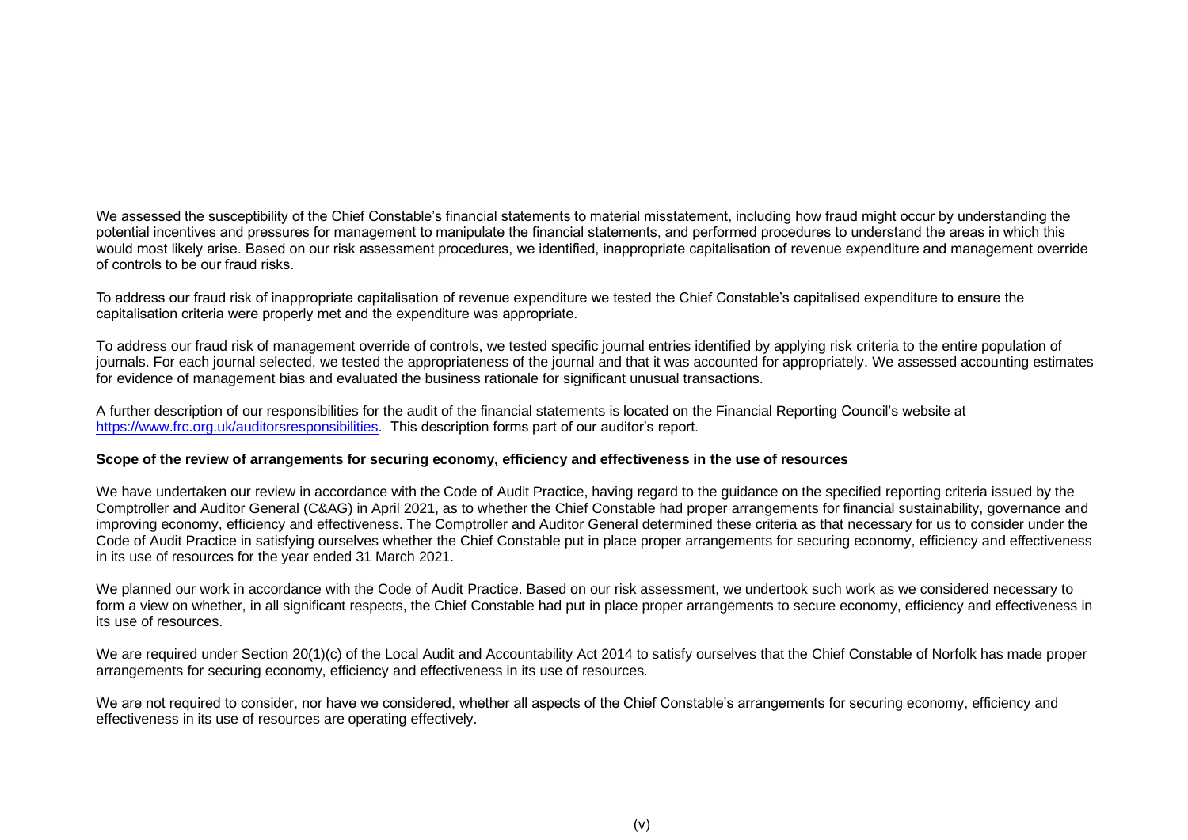We assessed the susceptibility of the Chief Constable's financial statements to material misstatement, including how fraud might occur by understanding the potential incentives and pressures for management to manipulate the financial statements, and performed procedures to understand the areas in which this would most likely arise. Based on our risk assessment procedures, we identified, inappropriate capitalisation of revenue expenditure and management override of controls to be our fraud risks.

To address our fraud risk of inappropriate capitalisation of revenue expenditure we tested the Chief Constable's capitalised expenditure to ensure the capitalisation criteria were properly met and the expenditure was appropriate.

To address our fraud risk of management override of controls, we tested specific journal entries identified by applying risk criteria to the entire population of journals. For each journal selected, we tested the appropriateness of the journal and that it was accounted for appropriately. We assessed accounting estimates for evidence of management bias and evaluated the business rationale for significant unusual transactions.

A further description of our responsibilities for the audit of the financial statements is located on the Financial Reporting Council's website at [https://www.frc.org.uk/auditorsresponsibilities](https://www.frc.org.uk/auditorsresponsibilities). This description forms part of our auditor's report.

**Scope of the review of arrangements for securing economy, efficiency and effectiveness in the use of resources**

We have undertaken our review in accordance with the Code of Audit Practice, having regard to the guidance on the specified reporting criteria issued by the Comptroller and Auditor General (C&AG) in April 2021, as to whether the Chief Constable had proper arrangements for financial sustainability, governance and improving economy, efficiency and effectiveness. The Comptroller and Auditor General determined these criteria as that necessary for us to consider under the Code of Audit Practice in satisfying ourselves whether the Chief Constable put in place proper arrangements for securing economy, efficiency and effectiveness in its use of resources for the year ended 31 March 2021.

We planned our work in accordance with the Code of Audit Practice. Based on our risk assessment, we undertook such work as we considered necessary to form a view on whether, in all significant respects, the Chief Constable had put in place proper arrangements to secure economy, efficiency and effectiveness in its use of resources.

We are required under Section 20(1)(c) of the Local Audit and Accountability Act 2014 to satisfy ourselves that the Chief Constable of Norfolk has made proper arrangements for securing economy, efficiency and effectiveness in its use of resources.

We are not required to consider, nor have we considered, whether all aspects of the Chief Constable's arrangements for securing economy, efficiency and effectiveness in its use of resources are operating effectively.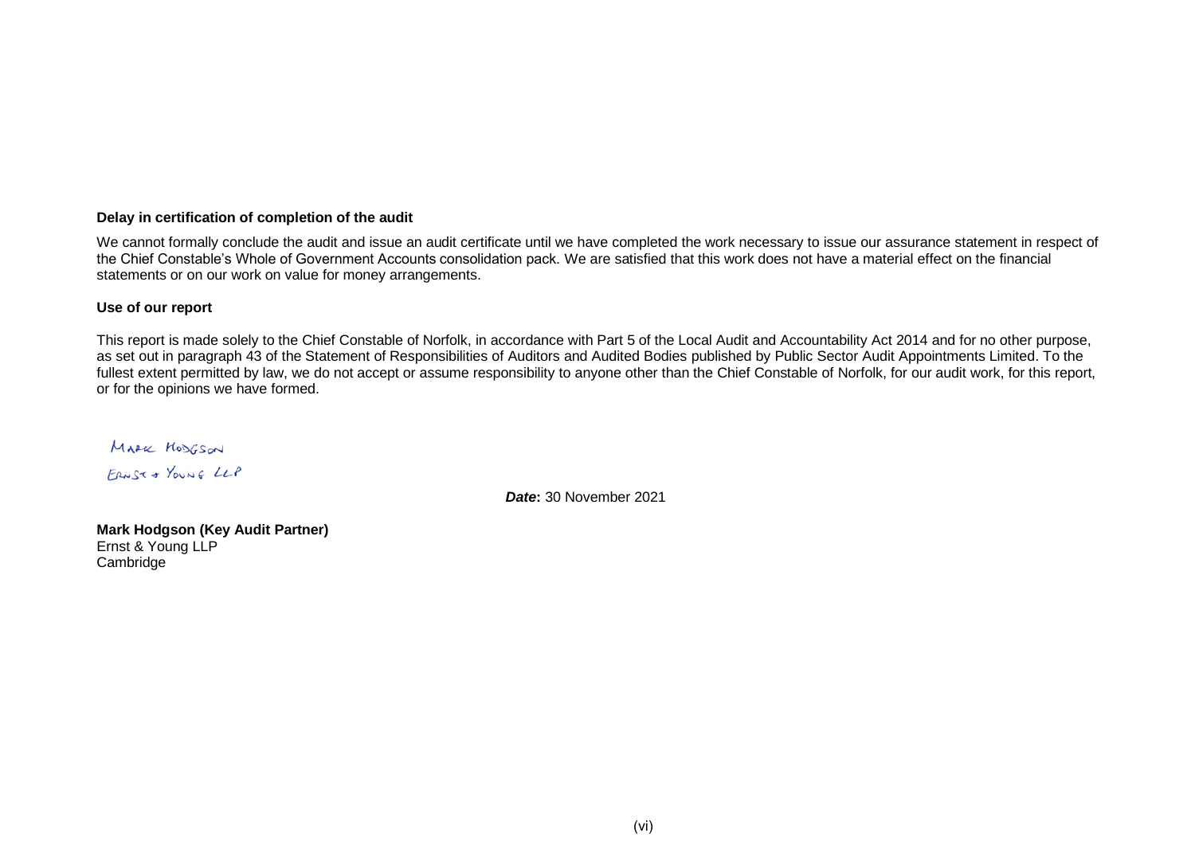**Delay in certification of completion of the audit**

We cannot formally conclude the audit and issue an audit certificate until we have completed the work necessary to issue our assurance statement in respect of the Chief Constable's Whole of Government Accounts consolidation pack. We are satisfied that this work does not have a material effect on the financial statements or on our work on value for money arrangements.

**Use of our report**

This report is made solely to the Chief Constable of Norfolk, in accordance with Part 5 of the Local Audit and Accountability Act 2014 and for no other purpose, as set out in paragraph 43 of the Statement of Responsibilities of Auditors and Audited Bodies published by Public Sector Audit Appointments Limited. To the fullest extent permitted by law, we do not accept or assume responsibility to anyone other than the Chief Constable of Norfolk, for our audit work, for this report, or for the opinions we have formed.

MARK HODGSON
ERNST & YOUNG LLP

***Date*:** 30 November 2021

**Mark Hodgson (Key Audit Partner)**
Ernst & Young LLP
Cambridge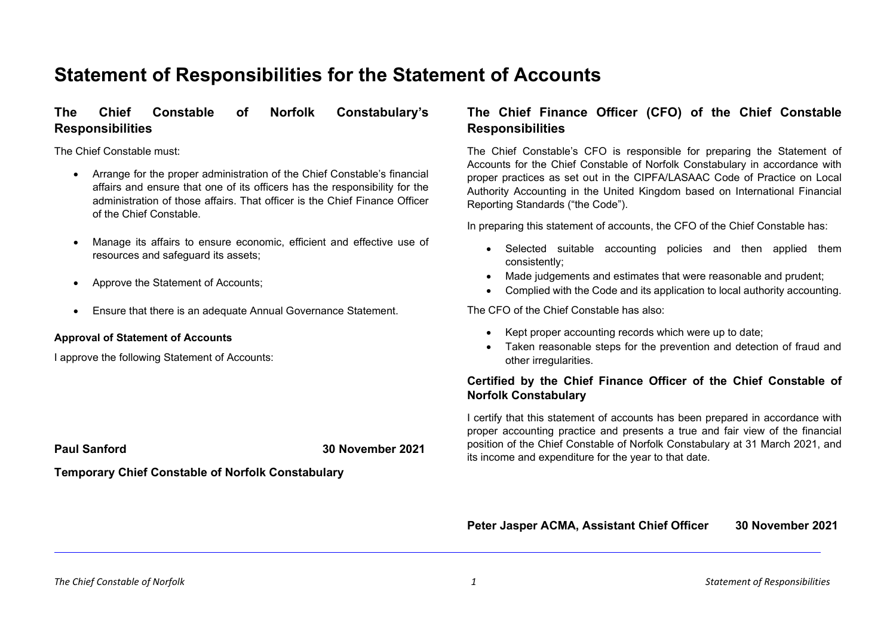# Statement of Responsibilities for the Statement of Accounts

## The Chief Constable of Norfolk Constabulary's Responsibilities

The Chief Constable must:

- Arrange for the proper administration of the Chief Constable's financial affairs and ensure that one of its officers has the responsibility for the administration of those affairs. That officer is the Chief Finance Officer of the Chief Constable.
- Manage its affairs to ensure economic, efficient and effective use of resources and safeguard its assets;
- Approve the Statement of Accounts;
- Ensure that there is an adequate Annual Governance Statement.

**Approval of Statement of Accounts**

I approve the following Statement of Accounts:

**Paul Sanford** **30 November 2021**

**Temporary Chief Constable of Norfolk Constabulary**

## The Chief Finance Officer (CFO) of the Chief Constable Responsibilities

The Chief Constable's CFO is responsible for preparing the Statement of Accounts for the Chief Constable of Norfolk Constabulary in accordance with proper practices as set out in the CIPFA/LASAAC Code of Practice on Local Authority Accounting in the United Kingdom based on International Financial Reporting Standards ("the Code").

In preparing this statement of accounts, the CFO of the Chief Constable has:

- Selected suitable accounting policies and then applied them consistently;
- Made judgements and estimates that were reasonable and prudent;
- Complied with the Code and its application to local authority accounting.

The CFO of the Chief Constable has also:

- Kept proper accounting records which were up to date;
- Taken reasonable steps for the prevention and detection of fraud and other irregularities.

### Certified by the Chief Finance Officer of the Chief Constable of Norfolk Constabulary

I certify that this statement of accounts has been prepared in accordance with proper accounting practice and presents a true and fair view of the financial position of the Chief Constable of Norfolk Constabulary at 31 March 2021, and its income and expenditure for the year to that date.

**Peter Jasper ACMA, Assistant Chief Officer** **30 November 2021**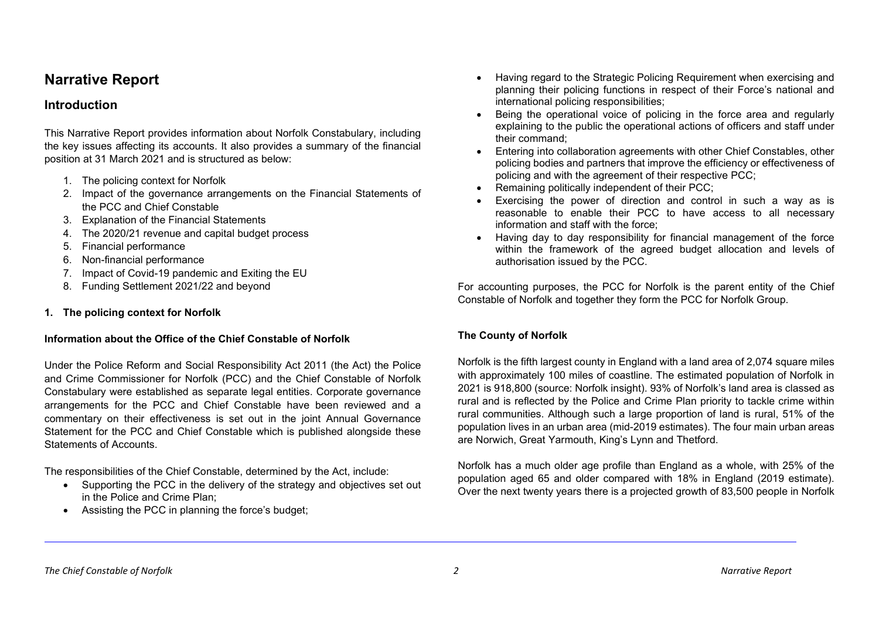# Narrative Report

## Introduction

This Narrative Report provides information about Norfolk Constabulary, including the key issues affecting its accounts. It also provides a summary of the financial position at 31 March 2021 and is structured as below:

1. The policing context for Norfolk
2. Impact of the governance arrangements on the Financial Statements of the PCC and Chief Constable
3. Explanation of the Financial Statements
4. The 2020/21 revenue and capital budget process
5. Financial performance
6. Non-financial performance
7. Impact of Covid-19 pandemic and Exiting the EU
8. Funding Settlement 2021/22 and beyond

**1. The policing context for Norfolk**

**Information about the Office of the Chief Constable of Norfolk**

Under the Police Reform and Social Responsibility Act 2011 (the Act) the Police and Crime Commissioner for Norfolk (PCC) and the Chief Constable of Norfolk Constabulary were established as separate legal entities. Corporate governance arrangements for the PCC and Chief Constable have been reviewed and a commentary on their effectiveness is set out in the joint Annual Governance Statement for the PCC and Chief Constable which is published alongside these Statements of Accounts.

The responsibilities of the Chief Constable, determined by the Act, include:

- Supporting the PCC in the delivery of the strategy and objectives set out in the Police and Crime Plan;
- Assisting the PCC in planning the force's budget;
- Having regard to the Strategic Policing Requirement when exercising and planning their policing functions in respect of their Force's national and international policing responsibilities;
- Being the operational voice of policing in the force area and regularly explaining to the public the operational actions of officers and staff under their command;
- Entering into collaboration agreements with other Chief Constables, other policing bodies and partners that improve the efficiency or effectiveness of policing and with the agreement of their respective PCC;
- Remaining politically independent of their PCC;
- Exercising the power of direction and control in such a way as is reasonable to enable their PCC to have access to all necessary information and staff with the force;
- Having day to day responsibility for financial management of the force within the framework of the agreed budget allocation and levels of authorisation issued by the PCC.

For accounting purposes, the PCC for Norfolk is the parent entity of the Chief Constable of Norfolk and together they form the PCC for Norfolk Group.

**The County of Norfolk**

Norfolk is the fifth largest county in England with a land area of 2,074 square miles with approximately 100 miles of coastline. The estimated population of Norfolk in 2021 is 918,800 (source: Norfolk insight). 93% of Norfolk's land area is classed as rural and is reflected by the Police and Crime Plan priority to tackle crime within rural communities. Although such a large proportion of land is rural, 51% of the population lives in an urban area (mid-2019 estimates). The four main urban areas are Norwich, Great Yarmouth, King's Lynn and Thetford.

Norfolk has a much older age profile than England as a whole, with 25% of the population aged 65 and older compared with 18% in England (2019 estimate). Over the next twenty years there is a projected growth of 83,500 people in Norfolk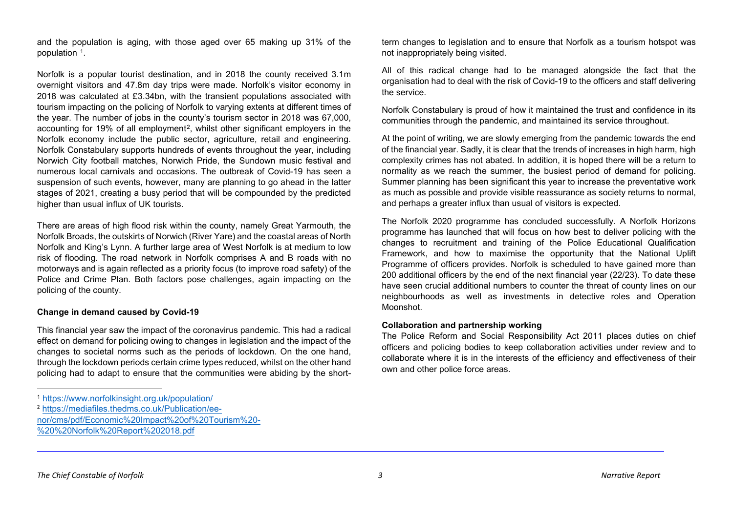and the population is aging, with those aged over 65 making up 31% of the population [1].

Norfolk is a popular tourist destination, and in 2018 the county received 3.1m overnight visitors and 47.8m day trips were made. Norfolk's visitor economy in 2018 was calculated at £3.34bn, with the transient populations associated with tourism impacting on the policing of Norfolk to varying extents at different times of the year. The number of jobs in the county's tourism sector in 2018 was 67,000, accounting for 19% of all employment[2], whilst other significant employers in the Norfolk economy include the public sector, agriculture, retail and engineering. Norfolk Constabulary supports hundreds of events throughout the year, including Norwich City football matches, Norwich Pride, the Sundown music festival and numerous local carnivals and occasions. The outbreak of Covid-19 has seen a suspension of such events, however, many are planning to go ahead in the latter stages of 2021, creating a busy period that will be compounded by the predicted higher than usual influx of UK tourists.

There are areas of high flood risk within the county, namely Great Yarmouth, the Norfolk Broads, the outskirts of Norwich (River Yare) and the coastal areas of North Norfolk and King's Lynn. A further large area of West Norfolk is at medium to low risk of flooding. The road network in Norfolk comprises A and B roads with no motorways and is again reflected as a priority focus (to improve road safety) of the Police and Crime Plan. Both factors pose challenges, again impacting on the policing of the county.

**Change in demand caused by Covid-19**

This financial year saw the impact of the coronavirus pandemic. This had a radical effect on demand for policing owing to changes in legislation and the impact of the changes to societal norms such as the periods of lockdown. On the one hand, through the lockdown periods certain crime types reduced, whilst on the other hand policing had to adapt to ensure that the communities were abiding by the short-term changes to legislation and to ensure that Norfolk as a tourism hotspot was not inappropriately being visited.

All of this radical change had to be managed alongside the fact that the organisation had to deal with the risk of Covid-19 to the officers and staff delivering the service.

Norfolk Constabulary is proud of how it maintained the trust and confidence in its communities through the pandemic, and maintained its service throughout.

At the point of writing, we are slowly emerging from the pandemic towards the end of the financial year. Sadly, it is clear that the trends of increases in high harm, high complexity crimes has not abated. In addition, it is hoped there will be a return to normality as we reach the summer, the busiest period of demand for policing. Summer planning has been significant this year to increase the preventative work as much as possible and provide visible reassurance as society returns to normal, and perhaps a greater influx than usual of visitors is expected.

The Norfolk 2020 programme has concluded successfully. A Norfolk Horizons programme has launched that will focus on how best to deliver policing with the changes to recruitment and training of the Police Educational Qualification Framework, and how to maximise the opportunity that the National Uplift Programme of officers provides. Norfolk is scheduled to have gained more than 200 additional officers by the end of the next financial year (22/23). To date these have seen crucial additional numbers to counter the threat of county lines on our neighbourhoods as well as investments in detective roles and Operation Moonshot.

**Collaboration and partnership working**

The Police Reform and Social Responsibility Act 2011 places duties on chief officers and policing bodies to keep collaboration activities under review and to collaborate where it is in the interests of the efficiency and effectiveness of their own and other police force areas.

---

[1] https://www.norfolkinsight.org.uk/population/

[2] https://mediafiles.thedms.co.uk/Publication/ee-nor/cms/pdf/Economic%20Impact%20of%20Tourism%20-%20%20Norfolk%20Report%202018.pdf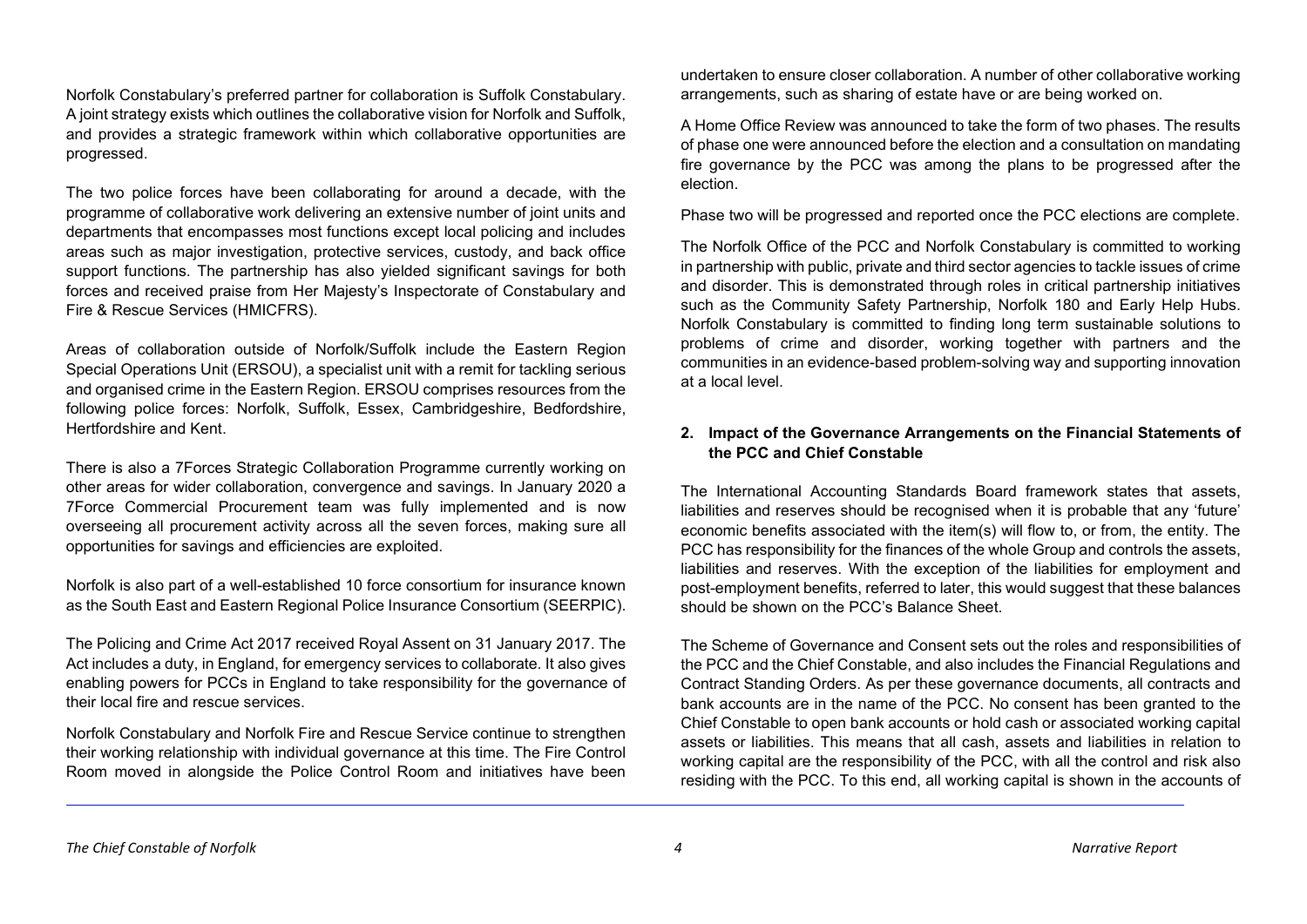Norfolk Constabulary's preferred partner for collaboration is Suffolk Constabulary. A joint strategy exists which outlines the collaborative vision for Norfolk and Suffolk, and provides a strategic framework within which collaborative opportunities are progressed.

The two police forces have been collaborating for around a decade, with the programme of collaborative work delivering an extensive number of joint units and departments that encompasses most functions except local policing and includes areas such as major investigation, protective services, custody, and back office support functions. The partnership has also yielded significant savings for both forces and received praise from Her Majesty's Inspectorate of Constabulary and Fire & Rescue Services (HMICFRS).

Areas of collaboration outside of Norfolk/Suffolk include the Eastern Region Special Operations Unit (ERSOU), a specialist unit with a remit for tackling serious and organised crime in the Eastern Region. ERSOU comprises resources from the following police forces: Norfolk, Suffolk, Essex, Cambridgeshire, Bedfordshire, Hertfordshire and Kent.

There is also a 7Forces Strategic Collaboration Programme currently working on other areas for wider collaboration, convergence and savings. In January 2020 a 7Force Commercial Procurement team was fully implemented and is now overseeing all procurement activity across all the seven forces, making sure all opportunities for savings and efficiencies are exploited.

Norfolk is also part of a well-established 10 force consortium for insurance known as the South East and Eastern Regional Police Insurance Consortium (SEERPIC).

The Policing and Crime Act 2017 received Royal Assent on 31 January 2017. The Act includes a duty, in England, for emergency services to collaborate. It also gives enabling powers for PCCs in England to take responsibility for the governance of their local fire and rescue services.

Norfolk Constabulary and Norfolk Fire and Rescue Service continue to strengthen their working relationship with individual governance at this time. The Fire Control Room moved in alongside the Police Control Room and initiatives have been undertaken to ensure closer collaboration. A number of other collaborative working arrangements, such as sharing of estate have or are being worked on.

A Home Office Review was announced to take the form of two phases. The results of phase one were announced before the election and a consultation on mandating fire governance by the PCC was among the plans to be progressed after the election.

Phase two will be progressed and reported once the PCC elections are complete.

The Norfolk Office of the PCC and Norfolk Constabulary is committed to working in partnership with public, private and third sector agencies to tackle issues of crime and disorder. This is demonstrated through roles in critical partnership initiatives such as the Community Safety Partnership, Norfolk 180 and Early Help Hubs. Norfolk Constabulary is committed to finding long term sustainable solutions to problems of crime and disorder, working together with partners and the communities in an evidence-based problem-solving way and supporting innovation at a local level.

## 2. Impact of the Governance Arrangements on the Financial Statements of the PCC and Chief Constable

The International Accounting Standards Board framework states that assets, liabilities and reserves should be recognised when it is probable that any 'future' economic benefits associated with the item(s) will flow to, or from, the entity. The PCC has responsibility for the finances of the whole Group and controls the assets, liabilities and reserves. With the exception of the liabilities for employment and post-employment benefits, referred to later, this would suggest that these balances should be shown on the PCC's Balance Sheet.

The Scheme of Governance and Consent sets out the roles and responsibilities of the PCC and the Chief Constable, and also includes the Financial Regulations and Contract Standing Orders. As per these governance documents, all contracts and bank accounts are in the name of the PCC. No consent has been granted to the Chief Constable to open bank accounts or hold cash or associated working capital assets or liabilities. This means that all cash, assets and liabilities in relation to working capital are the responsibility of the PCC, with all the control and risk also residing with the PCC. To this end, all working capital is shown in the accounts of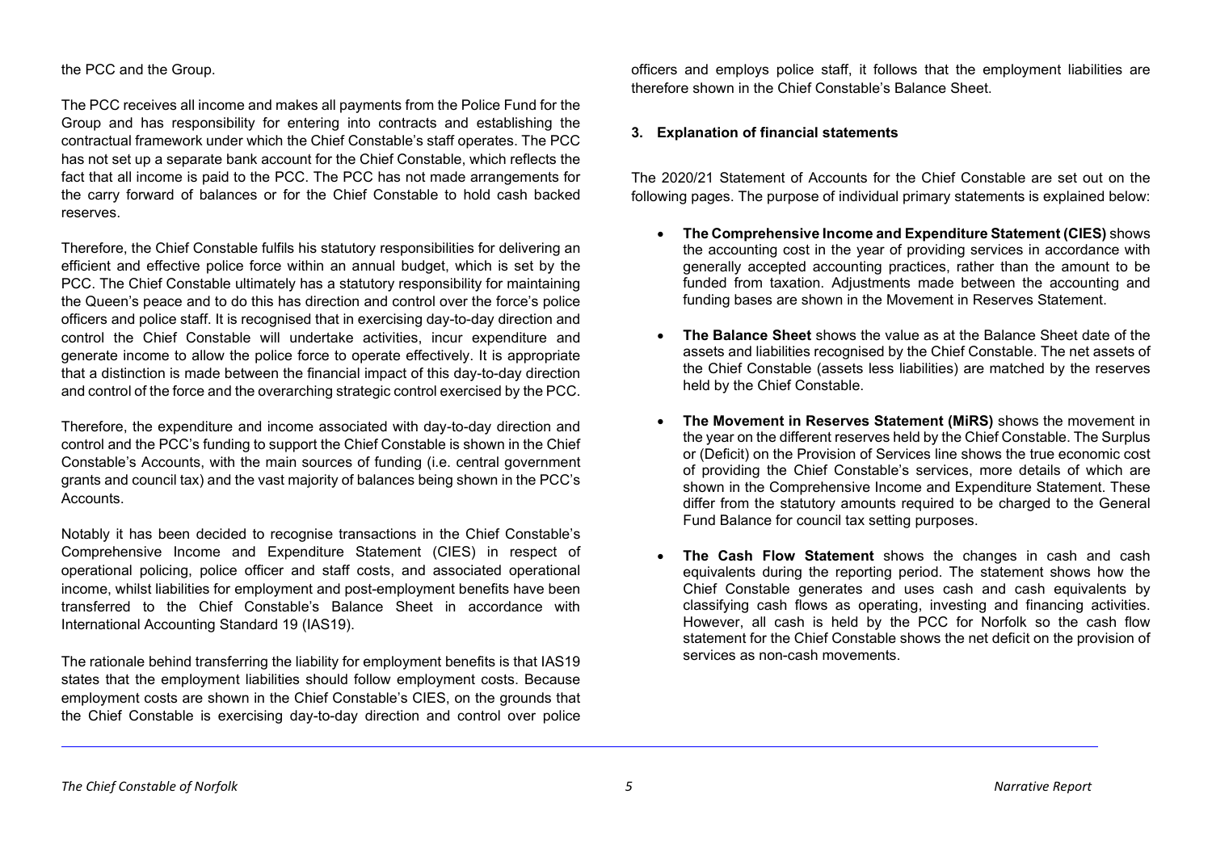the PCC and the Group.

The PCC receives all income and makes all payments from the Police Fund for the Group and has responsibility for entering into contracts and establishing the contractual framework under which the Chief Constable's staff operates. The PCC has not set up a separate bank account for the Chief Constable, which reflects the fact that all income is paid to the PCC. The PCC has not made arrangements for the carry forward of balances or for the Chief Constable to hold cash backed reserves.

Therefore, the Chief Constable fulfils his statutory responsibilities for delivering an efficient and effective police force within an annual budget, which is set by the PCC. The Chief Constable ultimately has a statutory responsibility for maintaining the Queen's peace and to do this has direction and control over the force's police officers and police staff. It is recognised that in exercising day-to-day direction and control the Chief Constable will undertake activities, incur expenditure and generate income to allow the police force to operate effectively. It is appropriate that a distinction is made between the financial impact of this day-to-day direction and control of the force and the overarching strategic control exercised by the PCC.

Therefore, the expenditure and income associated with day-to-day direction and control and the PCC's funding to support the Chief Constable is shown in the Chief Constable's Accounts, with the main sources of funding (i.e. central government grants and council tax) and the vast majority of balances being shown in the PCC's Accounts.

Notably it has been decided to recognise transactions in the Chief Constable's Comprehensive Income and Expenditure Statement (CIES) in respect of operational policing, police officer and staff costs, and associated operational income, whilst liabilities for employment and post-employment benefits have been transferred to the Chief Constable's Balance Sheet in accordance with International Accounting Standard 19 (IAS19).

The rationale behind transferring the liability for employment benefits is that IAS19 states that the employment liabilities should follow employment costs. Because employment costs are shown in the Chief Constable's CIES, on the grounds that the Chief Constable is exercising day-to-day direction and control over police officers and employs police staff, it follows that the employment liabilities are therefore shown in the Chief Constable's Balance Sheet.

### 3. Explanation of financial statements

The 2020/21 Statement of Accounts for the Chief Constable are set out on the following pages. The purpose of individual primary statements is explained below:

- **The Comprehensive Income and Expenditure Statement (CIES)** shows the accounting cost in the year of providing services in accordance with generally accepted accounting practices, rather than the amount to be funded from taxation. Adjustments made between the accounting and funding bases are shown in the Movement in Reserves Statement.
- **The Balance Sheet** shows the value as at the Balance Sheet date of the assets and liabilities recognised by the Chief Constable. The net assets of the Chief Constable (assets less liabilities) are matched by the reserves held by the Chief Constable.
- **The Movement in Reserves Statement (MiRS)** shows the movement in the year on the different reserves held by the Chief Constable. The Surplus or (Deficit) on the Provision of Services line shows the true economic cost of providing the Chief Constable's services, more details of which are shown in the Comprehensive Income and Expenditure Statement. These differ from the statutory amounts required to be charged to the General Fund Balance for council tax setting purposes.
- **The Cash Flow Statement** shows the changes in cash and cash equivalents during the reporting period. The statement shows how the Chief Constable generates and uses cash and cash equivalents by classifying cash flows as operating, investing and financing activities. However, all cash is held by the PCC for Norfolk so the cash flow statement for the Chief Constable shows the net deficit on the provision of services as non-cash movements.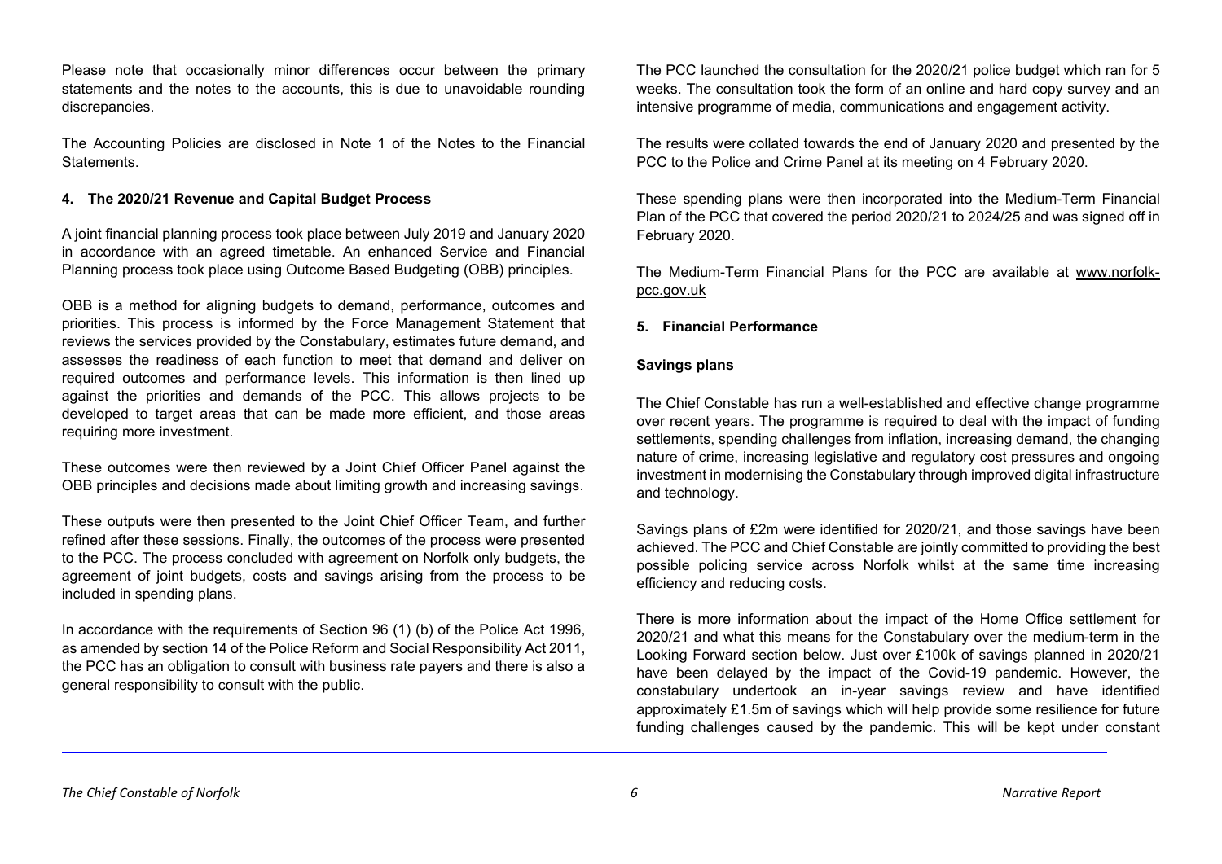Please note that occasionally minor differences occur between the primary statements and the notes to the accounts, this is due to unavoidable rounding discrepancies.

The Accounting Policies are disclosed in Note 1 of the Notes to the Financial Statements.

## 4. The 2020/21 Revenue and Capital Budget Process

A joint financial planning process took place between July 2019 and January 2020 in accordance with an agreed timetable. An enhanced Service and Financial Planning process took place using Outcome Based Budgeting (OBB) principles.

OBB is a method for aligning budgets to demand, performance, outcomes and priorities. This process is informed by the Force Management Statement that reviews the services provided by the Constabulary, estimates future demand, and assesses the readiness of each function to meet that demand and deliver on required outcomes and performance levels. This information is then lined up against the priorities and demands of the PCC. This allows projects to be developed to target areas that can be made more efficient, and those areas requiring more investment.

These outcomes were then reviewed by a Joint Chief Officer Panel against the OBB principles and decisions made about limiting growth and increasing savings.

These outputs were then presented to the Joint Chief Officer Team, and further refined after these sessions. Finally, the outcomes of the process were presented to the PCC. The process concluded with agreement on Norfolk only budgets, the agreement of joint budgets, costs and savings arising from the process to be included in spending plans.

In accordance with the requirements of Section 96 (1) (b) of the Police Act 1996, as amended by section 14 of the Police Reform and Social Responsibility Act 2011, the PCC has an obligation to consult with business rate payers and there is also a general responsibility to consult with the public.

The PCC launched the consultation for the 2020/21 police budget which ran for 5 weeks. The consultation took the form of an online and hard copy survey and an intensive programme of media, communications and engagement activity.

The results were collated towards the end of January 2020 and presented by the PCC to the Police and Crime Panel at its meeting on 4 February 2020.

These spending plans were then incorporated into the Medium-Term Financial Plan of the PCC that covered the period 2020/21 to 2024/25 and was signed off in February 2020.

The Medium-Term Financial Plans for the PCC are available at www.norfolk-pcc.gov.uk

## 5. Financial Performance

### Savings plans

The Chief Constable has run a well-established and effective change programme over recent years. The programme is required to deal with the impact of funding settlements, spending challenges from inflation, increasing demand, the changing nature of crime, increasing legislative and regulatory cost pressures and ongoing investment in modernising the Constabulary through improved digital infrastructure and technology.

Savings plans of £2m were identified for 2020/21, and those savings have been achieved. The PCC and Chief Constable are jointly committed to providing the best possible policing service across Norfolk whilst at the same time increasing efficiency and reducing costs.

There is more information about the impact of the Home Office settlement for 2020/21 and what this means for the Constabulary over the medium-term in the Looking Forward section below. Just over £100k of savings planned in 2020/21 have been delayed by the impact of the Covid-19 pandemic. However, the constabulary undertook an in-year savings review and have identified approximately £1.5m of savings which will help provide some resilience for future funding challenges caused by the pandemic. This will be kept under constant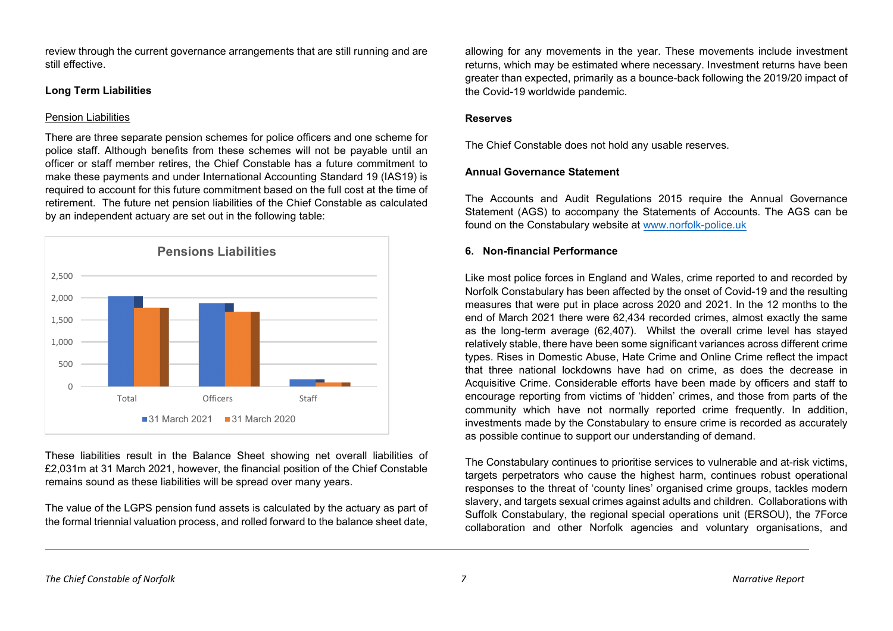review through the current governance arrangements that are still running and are still effective.

**Long Term Liabilities**

Pension Liabilities

There are three separate pension schemes for police officers and one scheme for police staff. Although benefits from these schemes will not be payable until an officer or staff member retires, the Chief Constable has a future commitment to make these payments and under International Accounting Standard 19 (IAS19) is required to account for this future commitment based on the full cost at the time of retirement. The future net pension liabilities of the Chief Constable as calculated by an independent actuary are set out in the following table:

**Pensions Liabilities**

| | Total | Officers | Staff |
|---|---|---|---|
| 31 March 2021 | ~2,030 | ~1,870 | ~160 |
| 31 March 2020 | ~1,770 | ~1,680 | ~90 |

These liabilities result in the Balance Sheet showing net overall liabilities of £2,031m at 31 March 2021, however, the financial position of the Chief Constable remains sound as these liabilities will be spread over many years.

The value of the LGPS pension fund assets is calculated by the actuary as part of the formal triennial valuation process, and rolled forward to the balance sheet date, allowing for any movements in the year. These movements include investment returns, which may be estimated where necessary. Investment returns have been greater than expected, primarily as a bounce-back following the 2019/20 impact of the Covid-19 worldwide pandemic.

**Reserves**

The Chief Constable does not hold any usable reserves.

**Annual Governance Statement**

The Accounts and Audit Regulations 2015 require the Annual Governance Statement (AGS) to accompany the Statements of Accounts. The AGS can be found on the Constabulary website at www.norfolk-police.uk

**6. Non-financial Performance**

Like most police forces in England and Wales, crime reported to and recorded by Norfolk Constabulary has been affected by the onset of Covid-19 and the resulting measures that were put in place across 2020 and 2021. In the 12 months to the end of March 2021 there were 62,434 recorded crimes, almost exactly the same as the long-term average (62,407). Whilst the overall crime level has stayed relatively stable, there have been some significant variances across different crime types. Rises in Domestic Abuse, Hate Crime and Online Crime reflect the impact that three national lockdowns have had on crime, as does the decrease in Acquisitive Crime. Considerable efforts have been made by officers and staff to encourage reporting from victims of 'hidden' crimes, and those from parts of the community which have not normally reported crime frequently. In addition, investments made by the Constabulary to ensure crime is recorded as accurately as possible continue to support our understanding of demand.

The Constabulary continues to prioritise services to vulnerable and at-risk victims, targets perpetrators who cause the highest harm, continues robust operational responses to the threat of 'county lines' organised crime groups, tackles modern slavery, and targets sexual crimes against adults and children. Collaborations with Suffolk Constabulary, the regional special operations unit (ERSOU), the 7Force collaboration and other Norfolk agencies and voluntary organisations, and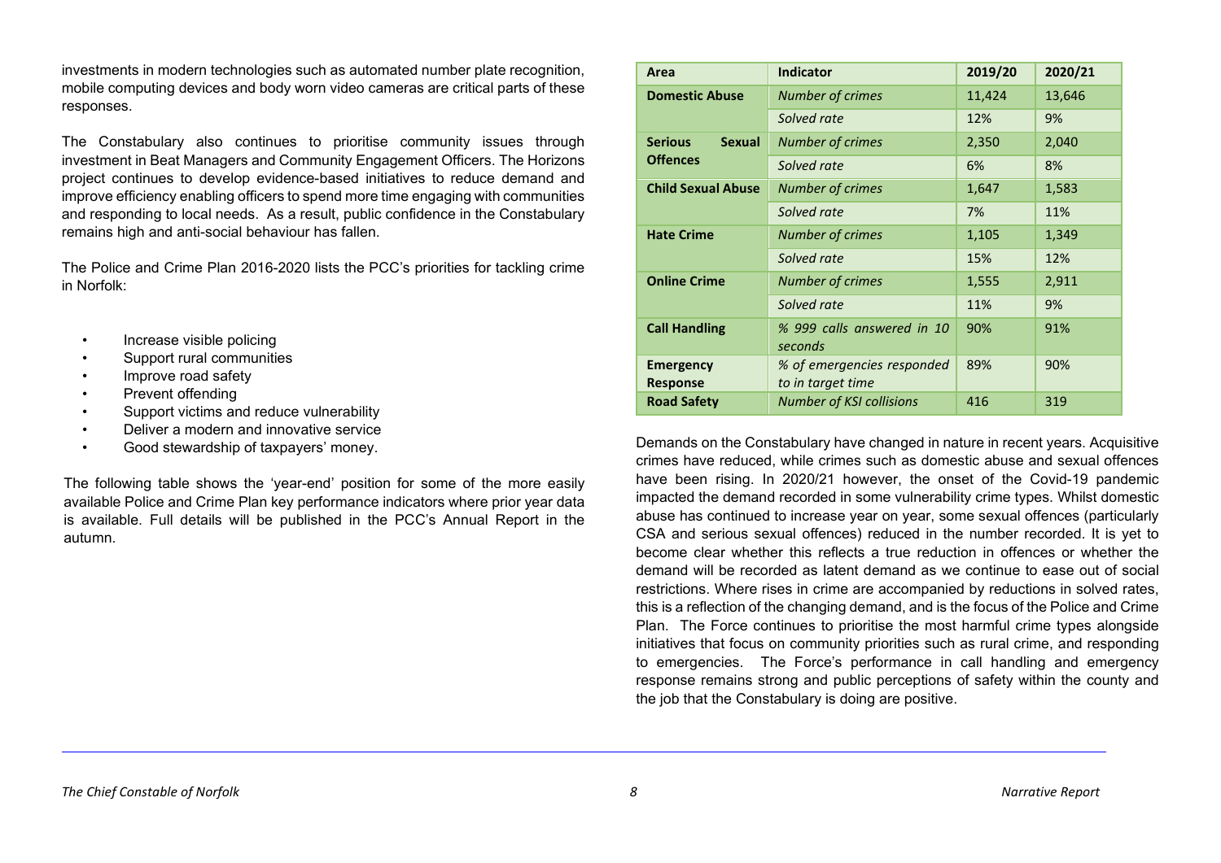investments in modern technologies such as automated number plate recognition, mobile computing devices and body worn video cameras are critical parts of these responses.

The Constabulary also continues to prioritise community issues through investment in Beat Managers and Community Engagement Officers. The Horizons project continues to develop evidence-based initiatives to reduce demand and improve efficiency enabling officers to spend more time engaging with communities and responding to local needs. As a result, public confidence in the Constabulary remains high and anti-social behaviour has fallen.

The Police and Crime Plan 2016-2020 lists the PCC's priorities for tackling crime in Norfolk:

- Increase visible policing
- Support rural communities
- Improve road safety
- Prevent offending
- Support victims and reduce vulnerability
- Deliver a modern and innovative service
- Good stewardship of taxpayers' money.

The following table shows the 'year-end' position for some of the more easily available Police and Crime Plan key performance indicators where prior year data is available. Full details will be published in the PCC's Annual Report in the autumn.

| Area | Indicator | 2019/20 | 2020/21 |
|---|---|---|---|
| **Domestic Abuse** | *Number of crimes* | 11,424 | 13,646 |
| | *Solved rate* | 12% | 9% |
| **Serious Sexual Offences** | *Number of crimes* | 2,350 | 2,040 |
| | *Solved rate* | 6% | 8% |
| **Child Sexual Abuse** | *Number of crimes* | 1,647 | 1,583 |
| | *Solved rate* | 7% | 11% |
| **Hate Crime** | *Number of crimes* | 1,105 | 1,349 |
| | *Solved rate* | 15% | 12% |
| **Online Crime** | *Number of crimes* | 1,555 | 2,911 |
| | *Solved rate* | 11% | 9% |
| **Call Handling** | *% 999 calls answered in 10 seconds* | 90% | 91% |
| **Emergency Response** | *% of emergencies responded to in target time* | 89% | 90% |
| **Road Safety** | *Number of KSI collisions* | 416 | 319 |

Demands on the Constabulary have changed in nature in recent years. Acquisitive crimes have reduced, while crimes such as domestic abuse and sexual offences have been rising. In 2020/21 however, the onset of the Covid-19 pandemic impacted the demand recorded in some vulnerability crime types. Whilst domestic abuse has continued to increase year on year, some sexual offences (particularly CSA and serious sexual offences) reduced in the number recorded. It is yet to become clear whether this reflects a true reduction in offences or whether the demand will be recorded as latent demand as we continue to ease out of social restrictions. Where rises in crime are accompanied by reductions in solved rates, this is a reflection of the changing demand, and is the focus of the Police and Crime Plan. The Force continues to prioritise the most harmful crime types alongside initiatives that focus on community priorities such as rural crime, and responding to emergencies. The Force's performance in call handling and emergency response remains strong and public perceptions of safety within the county and the job that the Constabulary is doing are positive.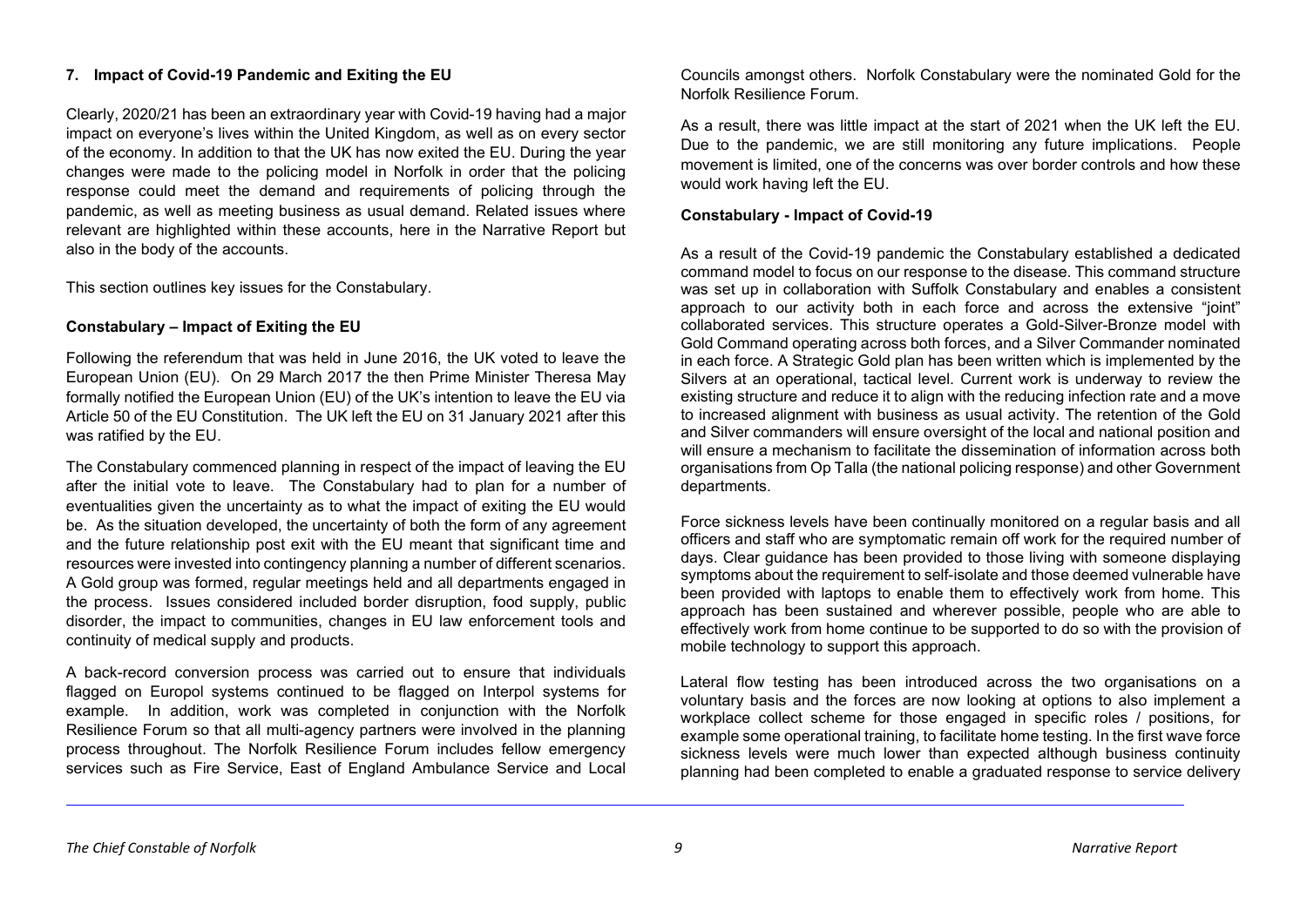## 7. Impact of Covid-19 Pandemic and Exiting the EU

Clearly, 2020/21 has been an extraordinary year with Covid-19 having had a major impact on everyone's lives within the United Kingdom, as well as on every sector of the economy. In addition to that the UK has now exited the EU. During the year changes were made to the policing model in Norfolk in order that the policing response could meet the demand and requirements of policing through the pandemic, as well as meeting business as usual demand. Related issues where relevant are highlighted within these accounts, here in the Narrative Report but also in the body of the accounts.

This section outlines key issues for the Constabulary.

### Constabulary – Impact of Exiting the EU

Following the referendum that was held in June 2016, the UK voted to leave the European Union (EU). On 29 March 2017 the then Prime Minister Theresa May formally notified the European Union (EU) of the UK's intention to leave the EU via Article 50 of the EU Constitution. The UK left the EU on 31 January 2021 after this was ratified by the EU.

The Constabulary commenced planning in respect of the impact of leaving the EU after the initial vote to leave. The Constabulary had to plan for a number of eventualities given the uncertainty as to what the impact of exiting the EU would be. As the situation developed, the uncertainty of both the form of any agreement and the future relationship post exit with the EU meant that significant time and resources were invested into contingency planning a number of different scenarios. A Gold group was formed, regular meetings held and all departments engaged in the process. Issues considered included border disruption, food supply, public disorder, the impact to communities, changes in EU law enforcement tools and continuity of medical supply and products.

A back-record conversion process was carried out to ensure that individuals flagged on Europol systems continued to be flagged on Interpol systems for example. In addition, work was completed in conjunction with the Norfolk Resilience Forum so that all multi-agency partners were involved in the planning process throughout. The Norfolk Resilience Forum includes fellow emergency services such as Fire Service, East of England Ambulance Service and Local Councils amongst others. Norfolk Constabulary were the nominated Gold for the Norfolk Resilience Forum.

As a result, there was little impact at the start of 2021 when the UK left the EU. Due to the pandemic, we are still monitoring any future implications. People movement is limited, one of the concerns was over border controls and how these would work having left the EU.

### Constabulary - Impact of Covid-19

As a result of the Covid-19 pandemic the Constabulary established a dedicated command model to focus on our response to the disease. This command structure was set up in collaboration with Suffolk Constabulary and enables a consistent approach to our activity both in each force and across the extensive "joint" collaborated services. This structure operates a Gold-Silver-Bronze model with Gold Command operating across both forces, and a Silver Commander nominated in each force. A Strategic Gold plan has been written which is implemented by the Silvers at an operational, tactical level. Current work is underway to review the existing structure and reduce it to align with the reducing infection rate and a move to increased alignment with business as usual activity. The retention of the Gold and Silver commanders will ensure oversight of the local and national position and will ensure a mechanism to facilitate the dissemination of information across both organisations from Op Talla (the national policing response) and other Government departments.

Force sickness levels have been continually monitored on a regular basis and all officers and staff who are symptomatic remain off work for the required number of days. Clear guidance has been provided to those living with someone displaying symptoms about the requirement to self-isolate and those deemed vulnerable have been provided with laptops to enable them to effectively work from home. This approach has been sustained and wherever possible, people who are able to effectively work from home continue to be supported to do so with the provision of mobile technology to support this approach.

Lateral flow testing has been introduced across the two organisations on a voluntary basis and the forces are now looking at options to also implement a workplace collect scheme for those engaged in specific roles / positions, for example some operational training, to facilitate home testing. In the first wave force sickness levels were much lower than expected although business continuity planning had been completed to enable a graduated response to service delivery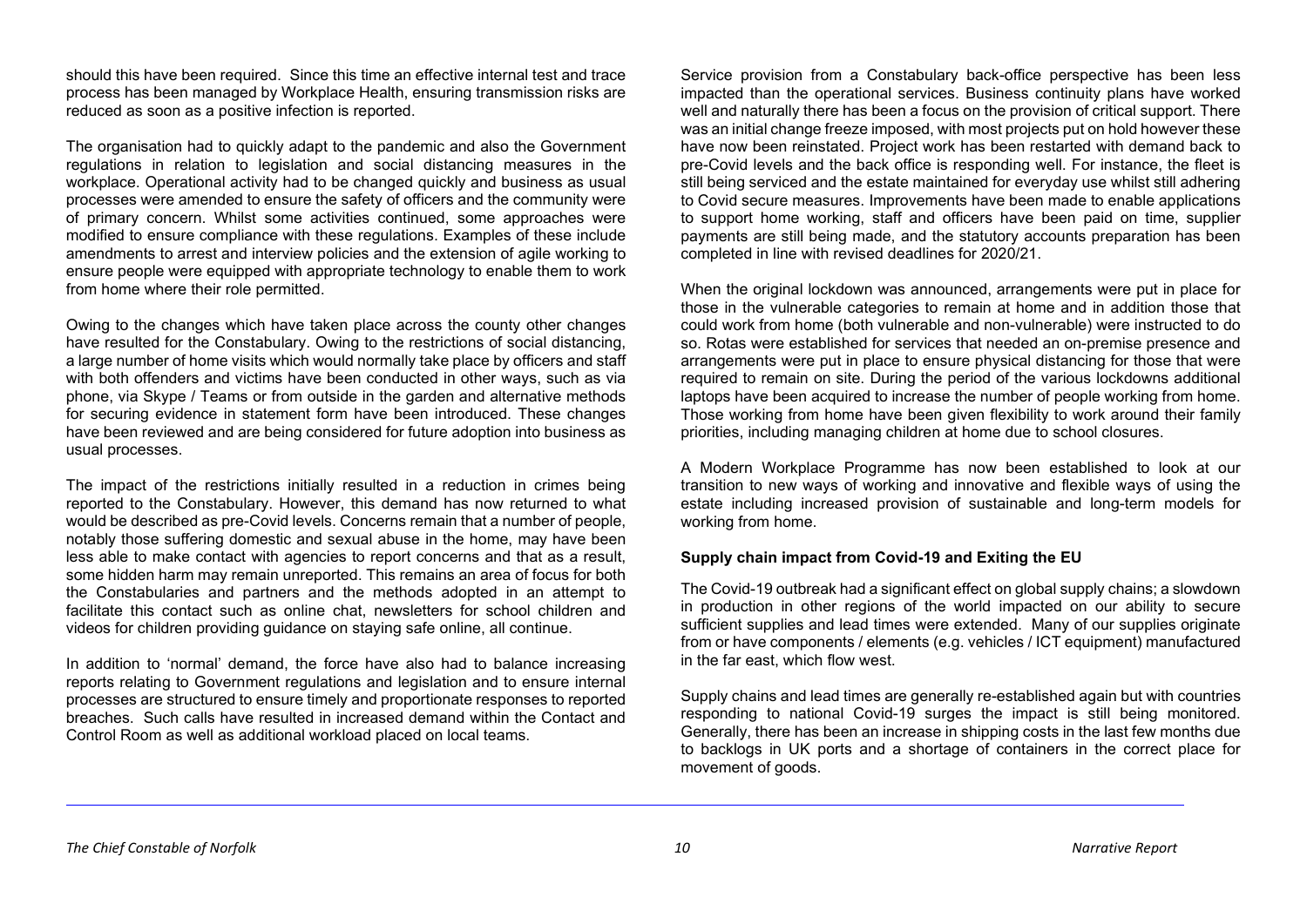should this have been required. Since this time an effective internal test and trace process has been managed by Workplace Health, ensuring transmission risks are reduced as soon as a positive infection is reported.

The organisation had to quickly adapt to the pandemic and also the Government regulations in relation to legislation and social distancing measures in the workplace. Operational activity had to be changed quickly and business as usual processes were amended to ensure the safety of officers and the community were of primary concern. Whilst some activities continued, some approaches were modified to ensure compliance with these regulations. Examples of these include amendments to arrest and interview policies and the extension of agile working to ensure people were equipped with appropriate technology to enable them to work from home where their role permitted.

Owing to the changes which have taken place across the county other changes have resulted for the Constabulary. Owing to the restrictions of social distancing, a large number of home visits which would normally take place by officers and staff with both offenders and victims have been conducted in other ways, such as via phone, via Skype / Teams or from outside in the garden and alternative methods for securing evidence in statement form have been introduced. These changes have been reviewed and are being considered for future adoption into business as usual processes.

The impact of the restrictions initially resulted in a reduction in crimes being reported to the Constabulary. However, this demand has now returned to what would be described as pre-Covid levels. Concerns remain that a number of people, notably those suffering domestic and sexual abuse in the home, may have been less able to make contact with agencies to report concerns and that as a result, some hidden harm may remain unreported. This remains an area of focus for both the Constabularies and partners and the methods adopted in an attempt to facilitate this contact such as online chat, newsletters for school children and videos for children providing guidance on staying safe online, all continue.

In addition to 'normal' demand, the force have also had to balance increasing reports relating to Government regulations and legislation and to ensure internal processes are structured to ensure timely and proportionate responses to reported breaches. Such calls have resulted in increased demand within the Contact and Control Room as well as additional workload placed on local teams.

Service provision from a Constabulary back-office perspective has been less impacted than the operational services. Business continuity plans have worked well and naturally there has been a focus on the provision of critical support. There was an initial change freeze imposed, with most projects put on hold however these have now been reinstated. Project work has been restarted with demand back to pre-Covid levels and the back office is responding well. For instance, the fleet is still being serviced and the estate maintained for everyday use whilst still adhering to Covid secure measures. Improvements have been made to enable applications to support home working, staff and officers have been paid on time, supplier payments are still being made, and the statutory accounts preparation has been completed in line with revised deadlines for 2020/21.

When the original lockdown was announced, arrangements were put in place for those in the vulnerable categories to remain at home and in addition those that could work from home (both vulnerable and non-vulnerable) were instructed to do so. Rotas were established for services that needed an on-premise presence and arrangements were put in place to ensure physical distancing for those that were required to remain on site. During the period of the various lockdowns additional laptops have been acquired to increase the number of people working from home. Those working from home have been given flexibility to work around their family priorities, including managing children at home due to school closures.

A Modern Workplace Programme has now been established to look at our transition to new ways of working and innovative and flexible ways of using the estate including increased provision of sustainable and long-term models for working from home.

**Supply chain impact from Covid-19 and Exiting the EU**

The Covid-19 outbreak had a significant effect on global supply chains; a slowdown in production in other regions of the world impacted on our ability to secure sufficient supplies and lead times were extended. Many of our supplies originate from or have components / elements (e.g. vehicles / ICT equipment) manufactured in the far east, which flow west.

Supply chains and lead times are generally re-established again but with countries responding to national Covid-19 surges the impact is still being monitored. Generally, there has been an increase in shipping costs in the last few months due to backlogs in UK ports and a shortage of containers in the correct place for movement of goods.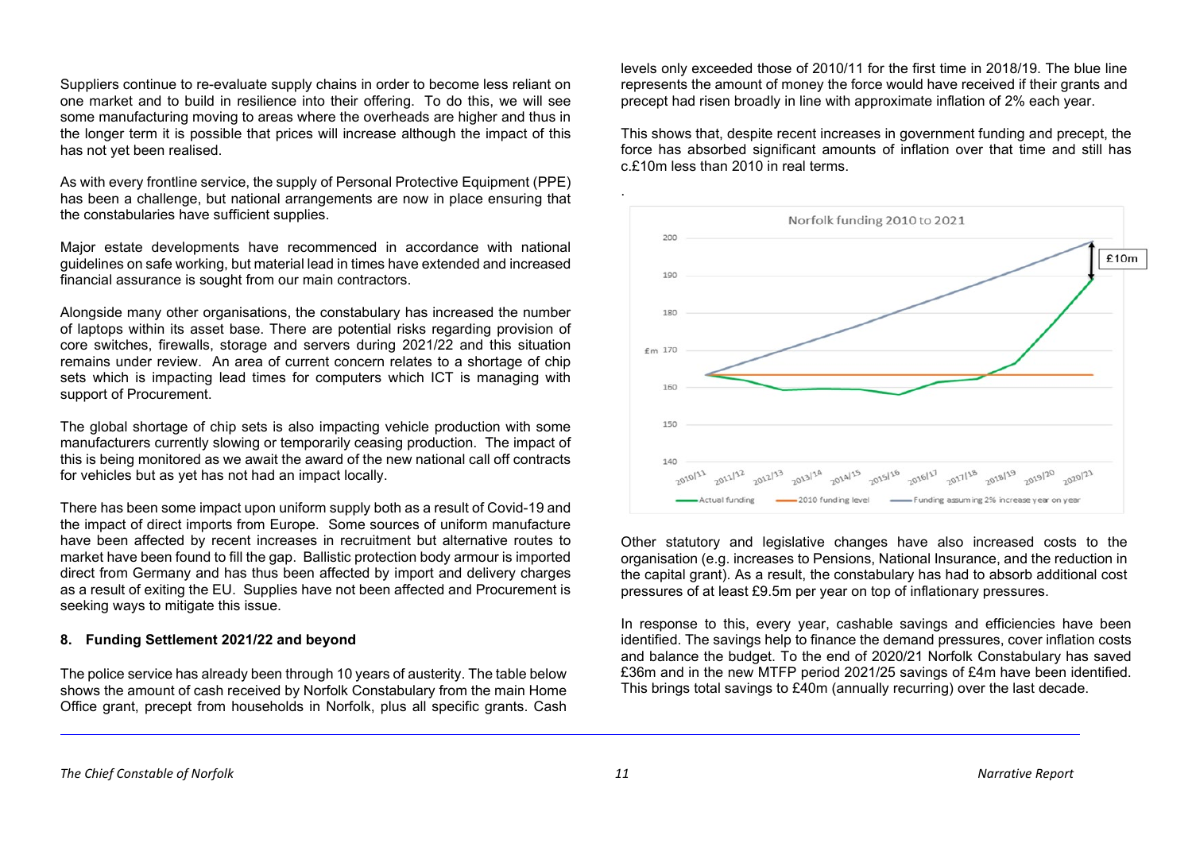Suppliers continue to re-evaluate supply chains in order to become less reliant on one market and to build in resilience into their offering. To do this, we will see some manufacturing moving to areas where the overheads are higher and thus in the longer term it is possible that prices will increase although the impact of this has not yet been realised.

As with every frontline service, the supply of Personal Protective Equipment (PPE) has been a challenge, but national arrangements are now in place ensuring that the constabularies have sufficient supplies.

Major estate developments have recommenced in accordance with national guidelines on safe working, but material lead in times have extended and increased financial assurance is sought from our main contractors.

Alongside many other organisations, the constabulary has increased the number of laptops within its asset base. There are potential risks regarding provision of core switches, firewalls, storage and servers during 2021/22 and this situation remains under review. An area of current concern relates to a shortage of chip sets which is impacting lead times for computers which ICT is managing with support of Procurement.

The global shortage of chip sets is also impacting vehicle production with some manufacturers currently slowing or temporarily ceasing production. The impact of this is being monitored as we await the award of the new national call off contracts for vehicles but as yet has not had an impact locally.

There has been some impact upon uniform supply both as a result of Covid-19 and the impact of direct imports from Europe. Some sources of uniform manufacture have been affected by recent increases in recruitment but alternative routes to market have been found to fill the gap. Ballistic protection body armour is imported direct from Germany and has thus been affected by import and delivery charges as a result of exiting the EU. Supplies have not been affected and Procurement is seeking ways to mitigate this issue.

**8. Funding Settlement 2021/22 and beyond**

The police service has already been through 10 years of austerity. The table below shows the amount of cash received by Norfolk Constabulary from the main Home Office grant, precept from households in Norfolk, plus all specific grants. Cash levels only exceeded those of 2010/11 for the first time in 2018/19. The blue line represents the amount of money the force would have received if their grants and precept had risen broadly in line with approximate inflation of 2% each year.

This shows that, despite recent increases in government funding and precept, the force has absorbed significant amounts of inflation over that time and still has c.£10m less than 2010 in real terms.

Norfolk funding 2010 to 2021

£m — 200, 190, 180, 170, 160, 150, 140

2010/11, 2011/12, 2012/13, 2013/14, 2014/15, 2015/16, 2016/17, 2017/18, 2018/19, 2019/20, 2020/21

£10m

Actual funding — 2010 funding level — Funding assuming 2% increase year on year

Other statutory and legislative changes have also increased costs to the organisation (e.g. increases to Pensions, National Insurance, and the reduction in the capital grant). As a result, the constabulary has had to absorb additional cost pressures of at least £9.5m per year on top of inflationary pressures.

In response to this, every year, cashable savings and efficiencies have been identified. The savings help to finance the demand pressures, cover inflation costs and balance the budget. To the end of 2020/21 Norfolk Constabulary has saved £36m and in the new MTFP period 2021/25 savings of £4m have been identified. This brings total savings to £40m (annually recurring) over the last decade.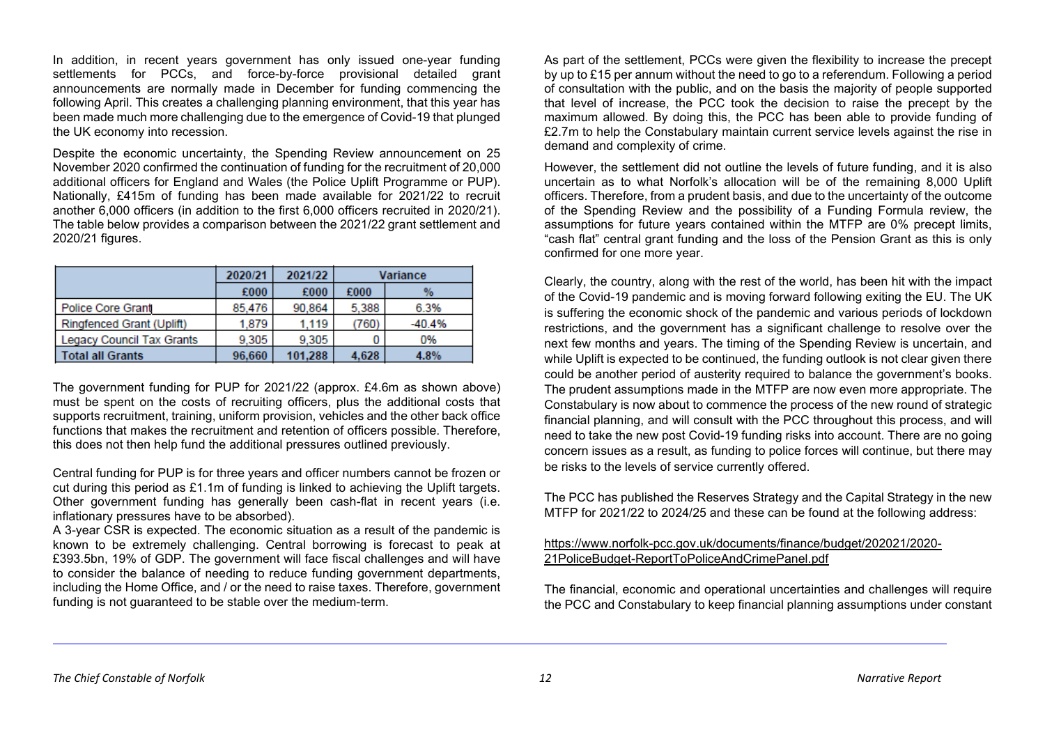In addition, in recent years government has only issued one-year funding settlements for PCCs, and force-by-force provisional detailed grant announcements are normally made in December for funding commencing the following April. This creates a challenging planning environment, that this year has been made much more challenging due to the emergence of Covid-19 that plunged the UK economy into recession.

Despite the economic uncertainty, the Spending Review announcement on 25 November 2020 confirmed the continuation of funding for the recruitment of 20,000 additional officers for England and Wales (the Police Uplift Programme or PUP). Nationally, £415m of funding has been made available for 2021/22 to recruit another 6,000 officers (in addition to the first 6,000 officers recruited in 2020/21). The table below provides a comparison between the 2021/22 grant settlement and 2020/21 figures.

| | 2020/21 | 2021/22 | Variance | |
|---|---|---|---|---|
| | £000 | £000 | £000 | % |
| Police Core Grant | 85,476 | 90,864 | 5,388 | 6.3% |
| Ringfenced Grant (Uplift) | 1,879 | 1,119 | (760) | -40.4% |
| Legacy Council Tax Grants | 9,305 | 9,305 | 0 | 0% |
| **Total all Grants** | **96,660** | **101,288** | **4,628** | **4.8%** |

The government funding for PUP for 2021/22 (approx. £4.6m as shown above) must be spent on the costs of recruiting officers, plus the additional costs that supports recruitment, training, uniform provision, vehicles and the other back office functions that makes the recruitment and retention of officers possible. Therefore, this does not then help fund the additional pressures outlined previously.

Central funding for PUP is for three years and officer numbers cannot be frozen or cut during this period as £1.1m of funding is linked to achieving the Uplift targets. Other government funding has generally been cash-flat in recent years (i.e. inflationary pressures have to be absorbed).

A 3-year CSR is expected. The economic situation as a result of the pandemic is known to be extremely challenging. Central borrowing is forecast to peak at £393.5bn, 19% of GDP. The government will face fiscal challenges and will have to consider the balance of needing to reduce funding government departments, including the Home Office, and / or the need to raise taxes. Therefore, government funding is not guaranteed to be stable over the medium-term.

As part of the settlement, PCCs were given the flexibility to increase the precept by up to £15 per annum without the need to go to a referendum. Following a period of consultation with the public, and on the basis the majority of people supported that level of increase, the PCC took the decision to raise the precept by the maximum allowed. By doing this, the PCC has been able to provide funding of £2.7m to help the Constabulary maintain current service levels against the rise in demand and complexity of crime.

However, the settlement did not outline the levels of future funding, and it is also uncertain as to what Norfolk's allocation will be of the remaining 8,000 Uplift officers. Therefore, from a prudent basis, and due to the uncertainty of the outcome of the Spending Review and the possibility of a Funding Formula review, the assumptions for future years contained within the MTFP are 0% precept limits, "cash flat" central grant funding and the loss of the Pension Grant as this is only confirmed for one more year.

Clearly, the country, along with the rest of the world, has been hit with the impact of the Covid-19 pandemic and is moving forward following exiting the EU. The UK is suffering the economic shock of the pandemic and various periods of lockdown restrictions, and the government has a significant challenge to resolve over the next few months and years. The timing of the Spending Review is uncertain, and while Uplift is expected to be continued, the funding outlook is not clear given there could be another period of austerity required to balance the government's books. The prudent assumptions made in the MTFP are now even more appropriate. The Constabulary is now about to commence the process of the new round of strategic financial planning, and will consult with the PCC throughout this process, and will need to take the new post Covid-19 funding risks into account. There are no going concern issues as a result, as funding to police forces will continue, but there may be risks to the levels of service currently offered.

The PCC has published the Reserves Strategy and the Capital Strategy in the new MTFP for 2021/22 to 2024/25 and these can be found at the following address:

https://www.norfolk-pcc.gov.uk/documents/finance/budget/202021/2020-21PoliceBudget-ReportToPoliceAndCrimePanel.pdf

The financial, economic and operational uncertainties and challenges will require the PCC and Constabulary to keep financial planning assumptions under constant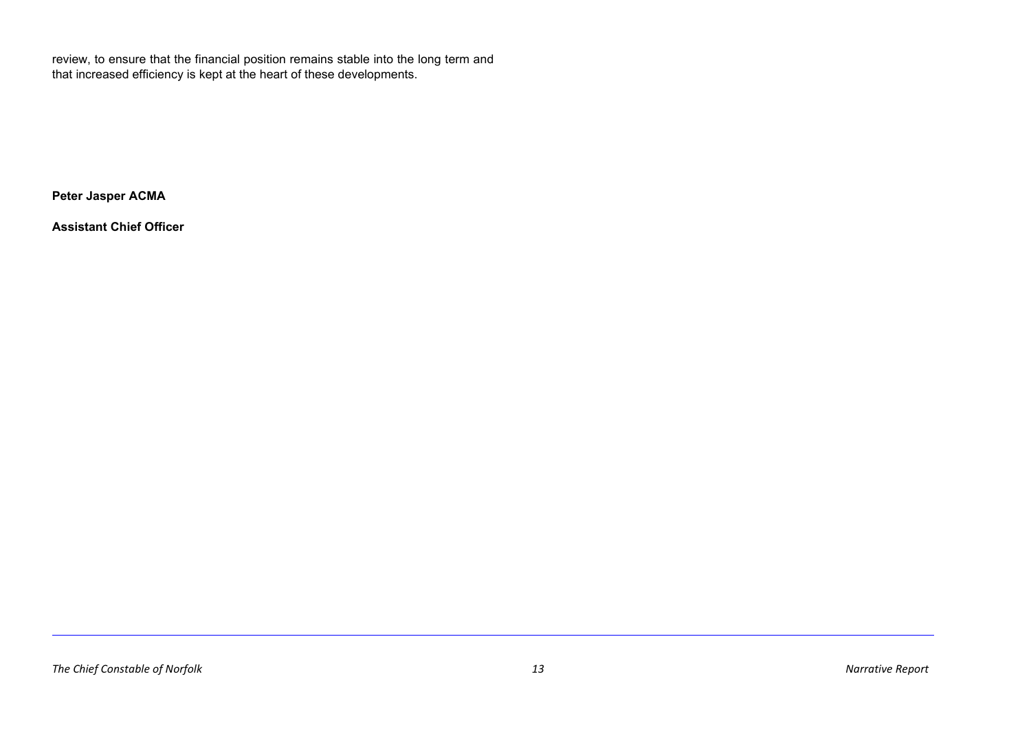review, to ensure that the financial position remains stable into the long term and that increased efficiency is kept at the heart of these developments.

**Peter Jasper ACMA**

**Assistant Chief Officer**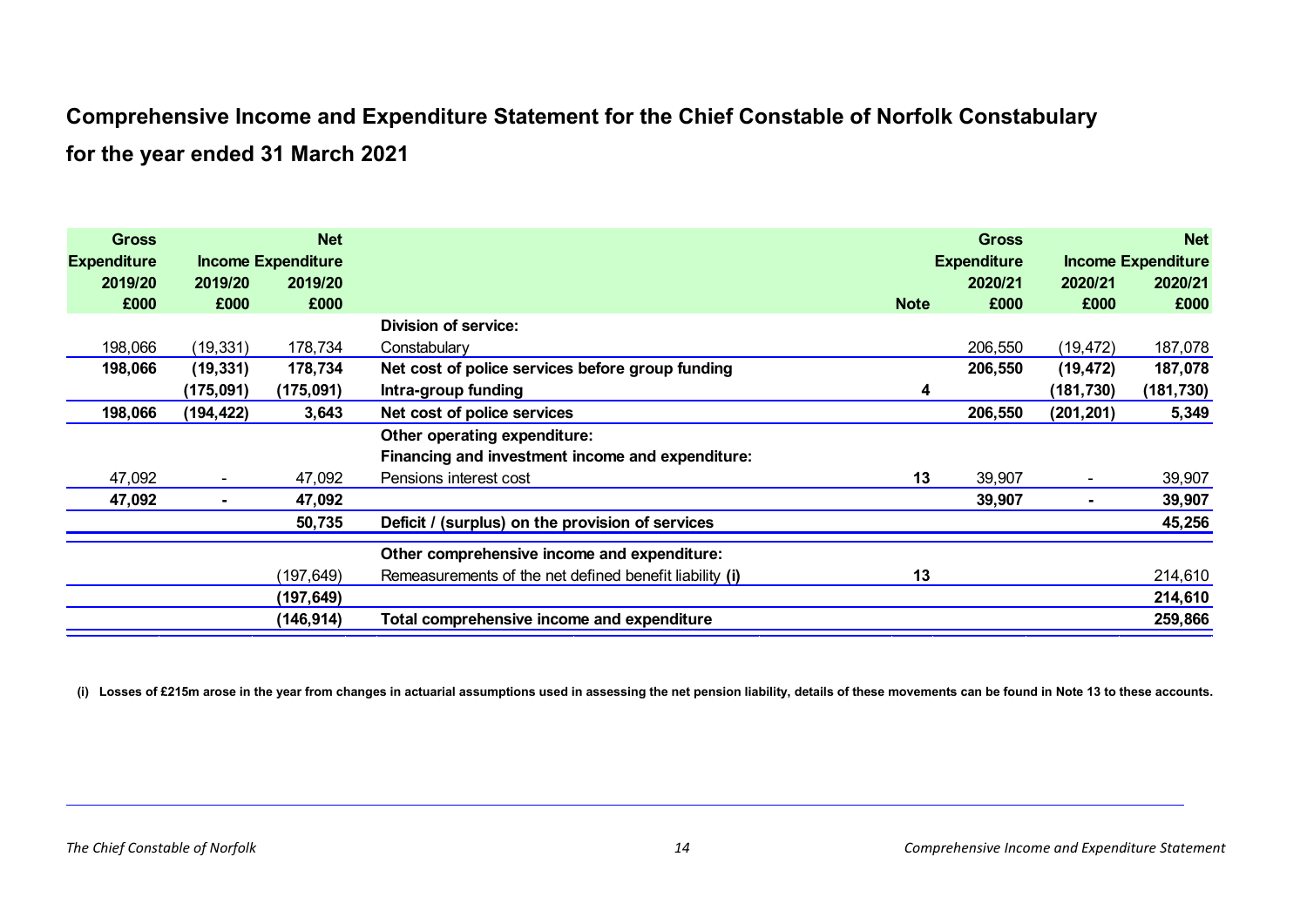# Comprehensive Income and Expenditure Statement for the Chief Constable of Norfolk Constabulary

## for the year ended 31 March 2021

| Gross Expenditure 2019/20 £000 | Income 2019/20 £000 | Net Expenditure 2019/20 £000 | | Note | Gross Expenditure 2020/21 £000 | Income 2020/21 £000 | Net Expenditure 2020/21 £000 |
|---|---|---|---|---|---|---|---|
| | | | **Division of service:** | | | | |
| 198,066 | (19,331) | 178,734 | Constabulary | | 206,550 | (19,472) | 187,078 |
| **198,066** | **(19,331)** | **178,734** | **Net cost of police services before group funding** | | **206,550** | **(19,472)** | **187,078** |
| | **(175,091)** | **(175,091)** | **Intra-group funding** | **4** | | **(181,730)** | **(181,730)** |
| **198,066** | **(194,422)** | **3,643** | **Net cost of police services** | | **206,550** | **(201,201)** | **5,349** |
| | | | **Other operating expenditure:** | | | | |
| | | | **Financing and investment income and expenditure:** | | | | |
| 47,092 | - | 47,092 | Pensions interest cost | **13** | 39,907 | - | 39,907 |
| **47,092** | **-** | **47,092** | | | **39,907** | **-** | **39,907** |
| | | **50,735** | **Deficit / (surplus) on the provision of services** | | | | **45,256** |
| | | | **Other comprehensive income and expenditure:** | | | | |
| | | (197,649) | Remeasurements of the net defined benefit liability **(i)** | **13** | | | 214,610 |
| | | **(197,649)** | | | | | **214,610** |
| | | **(146,914)** | **Total comprehensive income and expenditure** | | | | **259,866** |

**(i) Losses of £215m arose in the year from changes in actuarial assumptions used in assessing the net pension liability, details of these movements can be found in Note 13 to these accounts.**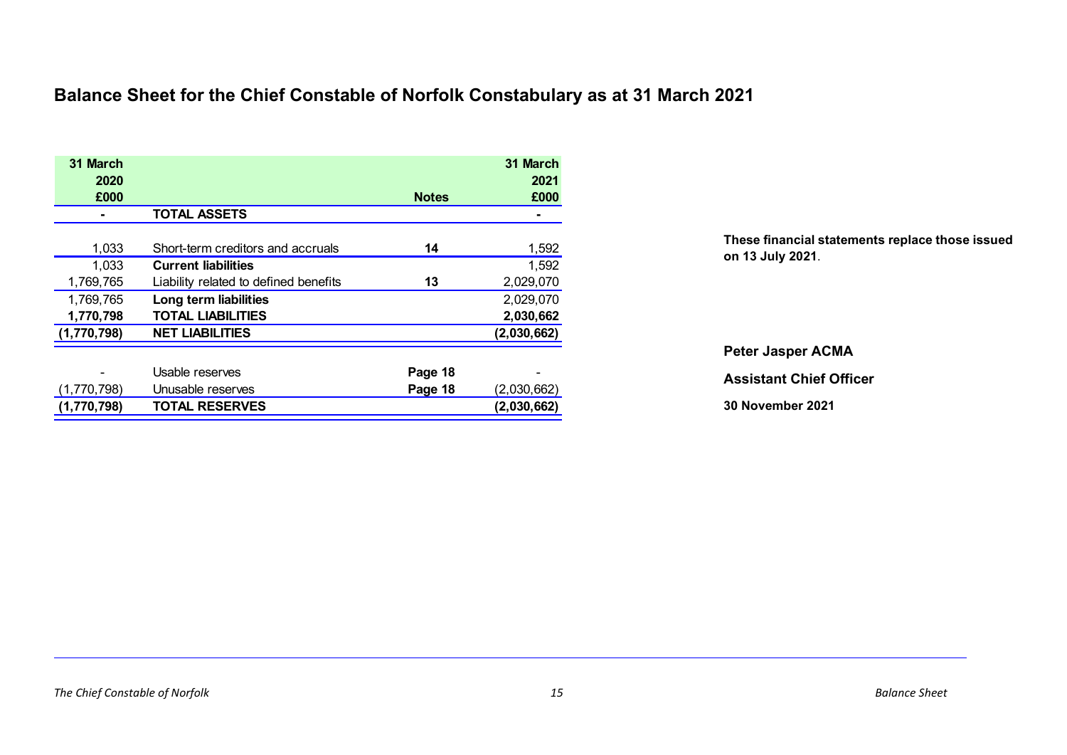# Balance Sheet for the Chief Constable of Norfolk Constabulary as at 31 March 2021

| 31 March 2020 £000 | | Notes | 31 March 2021 £000 |
|---|---|---|---|
| **-** | **TOTAL ASSETS** | | **-** |
| 1,033 | Short-term creditors and accruals | **14** | 1,592 |
| 1,033 | **Current liabilities** | | 1,592 |
| 1,769,765 | Liability related to defined benefits | **13** | 2,029,070 |
| 1,769,765 | **Long term liabilities** | | 2,029,070 |
| **1,770,798** | **TOTAL LIABILITIES** | | **2,030,662** |
| **(1,770,798)** | **NET LIABILITIES** | | **(2,030,662)** |
| - | Usable reserves | **Page 18** | - |
| (1,770,798) | Unusable reserves | **Page 18** | (2,030,662) |
| **(1,770,798)** | **TOTAL RESERVES** | | **(2,030,662)** |

**These financial statements replace those issued on 13 July 2021**.

**Peter Jasper ACMA**

**Assistant Chief Officer**

**30 November 2021**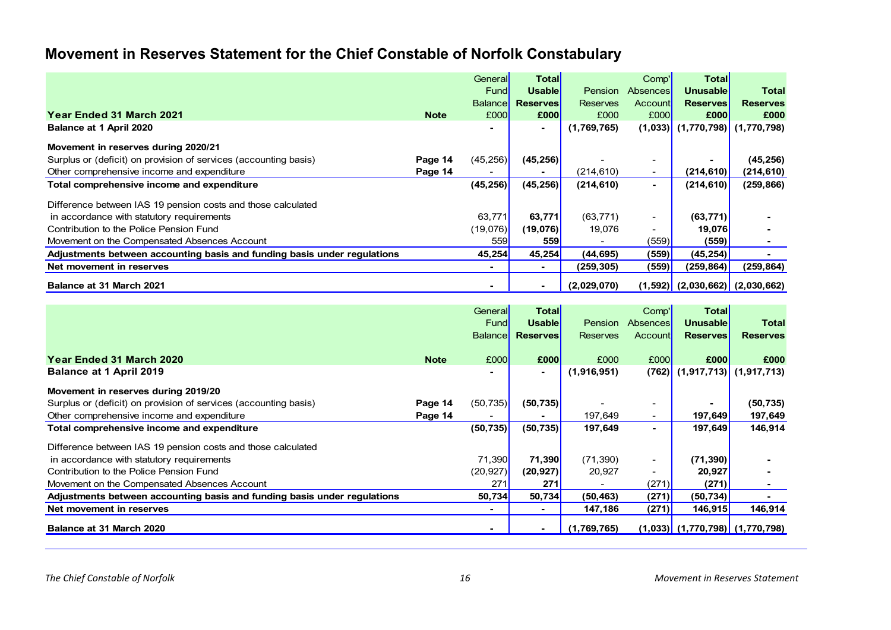# Movement in Reserves Statement for the Chief Constable of Norfolk Constabulary

| Year Ended 31 March 2021 | Note | General Fund Balance £000 | Total Usable Reserves £000 | Pension Reserves £000 | Comp' Absences Account £000 | Total Unusable Reserves £000 | Total Reserves £000 |
|---|---|---|---|---|---|---|---|
| **Balance at 1 April 2020** | | **-** | **-** | **(1,769,765)** | **(1,033)** | **(1,770,798)** | **(1,770,798)** |
| **Movement in reserves during 2020/21** | | | | | | | |
| Surplus or (deficit) on provision of services (accounting basis) | **Page 14** | (45,256) | **(45,256)** | - | - | **-** | **(45,256)** |
| Other comprehensive income and expenditure | **Page 14** | - | **-** | (214,610) | - | **(214,610)** | **(214,610)** |
| **Total comprehensive income and expenditure** | | **(45,256)** | **(45,256)** | **(214,610)** | **-** | **(214,610)** | **(259,866)** |
| Difference between IAS 19 pension costs and those calculated in accordance with statutory requirements | | 63,771 | **63,771** | (63,771) | - | **(63,771)** | **-** |
| Contribution to the Police Pension Fund | | (19,076) | **(19,076)** | 19,076 | - | **19,076** | **-** |
| Movement on the Compensated Absences Account | | 559 | **559** | - | (559) | **(559)** | **-** |
| **Adjustments between accounting basis and funding basis under regulations** | | **45,254** | **45,254** | **(44,695)** | **(559)** | **(45,254)** | **-** |
| **Net movement in reserves** | | **-** | **-** | **(259,305)** | **(559)** | **(259,864)** | **(259,864)** |
| **Balance at 31 March 2021** | | **-** | **-** | **(2,029,070)** | **(1,592)** | **(2,030,662)** | **(2,030,662)** |

| Year Ended 31 March 2020 | Note | General Fund Balance £000 | Total Usable Reserves £000 | Pension Reserves £000 | Comp' Absences Account £000 | Total Unusable Reserves £000 | Total Reserves £000 |
|---|---|---|---|---|---|---|---|
| **Balance at 1 April 2019** | | **-** | **-** | **(1,916,951)** | **(762)** | **(1,917,713)** | **(1,917,713)** |
| **Movement in reserves during 2019/20** | | | | | | | |
| Surplus or (deficit) on provision of services (accounting basis) | **Page 14** | (50,735) | **(50,735)** | - | - | **-** | **(50,735)** |
| Other comprehensive income and expenditure | **Page 14** | - | **-** | 197,649 | - | **197,649** | **197,649** |
| **Total comprehensive income and expenditure** | | **(50,735)** | **(50,735)** | **197,649** | **-** | **197,649** | **146,914** |
| Difference between IAS 19 pension costs and those calculated in accordance with statutory requirements | | 71,390 | **71,390** | (71,390) | - | **(71,390)** | **-** |
| Contribution to the Police Pension Fund | | (20,927) | **(20,927)** | 20,927 | - | **20,927** | **-** |
| Movement on the Compensated Absences Account | | 271 | **271** | - | (271) | **(271)** | **-** |
| **Adjustments between accounting basis and funding basis under regulations** | | **50,734** | **50,734** | **(50,463)** | **(271)** | **(50,734)** | **-** |
| **Net movement in reserves** | | **-** | **-** | **147,186** | **(271)** | **146,915** | **146,914** |
| **Balance at 31 March 2020** | | **-** | **-** | **(1,769,765)** | **(1,033)** | **(1,770,798)** | **(1,770,798)** |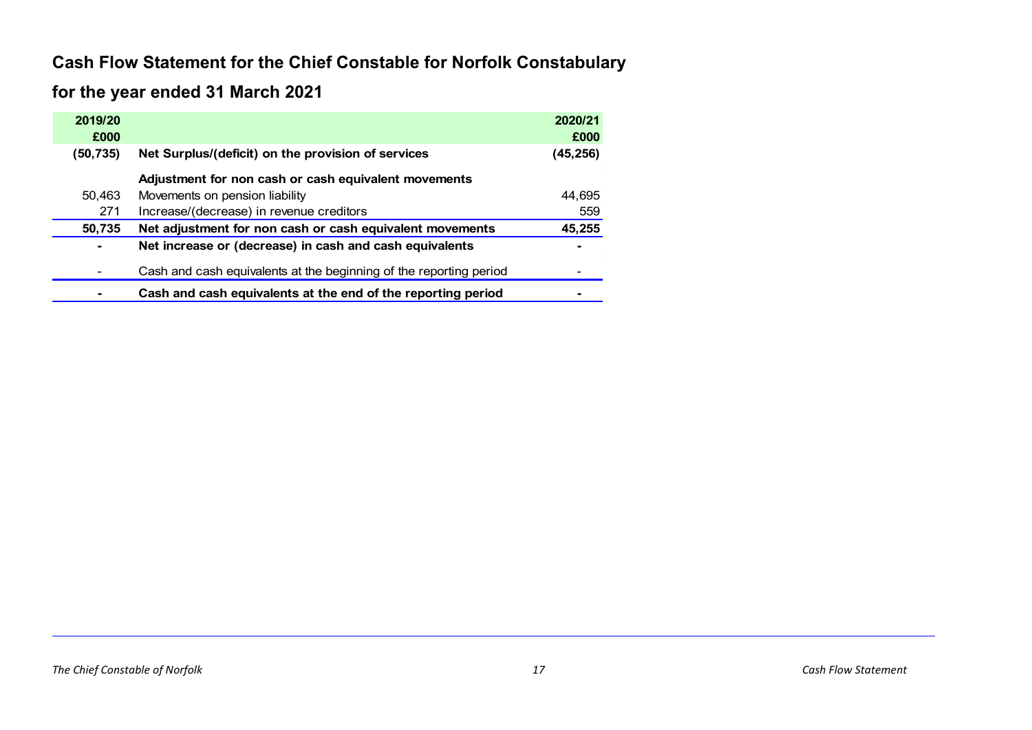# Cash Flow Statement for the Chief Constable for Norfolk Constabulary

## for the year ended 31 March 2021

| 2019/20 £000 | | 2020/21 £000 |
|---|---|---|
| **(50,735)** | **Net Surplus/(deficit) on the provision of services** | **(45,256)** |
| | **Adjustment for non cash or cash equivalent movements** | |
| 50,463 | Movements on pension liability | 44,695 |
| 271 | Increase/(decrease) in revenue creditors | 559 |
| **50,735** | **Net adjustment for non cash or cash equivalent movements** | **45,255** |
| **-** | **Net increase or (decrease) in cash and cash equivalents** | **-** |
| - | Cash and cash equivalents at the beginning of the reporting period | - |
| **-** | **Cash and cash equivalents at the end of the reporting period** | **-** |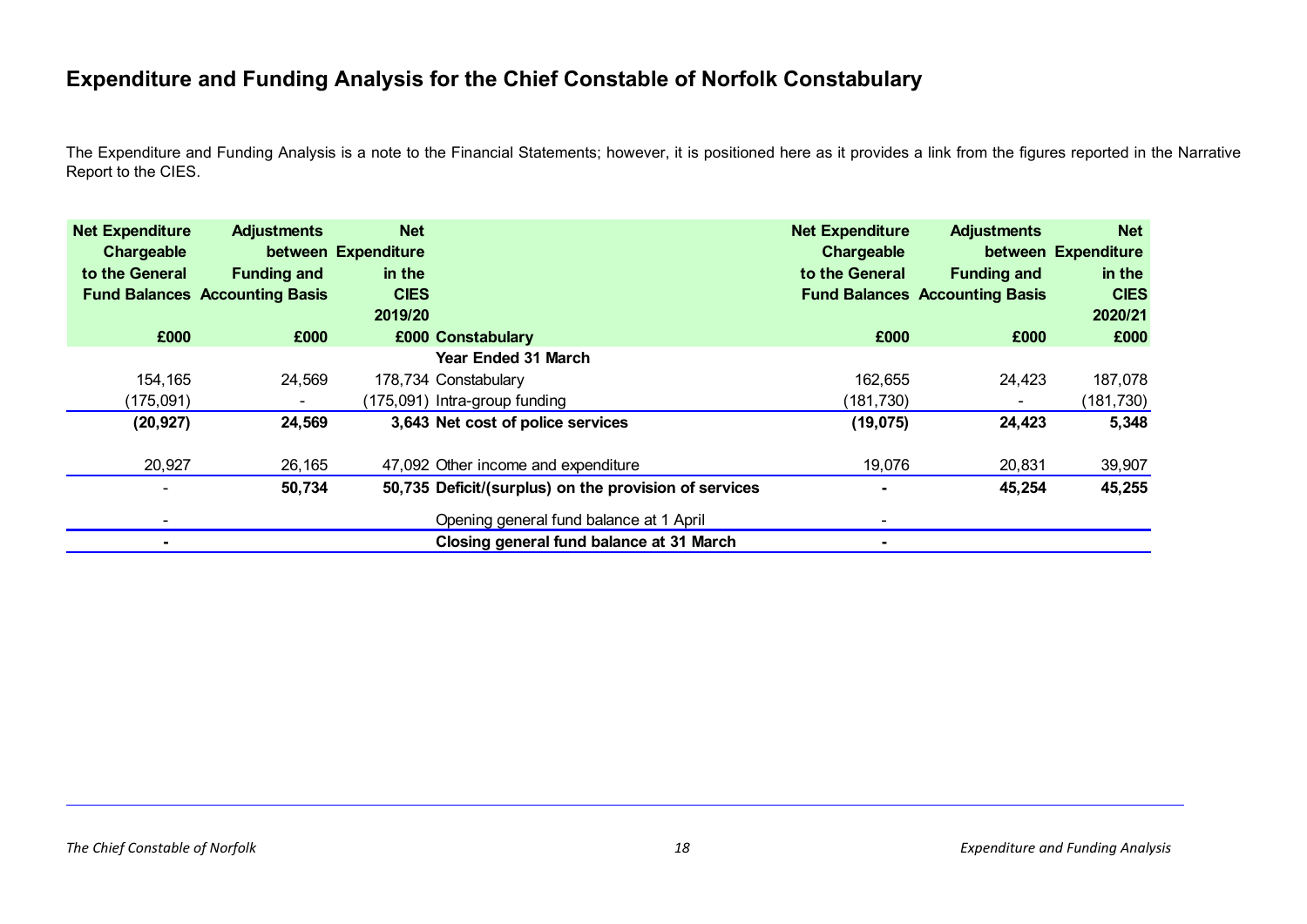# Expenditure and Funding Analysis for the Chief Constable of Norfolk Constabulary

The Expenditure and Funding Analysis is a note to the Financial Statements; however, it is positioned here as it provides a link from the figures reported in the Narrative Report to the CIES.

| Net Expenditure Chargeable to the General Fund Balances | Adjustments between Funding and Accounting Basis | Net Expenditure in the CIES 2019/20 | | Net Expenditure Chargeable to the General Fund Balances | Adjustments between Funding and Accounting Basis | Net Expenditure in the CIES 2020/21 |
|---|---|---|---|---|---|---|
| £000 | £000 | £000 | **Constabulary** | £000 | £000 | £000 |
| | | | **Year Ended 31 March** | | | |
| 154,165 | 24,569 | 178,734 | Constabulary | 162,655 | 24,423 | 187,078 |
| (175,091) | - | (175,091) | Intra-group funding | (181,730) | - | (181,730) |
| **(20,927)** | **24,569** | **3,643** | **Net cost of police services** | **(19,075)** | **24,423** | **5,348** |
| 20,927 | 26,165 | 47,092 | Other income and expenditure | 19,076 | 20,831 | 39,907 |
| - | **50,734** | **50,735** | **Deficit/(surplus) on the provision of services** | **-** | **45,254** | **45,255** |
| - | | | Opening general fund balance at 1 April | - | | |
| **-** | | | **Closing general fund balance at 31 March** | **-** | | |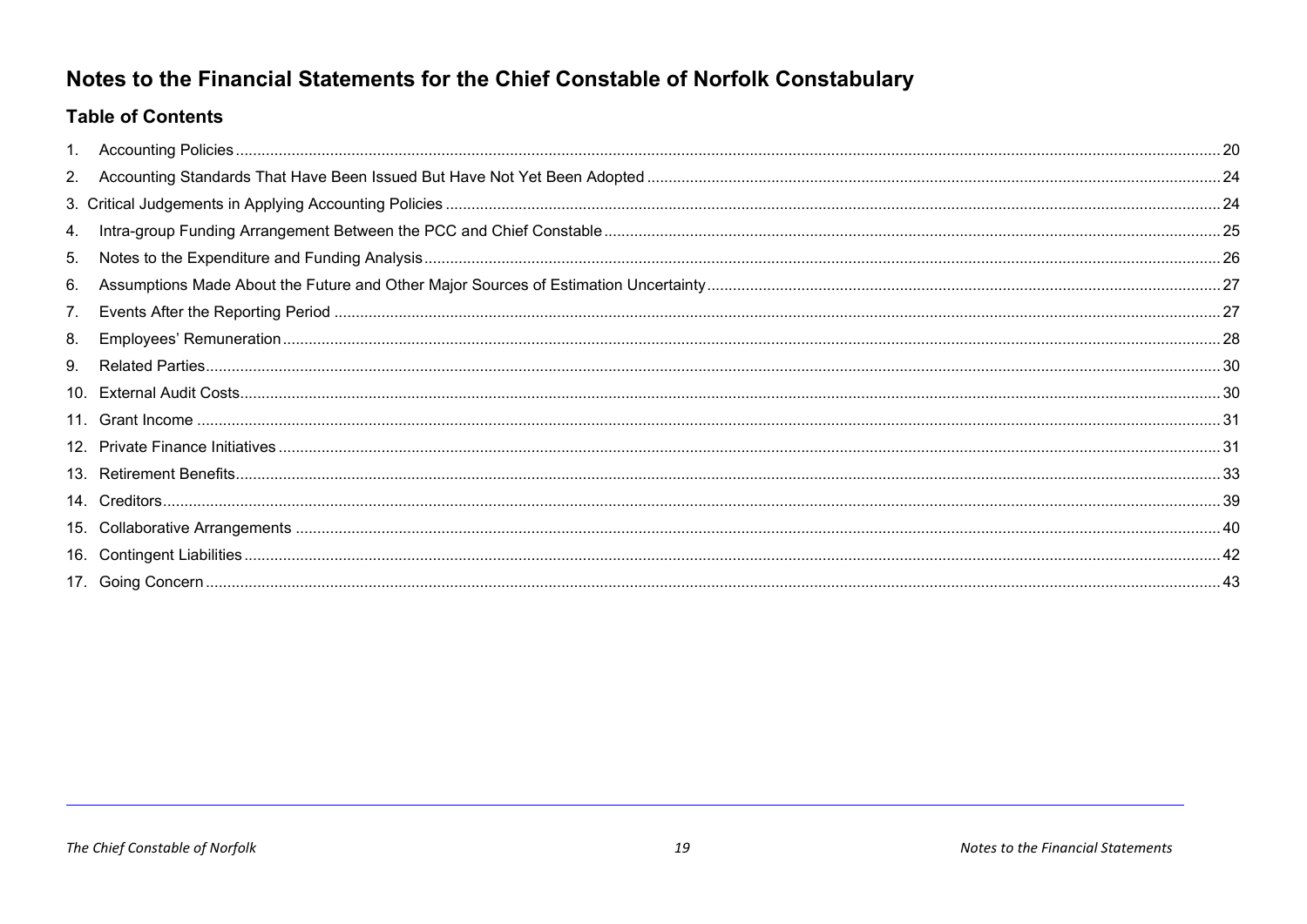# Notes to the Financial Statements for the Chief Constable of Norfolk Constabulary

## Table of Contents

| | | |
|---|---|---|
| 1. | Accounting Policies | 20 |
| 2. | Accounting Standards That Have Been Issued But Have Not Yet Been Adopted | 24 |
| 3. | Critical Judgements in Applying Accounting Policies | 24 |
| 4. | Intra-group Funding Arrangement Between the PCC and Chief Constable | 25 |
| 5. | Notes to the Expenditure and Funding Analysis | 26 |
| 6. | Assumptions Made About the Future and Other Major Sources of Estimation Uncertainty | 27 |
| 7. | Events After the Reporting Period | 27 |
| 8. | Employees' Remuneration | 28 |
| 9. | Related Parties | 30 |
| 10. | External Audit Costs | 30 |
| 11. | Grant Income | 31 |
| 12. | Private Finance Initiatives | 31 |
| 13. | Retirement Benefits | 33 |
| 14. | Creditors | 39 |
| 15. | Collaborative Arrangements | 40 |
| 16. | Contingent Liabilities | 42 |
| 17. | Going Concern | 43 |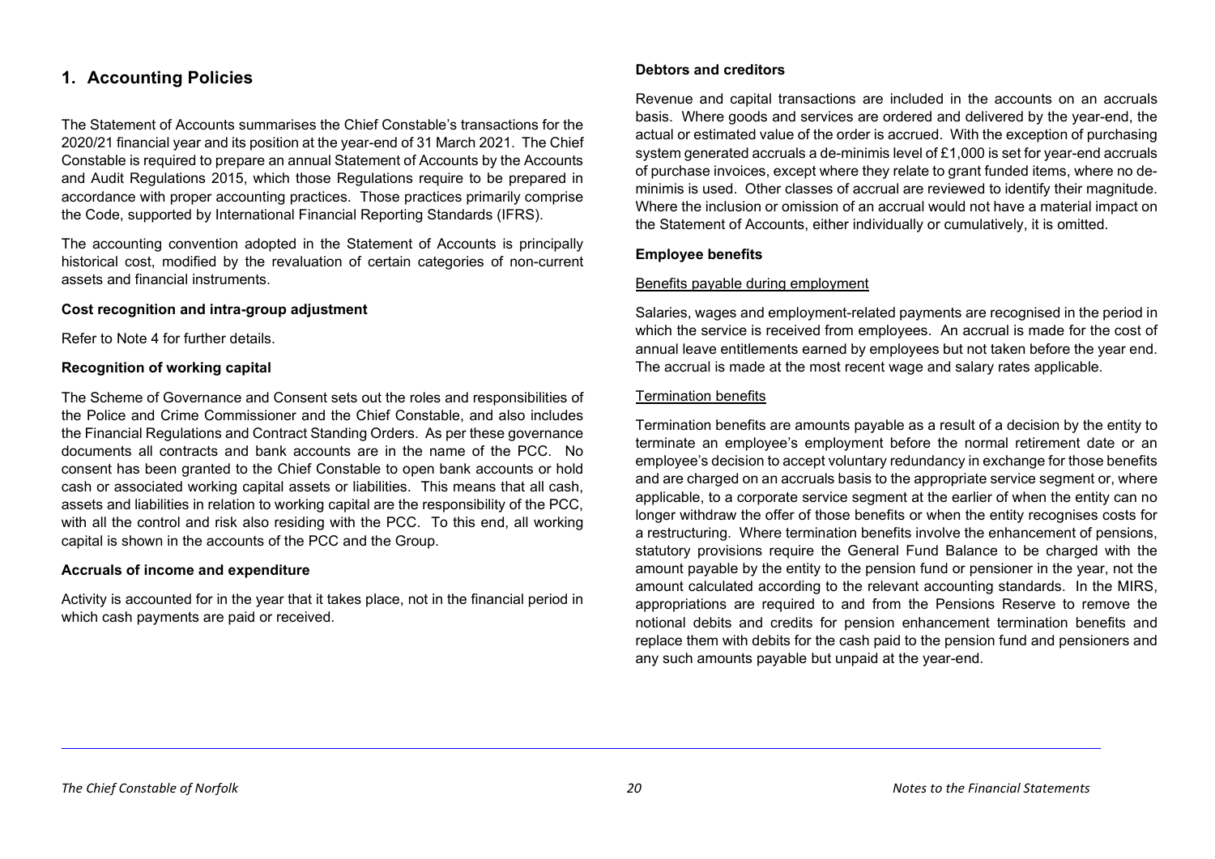## 1. Accounting Policies

The Statement of Accounts summarises the Chief Constable's transactions for the 2020/21 financial year and its position at the year-end of 31 March 2021. The Chief Constable is required to prepare an annual Statement of Accounts by the Accounts and Audit Regulations 2015, which those Regulations require to be prepared in accordance with proper accounting practices. Those practices primarily comprise the Code, supported by International Financial Reporting Standards (IFRS).

The accounting convention adopted in the Statement of Accounts is principally historical cost, modified by the revaluation of certain categories of non-current assets and financial instruments.

**Cost recognition and intra-group adjustment**

Refer to Note 4 for further details.

**Recognition of working capital**

The Scheme of Governance and Consent sets out the roles and responsibilities of the Police and Crime Commissioner and the Chief Constable, and also includes the Financial Regulations and Contract Standing Orders. As per these governance documents all contracts and bank accounts are in the name of the PCC. No consent has been granted to the Chief Constable to open bank accounts or hold cash or associated working capital assets or liabilities. This means that all cash, assets and liabilities in relation to working capital are the responsibility of the PCC, with all the control and risk also residing with the PCC. To this end, all working capital is shown in the accounts of the PCC and the Group.

**Accruals of income and expenditure**

Activity is accounted for in the year that it takes place, not in the financial period in which cash payments are paid or received.

**Debtors and creditors**

Revenue and capital transactions are included in the accounts on an accruals basis. Where goods and services are ordered and delivered by the year-end, the actual or estimated value of the order is accrued. With the exception of purchasing system generated accruals a de-minimis level of £1,000 is set for year-end accruals of purchase invoices, except where they relate to grant funded items, where no de-minimis is used. Other classes of accrual are reviewed to identify their magnitude. Where the inclusion or omission of an accrual would not have a material impact on the Statement of Accounts, either individually or cumulatively, it is omitted.

**Employee benefits**

Benefits payable during employment

Salaries, wages and employment-related payments are recognised in the period in which the service is received from employees. An accrual is made for the cost of annual leave entitlements earned by employees but not taken before the year end. The accrual is made at the most recent wage and salary rates applicable.

Termination benefits

Termination benefits are amounts payable as a result of a decision by the entity to terminate an employee's employment before the normal retirement date or an employee's decision to accept voluntary redundancy in exchange for those benefits and are charged on an accruals basis to the appropriate service segment or, where applicable, to a corporate service segment at the earlier of when the entity can no longer withdraw the offer of those benefits or when the entity recognises costs for a restructuring. Where termination benefits involve the enhancement of pensions, statutory provisions require the General Fund Balance to be charged with the amount payable by the entity to the pension fund or pensioner in the year, not the amount calculated according to the relevant accounting standards. In the MIRS, appropriations are required to and from the Pensions Reserve to remove the notional debits and credits for pension enhancement termination benefits and replace them with debits for the cash paid to the pension fund and pensioners and any such amounts payable but unpaid at the year-end.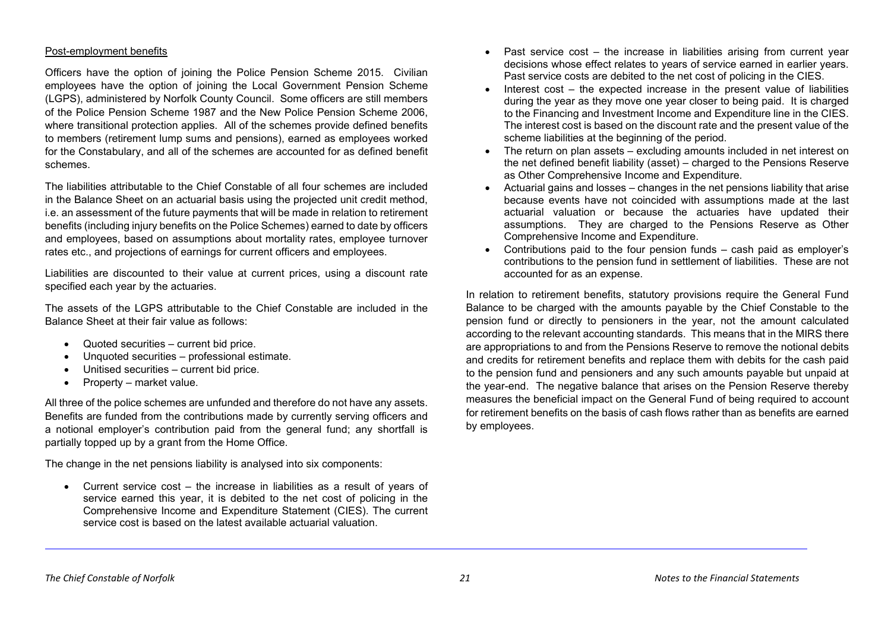Post-employment benefits

Officers have the option of joining the Police Pension Scheme 2015. Civilian employees have the option of joining the Local Government Pension Scheme (LGPS), administered by Norfolk County Council. Some officers are still members of the Police Pension Scheme 1987 and the New Police Pension Scheme 2006, where transitional protection applies. All of the schemes provide defined benefits to members (retirement lump sums and pensions), earned as employees worked for the Constabulary, and all of the schemes are accounted for as defined benefit schemes.

The liabilities attributable to the Chief Constable of all four schemes are included in the Balance Sheet on an actuarial basis using the projected unit credit method, i.e. an assessment of the future payments that will be made in relation to retirement benefits (including injury benefits on the Police Schemes) earned to date by officers and employees, based on assumptions about mortality rates, employee turnover rates etc., and projections of earnings for current officers and employees.

Liabilities are discounted to their value at current prices, using a discount rate specified each year by the actuaries.

The assets of the LGPS attributable to the Chief Constable are included in the Balance Sheet at their fair value as follows:

- Quoted securities – current bid price.
- Unquoted securities – professional estimate.
- Unitised securities – current bid price.
- Property – market value.

All three of the police schemes are unfunded and therefore do not have any assets. Benefits are funded from the contributions made by currently serving officers and a notional employer's contribution paid from the general fund; any shortfall is partially topped up by a grant from the Home Office.

The change in the net pensions liability is analysed into six components:

- Current service cost – the increase in liabilities as a result of years of service earned this year, it is debited to the net cost of policing in the Comprehensive Income and Expenditure Statement (CIES). The current service cost is based on the latest available actuarial valuation.
- Past service cost – the increase in liabilities arising from current year decisions whose effect relates to years of service earned in earlier years. Past service costs are debited to the net cost of policing in the CIES.
- Interest cost – the expected increase in the present value of liabilities during the year as they move one year closer to being paid. It is charged to the Financing and Investment Income and Expenditure line in the CIES. The interest cost is based on the discount rate and the present value of the scheme liabilities at the beginning of the period.
- The return on plan assets – excluding amounts included in net interest on the net defined benefit liability (asset) – charged to the Pensions Reserve as Other Comprehensive Income and Expenditure.
- Actuarial gains and losses – changes in the net pensions liability that arise because events have not coincided with assumptions made at the last actuarial valuation or because the actuaries have updated their assumptions. They are charged to the Pensions Reserve as Other Comprehensive Income and Expenditure.
- Contributions paid to the four pension funds – cash paid as employer's contributions to the pension fund in settlement of liabilities. These are not accounted for as an expense.

In relation to retirement benefits, statutory provisions require the General Fund Balance to be charged with the amounts payable by the Chief Constable to the pension fund or directly to pensioners in the year, not the amount calculated according to the relevant accounting standards. This means that in the MIRS there are appropriations to and from the Pensions Reserve to remove the notional debits and credits for retirement benefits and replace them with debits for the cash paid to the pension fund and pensioners and any such amounts payable but unpaid at the year-end. The negative balance that arises on the Pension Reserve thereby measures the beneficial impact on the General Fund of being required to account for retirement benefits on the basis of cash flows rather than as benefits are earned by employees.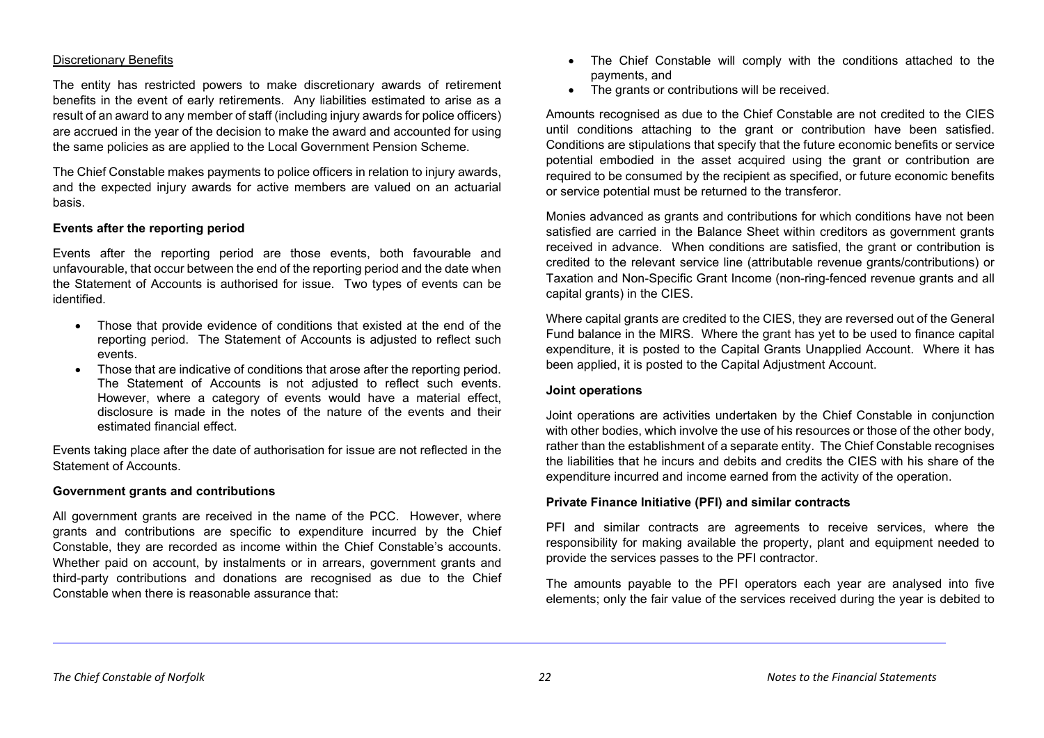Discretionary Benefits

The entity has restricted powers to make discretionary awards of retirement benefits in the event of early retirements. Any liabilities estimated to arise as a result of an award to any member of staff (including injury awards for police officers) are accrued in the year of the decision to make the award and accounted for using the same policies as are applied to the Local Government Pension Scheme.

The Chief Constable makes payments to police officers in relation to injury awards, and the expected injury awards for active members are valued on an actuarial basis.

**Events after the reporting period**

Events after the reporting period are those events, both favourable and unfavourable, that occur between the end of the reporting period and the date when the Statement of Accounts is authorised for issue. Two types of events can be identified.

- Those that provide evidence of conditions that existed at the end of the reporting period. The Statement of Accounts is adjusted to reflect such events.
- Those that are indicative of conditions that arose after the reporting period. The Statement of Accounts is not adjusted to reflect such events. However, where a category of events would have a material effect, disclosure is made in the notes of the nature of the events and their estimated financial effect.

Events taking place after the date of authorisation for issue are not reflected in the Statement of Accounts.

**Government grants and contributions**

All government grants are received in the name of the PCC. However, where grants and contributions are specific to expenditure incurred by the Chief Constable, they are recorded as income within the Chief Constable's accounts. Whether paid on account, by instalments or in arrears, government grants and third-party contributions and donations are recognised as due to the Chief Constable when there is reasonable assurance that:

- The Chief Constable will comply with the conditions attached to the payments, and
- The grants or contributions will be received.

Amounts recognised as due to the Chief Constable are not credited to the CIES until conditions attaching to the grant or contribution have been satisfied. Conditions are stipulations that specify that the future economic benefits or service potential embodied in the asset acquired using the grant or contribution are required to be consumed by the recipient as specified, or future economic benefits or service potential must be returned to the transferor.

Monies advanced as grants and contributions for which conditions have not been satisfied are carried in the Balance Sheet within creditors as government grants received in advance. When conditions are satisfied, the grant or contribution is credited to the relevant service line (attributable revenue grants/contributions) or Taxation and Non-Specific Grant Income (non-ring-fenced revenue grants and all capital grants) in the CIES.

Where capital grants are credited to the CIES, they are reversed out of the General Fund balance in the MIRS. Where the grant has yet to be used to finance capital expenditure, it is posted to the Capital Grants Unapplied Account. Where it has been applied, it is posted to the Capital Adjustment Account.

**Joint operations**

Joint operations are activities undertaken by the Chief Constable in conjunction with other bodies, which involve the use of his resources or those of the other body, rather than the establishment of a separate entity. The Chief Constable recognises the liabilities that he incurs and debits and credits the CIES with his share of the expenditure incurred and income earned from the activity of the operation.

**Private Finance Initiative (PFI) and similar contracts**

PFI and similar contracts are agreements to receive services, where the responsibility for making available the property, plant and equipment needed to provide the services passes to the PFI contractor.

The amounts payable to the PFI operators each year are analysed into five elements; only the fair value of the services received during the year is debited to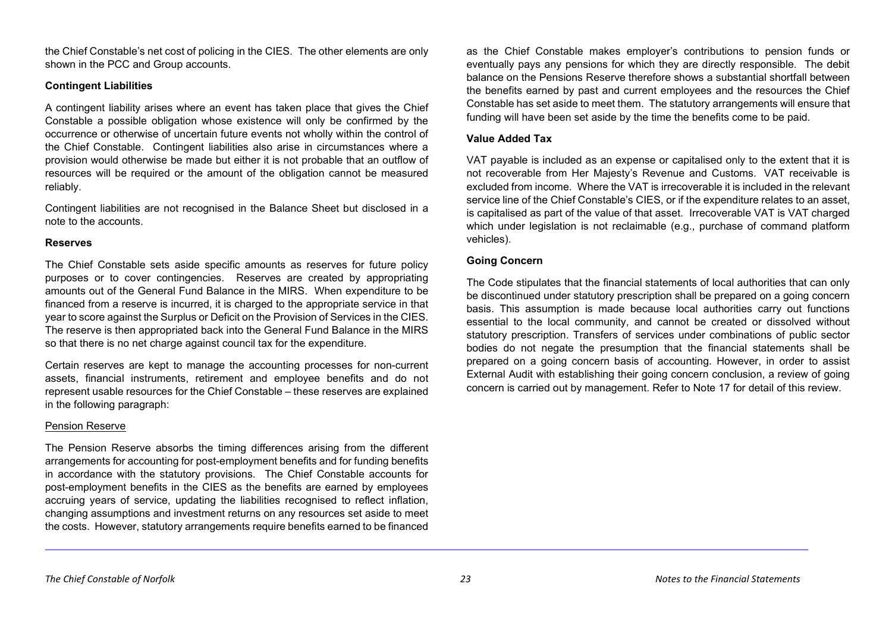the Chief Constable's net cost of policing in the CIES. The other elements are only shown in the PCC and Group accounts.

**Contingent Liabilities**

A contingent liability arises where an event has taken place that gives the Chief Constable a possible obligation whose existence will only be confirmed by the occurrence or otherwise of uncertain future events not wholly within the control of the Chief Constable. Contingent liabilities also arise in circumstances where a provision would otherwise be made but either it is not probable that an outflow of resources will be required or the amount of the obligation cannot be measured reliably.

Contingent liabilities are not recognised in the Balance Sheet but disclosed in a note to the accounts.

**Reserves**

The Chief Constable sets aside specific amounts as reserves for future policy purposes or to cover contingencies. Reserves are created by appropriating amounts out of the General Fund Balance in the MIRS. When expenditure to be financed from a reserve is incurred, it is charged to the appropriate service in that year to score against the Surplus or Deficit on the Provision of Services in the CIES. The reserve is then appropriated back into the General Fund Balance in the MIRS so that there is no net charge against council tax for the expenditure.

Certain reserves are kept to manage the accounting processes for non-current assets, financial instruments, retirement and employee benefits and do not represent usable resources for the Chief Constable – these reserves are explained in the following paragraph:

Pension Reserve

The Pension Reserve absorbs the timing differences arising from the different arrangements for accounting for post-employment benefits and for funding benefits in accordance with the statutory provisions. The Chief Constable accounts for post-employment benefits in the CIES as the benefits are earned by employees accruing years of service, updating the liabilities recognised to reflect inflation, changing assumptions and investment returns on any resources set aside to meet the costs. However, statutory arrangements require benefits earned to be financed as the Chief Constable makes employer's contributions to pension funds or eventually pays any pensions for which they are directly responsible. The debit balance on the Pensions Reserve therefore shows a substantial shortfall between the benefits earned by past and current employees and the resources the Chief Constable has set aside to meet them. The statutory arrangements will ensure that funding will have been set aside by the time the benefits come to be paid.

**Value Added Tax**

VAT payable is included as an expense or capitalised only to the extent that it is not recoverable from Her Majesty's Revenue and Customs. VAT receivable is excluded from income. Where the VAT is irrecoverable it is included in the relevant service line of the Chief Constable's CIES, or if the expenditure relates to an asset, is capitalised as part of the value of that asset. Irrecoverable VAT is VAT charged which under legislation is not reclaimable (e.g., purchase of command platform vehicles).

**Going Concern**

The Code stipulates that the financial statements of local authorities that can only be discontinued under statutory prescription shall be prepared on a going concern basis. This assumption is made because local authorities carry out functions essential to the local community, and cannot be created or dissolved without statutory prescription. Transfers of services under combinations of public sector bodies do not negate the presumption that the financial statements shall be prepared on a going concern basis of accounting. However, in order to assist External Audit with establishing their going concern conclusion, a review of going concern is carried out by management. Refer to Note 17 for detail of this review.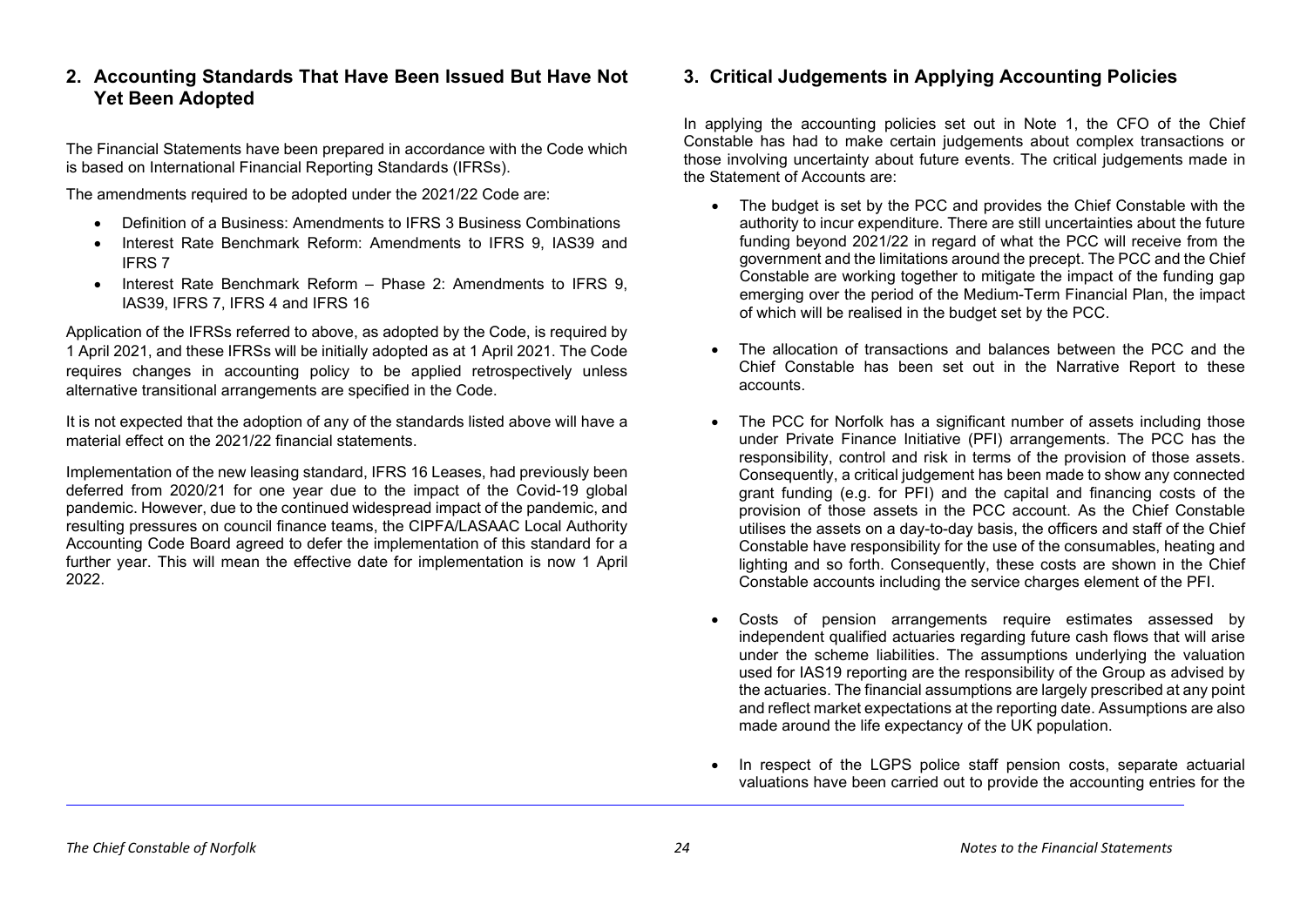## 2. Accounting Standards That Have Been Issued But Have Not Yet Been Adopted

The Financial Statements have been prepared in accordance with the Code which is based on International Financial Reporting Standards (IFRSs).

The amendments required to be adopted under the 2021/22 Code are:

- Definition of a Business: Amendments to IFRS 3 Business Combinations
- Interest Rate Benchmark Reform: Amendments to IFRS 9, IAS39 and IFRS 7
- Interest Rate Benchmark Reform – Phase 2: Amendments to IFRS 9, IAS39, IFRS 7, IFRS 4 and IFRS 16

Application of the IFRSs referred to above, as adopted by the Code, is required by 1 April 2021, and these IFRSs will be initially adopted as at 1 April 2021. The Code requires changes in accounting policy to be applied retrospectively unless alternative transitional arrangements are specified in the Code.

It is not expected that the adoption of any of the standards listed above will have a material effect on the 2021/22 financial statements.

Implementation of the new leasing standard, IFRS 16 Leases, had previously been deferred from 2020/21 for one year due to the impact of the Covid-19 global pandemic. However, due to the continued widespread impact of the pandemic, and resulting pressures on council finance teams, the CIPFA/LASAAC Local Authority Accounting Code Board agreed to defer the implementation of this standard for a further year. This will mean the effective date for implementation is now 1 April 2022.

## 3. Critical Judgements in Applying Accounting Policies

In applying the accounting policies set out in Note 1, the CFO of the Chief Constable has had to make certain judgements about complex transactions or those involving uncertainty about future events. The critical judgements made in the Statement of Accounts are:

- The budget is set by the PCC and provides the Chief Constable with the authority to incur expenditure. There are still uncertainties about the future funding beyond 2021/22 in regard of what the PCC will receive from the government and the limitations around the precept. The PCC and the Chief Constable are working together to mitigate the impact of the funding gap emerging over the period of the Medium-Term Financial Plan, the impact of which will be realised in the budget set by the PCC.

- The allocation of transactions and balances between the PCC and the Chief Constable has been set out in the Narrative Report to these accounts.

- The PCC for Norfolk has a significant number of assets including those under Private Finance Initiative (PFI) arrangements. The PCC has the responsibility, control and risk in terms of the provision of those assets. Consequently, a critical judgement has been made to show any connected grant funding (e.g. for PFI) and the capital and financing costs of the provision of those assets in the PCC account. As the Chief Constable utilises the assets on a day-to-day basis, the officers and staff of the Chief Constable have responsibility for the use of the consumables, heating and lighting and so forth. Consequently, these costs are shown in the Chief Constable accounts including the service charges element of the PFI.

- Costs of pension arrangements require estimates assessed by independent qualified actuaries regarding future cash flows that will arise under the scheme liabilities. The assumptions underlying the valuation used for IAS19 reporting are the responsibility of the Group as advised by the actuaries. The financial assumptions are largely prescribed at any point and reflect market expectations at the reporting date. Assumptions are also made around the life expectancy of the UK population.

- In respect of the LGPS police staff pension costs, separate actuarial valuations have been carried out to provide the accounting entries for the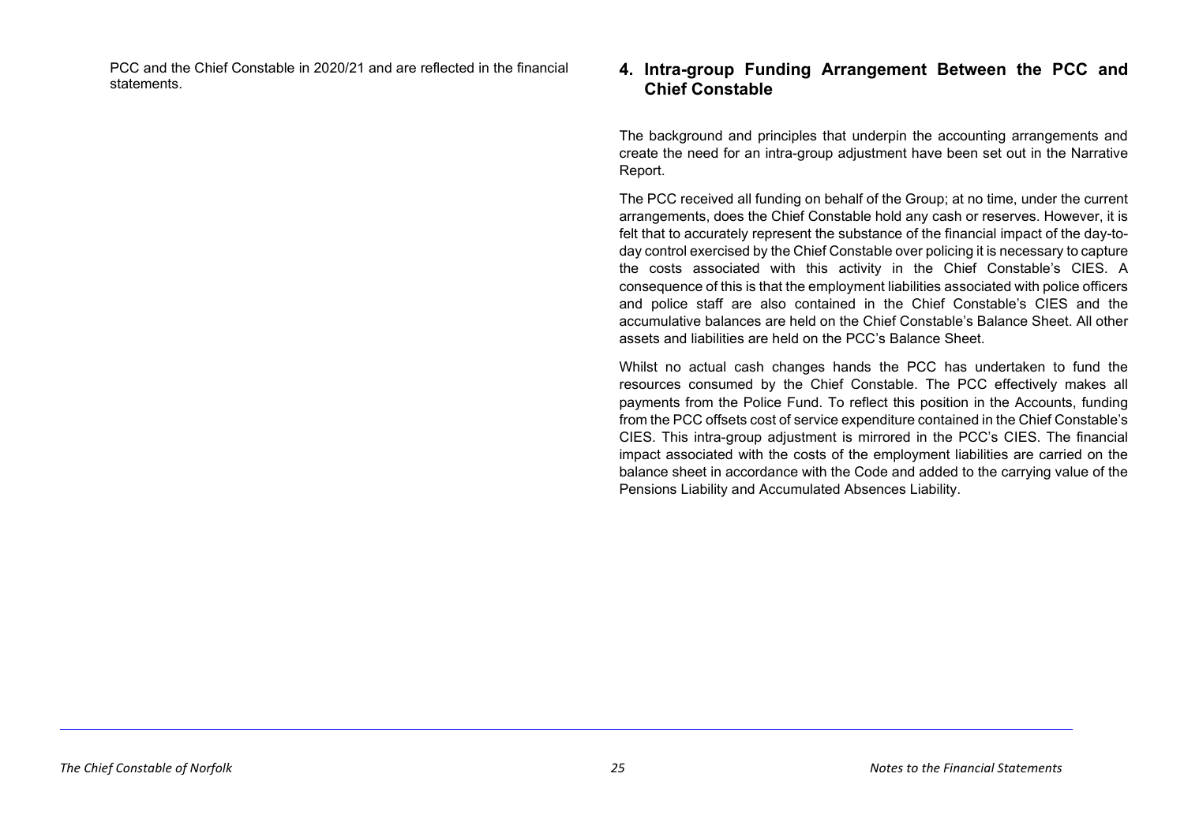PCC and the Chief Constable in 2020/21 and are reflected in the financial statements.

## 4. Intra-group Funding Arrangement Between the PCC and Chief Constable

The background and principles that underpin the accounting arrangements and create the need for an intra-group adjustment have been set out in the Narrative Report.

The PCC received all funding on behalf of the Group; at no time, under the current arrangements, does the Chief Constable hold any cash or reserves. However, it is felt that to accurately represent the substance of the financial impact of the day-to-day control exercised by the Chief Constable over policing it is necessary to capture the costs associated with this activity in the Chief Constable's CIES. A consequence of this is that the employment liabilities associated with police officers and police staff are also contained in the Chief Constable's CIES and the accumulative balances are held on the Chief Constable's Balance Sheet. All other assets and liabilities are held on the PCC's Balance Sheet.

Whilst no actual cash changes hands the PCC has undertaken to fund the resources consumed by the Chief Constable. The PCC effectively makes all payments from the Police Fund. To reflect this position in the Accounts, funding from the PCC offsets cost of service expenditure contained in the Chief Constable's CIES. This intra-group adjustment is mirrored in the PCC's CIES. The financial impact associated with the costs of the employment liabilities are carried on the balance sheet in accordance with the Code and added to the carrying value of the Pensions Liability and Accumulated Absences Liability.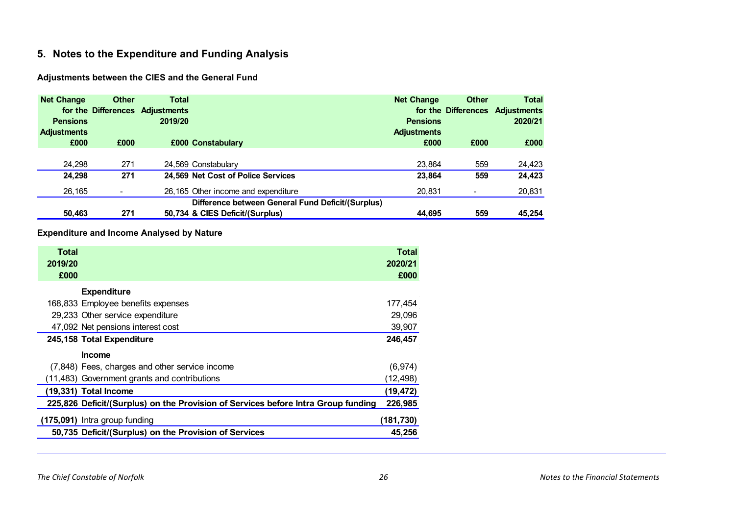## 5. Notes to the Expenditure and Funding Analysis

### Adjustments between the CIES and the General Fund

| Net Change for the Pensions Adjustments £000 | Other Differences £000 | Total Adjustments 2019/20 £000 | Constabulary | Net Change for the Pensions Adjustments £000 | Other Differences £000 | Total Adjustments 2020/21 £000 |
|---|---|---|---|---|---|---|
| 24,298 | 271 | 24,569 | Constabulary | 23,864 | 559 | 24,423 |
| **24,298** | **271** | **24,569** | **Net Cost of Police Services** | **23,864** | **559** | **24,423** |
| 26,165 | - | 26,165 | Other income and expenditure | 20,831 | - | 20,831 |
| **50,463** | **271** | **50,734** | **Difference between General Fund Deficit/(Surplus) & CIES Deficit/(Surplus)** | **44,695** | **559** | **45,254** |

### Expenditure and Income Analysed by Nature

| Total 2019/20 £000 | | Total 2020/21 £000 |
|---|---|---|
| | **Expenditure** | |
| 168,833 | Employee benefits expenses | 177,454 |
| 29,233 | Other service expenditure | 29,096 |
| 47,092 | Net pensions interest cost | 39,907 |
| **245,158** | **Total Expenditure** | **246,457** |
| | **Income** | |
| (7,848) | Fees, charges and other service income | (6,974) |
| (11,483) | Government grants and contributions | (12,498) |
| **(19,331)** | **Total Income** | **(19,472)** |
| **225,826** | **Deficit/(Surplus) on the Provision of Services before Intra Group funding** | **226,985** |
| **(175,091)** | Intra group funding | **(181,730)** |
| **50,735** | **Deficit/(Surplus) on the Provision of Services** | **45,256** |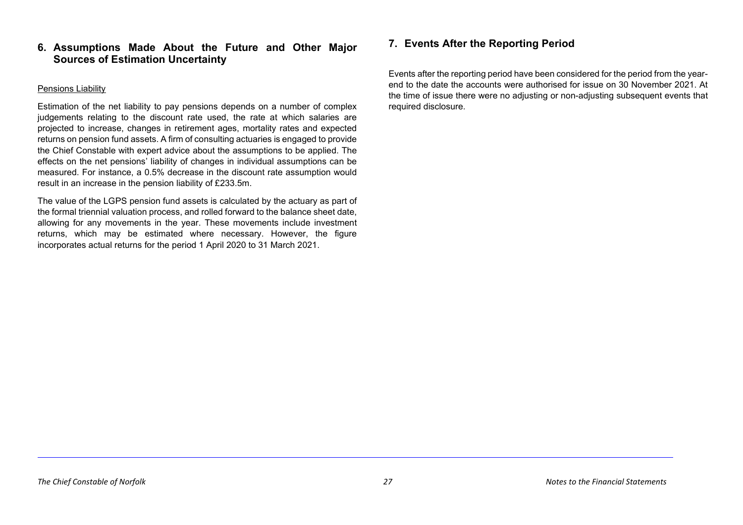## 6. Assumptions Made About the Future and Other Major Sources of Estimation Uncertainty

Pensions Liability

Estimation of the net liability to pay pensions depends on a number of complex judgements relating to the discount rate used, the rate at which salaries are projected to increase, changes in retirement ages, mortality rates and expected returns on pension fund assets. A firm of consulting actuaries is engaged to provide the Chief Constable with expert advice about the assumptions to be applied. The effects on the net pensions' liability of changes in individual assumptions can be measured. For instance, a 0.5% decrease in the discount rate assumption would result in an increase in the pension liability of £233.5m.

The value of the LGPS pension fund assets is calculated by the actuary as part of the formal triennial valuation process, and rolled forward to the balance sheet date, allowing for any movements in the year. These movements include investment returns, which may be estimated where necessary. However, the figure incorporates actual returns for the period 1 April 2020 to 31 March 2021.

## 7. Events After the Reporting Period

Events after the reporting period have been considered for the period from the year-end to the date the accounts were authorised for issue on 30 November 2021. At the time of issue there were no adjusting or non-adjusting subsequent events that required disclosure.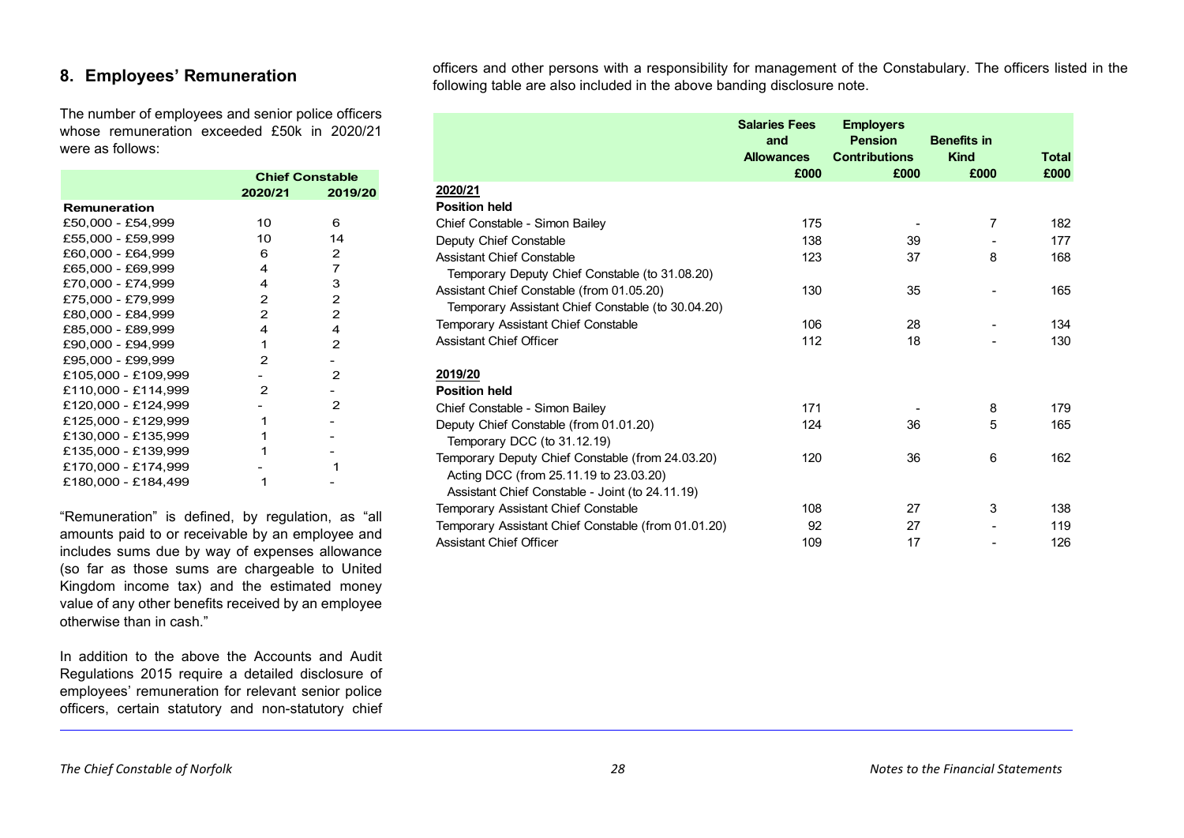## 8. Employees' Remuneration

The number of employees and senior police officers whose remuneration exceeded £50k in 2020/21 were as follows:

| | Chief Constable | |
|---|---|---|
| | 2020/21 | 2019/20 |
| **Remuneration** | | |
| £50,000 - £54,999 | 10 | 6 |
| £55,000 - £59,999 | 10 | 14 |
| £60,000 - £64,999 | 6 | 2 |
| £65,000 - £69,999 | 4 | 7 |
| £70,000 - £74,999 | 4 | 3 |
| £75,000 - £79,999 | 2 | 2 |
| £80,000 - £84,999 | 2 | 2 |
| £85,000 - £89,999 | 4 | 4 |
| £90,000 - £94,999 | 1 | 2 |
| £95,000 - £99,999 | 2 | - |
| £105,000 - £109,999 | - | 2 |
| £110,000 - £114,999 | 2 | - |
| £120,000 - £124,999 | - | 2 |
| £125,000 - £129,999 | 1 | - |
| £130,000 - £135,999 | 1 | - |
| £135,000 - £139,999 | 1 | - |
| £170,000 - £174,999 | - | 1 |
| £180,000 - £184,499 | 1 | - |

"Remuneration" is defined, by regulation, as "all amounts paid to or receivable by an employee and includes sums due by way of expenses allowance (so far as those sums are chargeable to United Kingdom income tax) and the estimated money value of any other benefits received by an employee otherwise than in cash."

In addition to the above the Accounts and Audit Regulations 2015 require a detailed disclosure of employees' remuneration for relevant senior police officers, certain statutory and non-statutory chief officers and other persons with a responsibility for management of the Constabulary. The officers listed in the following table are also included in the above banding disclosure note.

| | Salaries Fees and Allowances £000 | Employers Pension Contributions £000 | Benefits in Kind £000 | Total £000 |
|---|---|---|---|---|
| **2020/21** | | | | |
| **Position held** | | | | |
| Chief Constable - Simon Bailey | 175 | - | 7 | 182 |
| Deputy Chief Constable | 138 | 39 | - | 177 |
| Assistant Chief Constable<br>Temporary Deputy Chief Constable (to 31.08.20) | 123 | 37 | 8 | 168 |
| Assistant Chief Constable (from 01.05.20)<br>Temporary Assistant Chief Constable (to 30.04.20) | 130 | 35 | - | 165 |
| Temporary Assistant Chief Constable | 106 | 28 | - | 134 |
| Assistant Chief Officer | 112 | 18 | - | 130 |
| **2019/20** | | | | |
| **Position held** | | | | |
| Chief Constable - Simon Bailey | 171 | - | 8 | 179 |
| Deputy Chief Constable (from 01.01.20)<br>Temporary DCC (to 31.12.19) | 124 | 36 | 5 | 165 |
| Temporary Deputy Chief Constable (from 24.03.20)<br>Acting DCC (from 25.11.19 to 23.03.20)<br>Assistant Chief Constable - Joint (to 24.11.19) | 120 | 36 | 6 | 162 |
| Temporary Assistant Chief Constable | 108 | 27 | 3 | 138 |
| Temporary Assistant Chief Constable (from 01.01.20) | 92 | 27 | - | 119 |
| Assistant Chief Officer | 109 | 17 | - | 126 |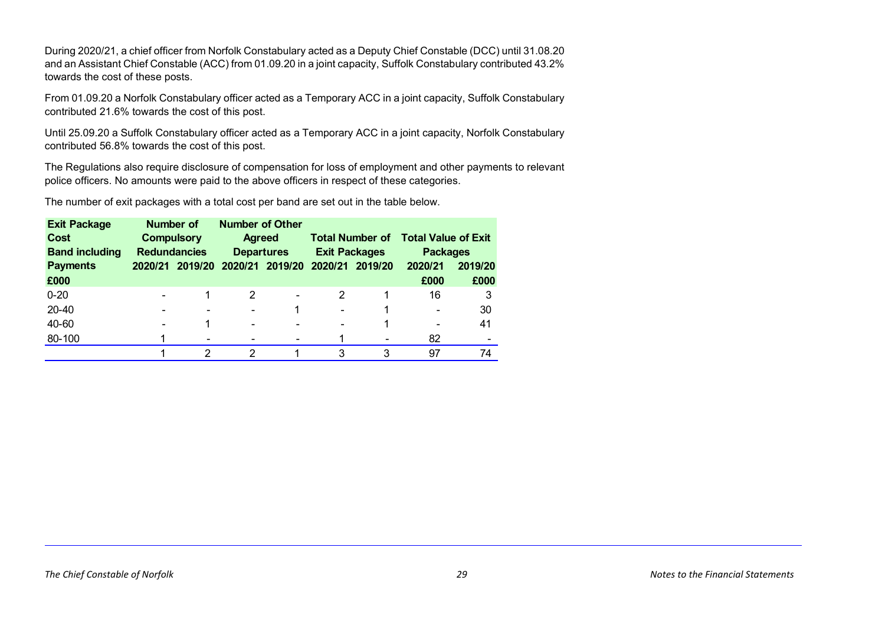During 2020/21, a chief officer from Norfolk Constabulary acted as a Deputy Chief Constable (DCC) until 31.08.20 and an Assistant Chief Constable (ACC) from 01.09.20 in a joint capacity, Suffolk Constabulary contributed 43.2% towards the cost of these posts.

From 01.09.20 a Norfolk Constabulary officer acted as a Temporary ACC in a joint capacity, Suffolk Constabulary contributed 21.6% towards the cost of this post.

Until 25.09.20 a Suffolk Constabulary officer acted as a Temporary ACC in a joint capacity, Norfolk Constabulary contributed 56.8% towards the cost of this post.

The Regulations also require disclosure of compensation for loss of employment and other payments to relevant police officers. No amounts were paid to the above officers in respect of these categories.

The number of exit packages with a total cost per band are set out in the table below.

| Exit Package Cost Band including Payments | Number of Compulsory Redundancies | | Number of Other Agreed Departures | | Total Number of Exit Packages | | Total Value of Exit Packages | |
|---|---|---|---|---|---|---|---|---|
| | 2020/21 | 2019/20 | 2020/21 | 2019/20 | 2020/21 | 2019/20 | 2020/21 | 2019/20 |
| £000 | | | | | | | £000 | £000 |
| 0-20 | - | 1 | 2 | - | 2 | 1 | 16 | 3 |
| 20-40 | - | - | - | 1 | - | 1 | - | 30 |
| 40-60 | - | 1 | - | - | - | 1 | - | 41 |
| 80-100 | 1 | - | - | - | 1 | - | 82 | - |
| | 1 | 2 | 2 | 1 | 3 | 3 | 97 | 74 |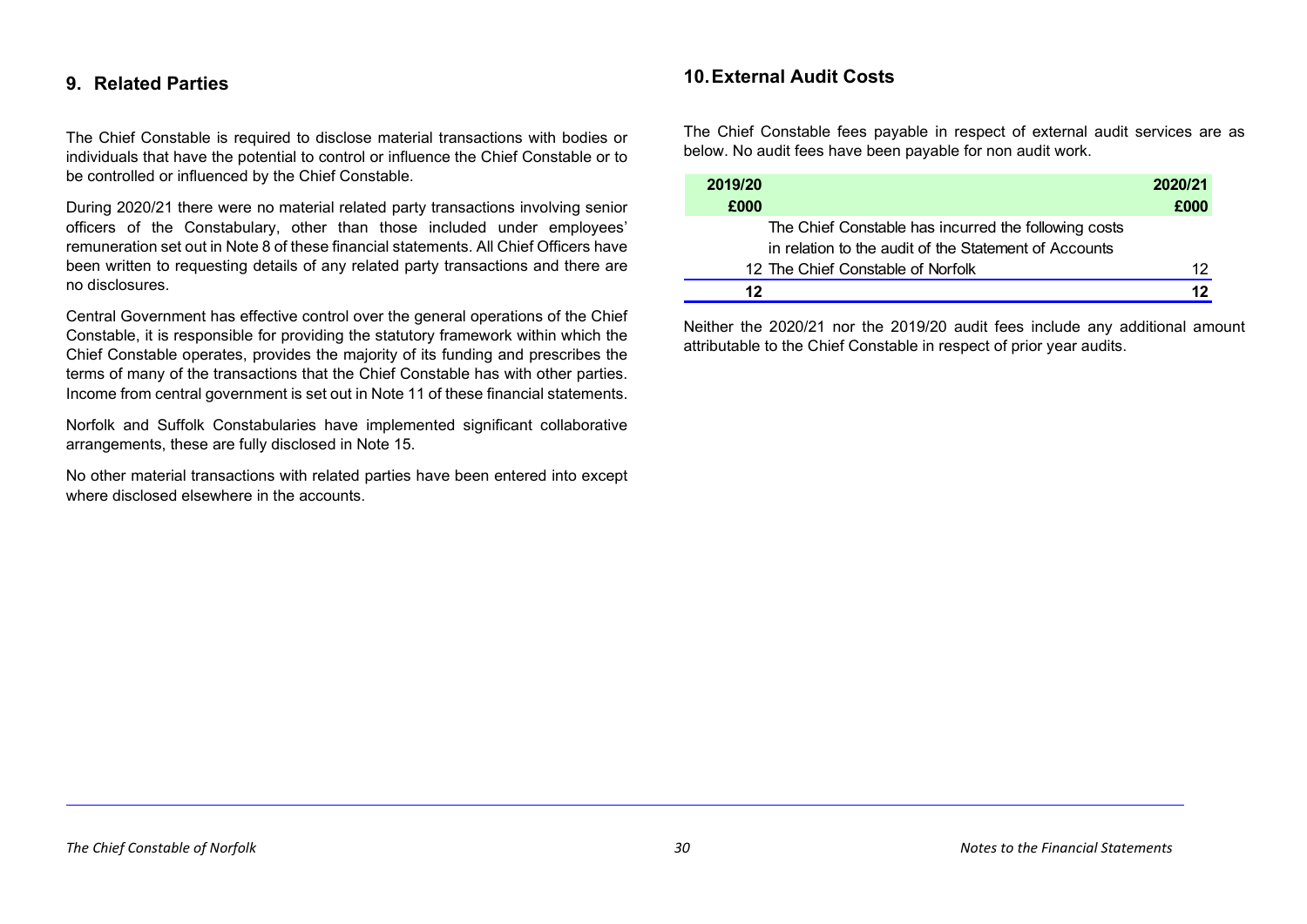## 9. Related Parties

The Chief Constable is required to disclose material transactions with bodies or individuals that have the potential to control or influence the Chief Constable or to be controlled or influenced by the Chief Constable.

During 2020/21 there were no material related party transactions involving senior officers of the Constabulary, other than those included under employees' remuneration set out in Note 8 of these financial statements. All Chief Officers have been written to requesting details of any related party transactions and there are no disclosures.

Central Government has effective control over the general operations of the Chief Constable, it is responsible for providing the statutory framework within which the Chief Constable operates, provides the majority of its funding and prescribes the terms of many of the transactions that the Chief Constable has with other parties. Income from central government is set out in Note 11 of these financial statements.

Norfolk and Suffolk Constabularies have implemented significant collaborative arrangements, these are fully disclosed in Note 15.

No other material transactions with related parties have been entered into except where disclosed elsewhere in the accounts.

## 10. External Audit Costs

The Chief Constable fees payable in respect of external audit services are as below. No audit fees have been payable for non audit work.

| 2019/20 | | 2020/21 |
|---|---|---|
| £000 | | £000 |
| | The Chief Constable has incurred the following costs in relation to the audit of the Statement of Accounts | |
| 12 | The Chief Constable of Norfolk | 12 |
| **12** | | **12** |

Neither the 2020/21 nor the 2019/20 audit fees include any additional amount attributable to the Chief Constable in respect of prior year audits.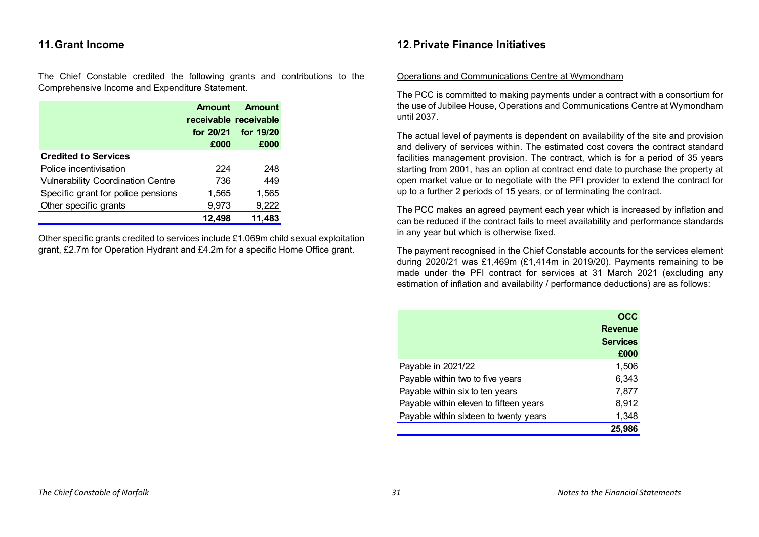## 11. Grant Income

The Chief Constable credited the following grants and contributions to the Comprehensive Income and Expenditure Statement.

| | Amount receivable for 20/21 £000 | Amount receivable for 19/20 £000 |
|---|---|---|
| **Credited to Services** | | |
| Police incentivisation | 224 | 248 |
| Vulnerability Coordination Centre | 736 | 449 |
| Specific grant for police pensions | 1,565 | 1,565 |
| Other specific grants | 9,973 | 9,222 |
| | **12,498** | **11,483** |

Other specific grants credited to services include £1.069m child sexual exploitation grant, £2.7m for Operation Hydrant and £4.2m for a specific Home Office grant.

## 12. Private Finance Initiatives

Operations and Communications Centre at Wymondham

The PCC is committed to making payments under a contract with a consortium for the use of Jubilee House, Operations and Communications Centre at Wymondham until 2037.

The actual level of payments is dependent on availability of the site and provision and delivery of services within. The estimated cost covers the contract standard facilities management provision. The contract, which is for a period of 35 years starting from 2001, has an option at contract end date to purchase the property at open market value or to negotiate with the PFI provider to extend the contract for up to a further 2 periods of 15 years, or of terminating the contract.

The PCC makes an agreed payment each year which is increased by inflation and can be reduced if the contract fails to meet availability and performance standards in any year but which is otherwise fixed.

The payment recognised in the Chief Constable accounts for the services element during 2020/21 was £1,469m (£1,414m in 2019/20). Payments remaining to be made under the PFI contract for services at 31 March 2021 (excluding any estimation of inflation and availability / performance deductions) are as follows:

| | OCC Revenue Services £000 |
|---|---|
| Payable in 2021/22 | 1,506 |
| Payable within two to five years | 6,343 |
| Payable within six to ten years | 7,877 |
| Payable within eleven to fifteen years | 8,912 |
| Payable within sixteen to twenty years | 1,348 |
| | **25,986** |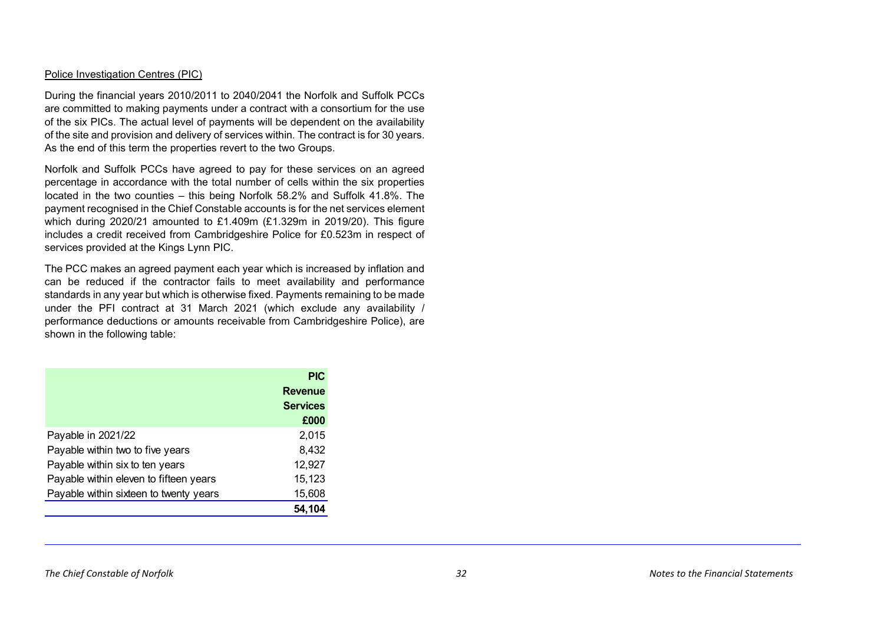Police Investigation Centres (PIC)

During the financial years 2010/2011 to 2040/2041 the Norfolk and Suffolk PCCs are committed to making payments under a contract with a consortium for the use of the six PICs. The actual level of payments will be dependent on the availability of the site and provision and delivery of services within. The contract is for 30 years. As the end of this term the properties revert to the two Groups.

Norfolk and Suffolk PCCs have agreed to pay for these services on an agreed percentage in accordance with the total number of cells within the six properties located in the two counties – this being Norfolk 58.2% and Suffolk 41.8%. The payment recognised in the Chief Constable accounts is for the net services element which during 2020/21 amounted to £1.409m (£1.329m in 2019/20). This figure includes a credit received from Cambridgeshire Police for £0.523m in respect of services provided at the Kings Lynn PIC.

The PCC makes an agreed payment each year which is increased by inflation and can be reduced if the contractor fails to meet availability and performance standards in any year but which is otherwise fixed. Payments remaining to be made under the PFI contract at 31 March 2021 (which exclude any availability / performance deductions or amounts receivable from Cambridgeshire Police), are shown in the following table:

| | **PIC Revenue Services £000** |
|---|---|
| Payable in 2021/22 | 2,015 |
| Payable within two to five years | 8,432 |
| Payable within six to ten years | 12,927 |
| Payable within eleven to fifteen years | 15,123 |
| Payable within sixteen to twenty years | 15,608 |
| | **54,104** |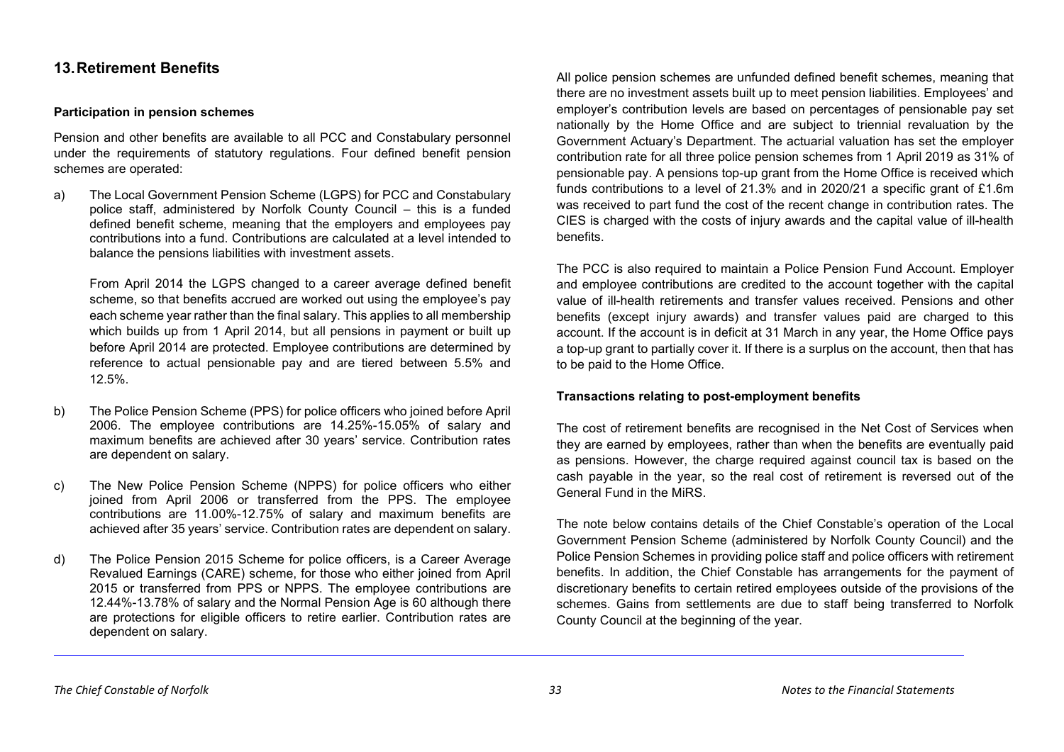## 13. Retirement Benefits

### Participation in pension schemes

Pension and other benefits are available to all PCC and Constabulary personnel under the requirements of statutory regulations. Four defined benefit pension schemes are operated:

a) The Local Government Pension Scheme (LGPS) for PCC and Constabulary police staff, administered by Norfolk County Council – this is a funded defined benefit scheme, meaning that the employers and employees pay contributions into a fund. Contributions are calculated at a level intended to balance the pensions liabilities with investment assets.

   From April 2014 the LGPS changed to a career average defined benefit scheme, so that benefits accrued are worked out using the employee's pay each scheme year rather than the final salary. This applies to all membership which builds up from 1 April 2014, but all pensions in payment or built up before April 2014 are protected. Employee contributions are determined by reference to actual pensionable pay and are tiered between 5.5% and 12.5%.

b) The Police Pension Scheme (PPS) for police officers who joined before April 2006. The employee contributions are 14.25%-15.05% of salary and maximum benefits are achieved after 30 years' service. Contribution rates are dependent on salary.

c) The New Police Pension Scheme (NPPS) for police officers who either joined from April 2006 or transferred from the PPS. The employee contributions are 11.00%-12.75% of salary and maximum benefits are achieved after 35 years' service. Contribution rates are dependent on salary.

d) The Police Pension 2015 Scheme for police officers, is a Career Average Revalued Earnings (CARE) scheme, for those who either joined from April 2015 or transferred from PPS or NPPS. The employee contributions are 12.44%-13.78% of salary and the Normal Pension Age is 60 although there are protections for eligible officers to retire earlier. Contribution rates are dependent on salary.

All police pension schemes are unfunded defined benefit schemes, meaning that there are no investment assets built up to meet pension liabilities. Employees' and employer's contribution levels are based on percentages of pensionable pay set nationally by the Home Office and are subject to triennial revaluation by the Government Actuary's Department. The actuarial valuation has set the employer contribution rate for all three police pension schemes from 1 April 2019 as 31% of pensionable pay. A pensions top-up grant from the Home Office is received which funds contributions to a level of 21.3% and in 2020/21 a specific grant of £1.6m was received to part fund the cost of the recent change in contribution rates. The CIES is charged with the costs of injury awards and the capital value of ill-health benefits.

The PCC is also required to maintain a Police Pension Fund Account. Employer and employee contributions are credited to the account together with the capital value of ill-health retirements and transfer values received. Pensions and other benefits (except injury awards) and transfer values paid are charged to this account. If the account is in deficit at 31 March in any year, the Home Office pays a top-up grant to partially cover it. If there is a surplus on the account, then that has to be paid to the Home Office.

### Transactions relating to post-employment benefits

The cost of retirement benefits are recognised in the Net Cost of Services when they are earned by employees, rather than when the benefits are eventually paid as pensions. However, the charge required against council tax is based on the cash payable in the year, so the real cost of retirement is reversed out of the General Fund in the MiRS.

The note below contains details of the Chief Constable's operation of the Local Government Pension Scheme (administered by Norfolk County Council) and the Police Pension Schemes in providing police staff and police officers with retirement benefits. In addition, the Chief Constable has arrangements for the payment of discretionary benefits to certain retired employees outside of the provisions of the schemes. Gains from settlements are due to staff being transferred to Norfolk County Council at the beginning of the year.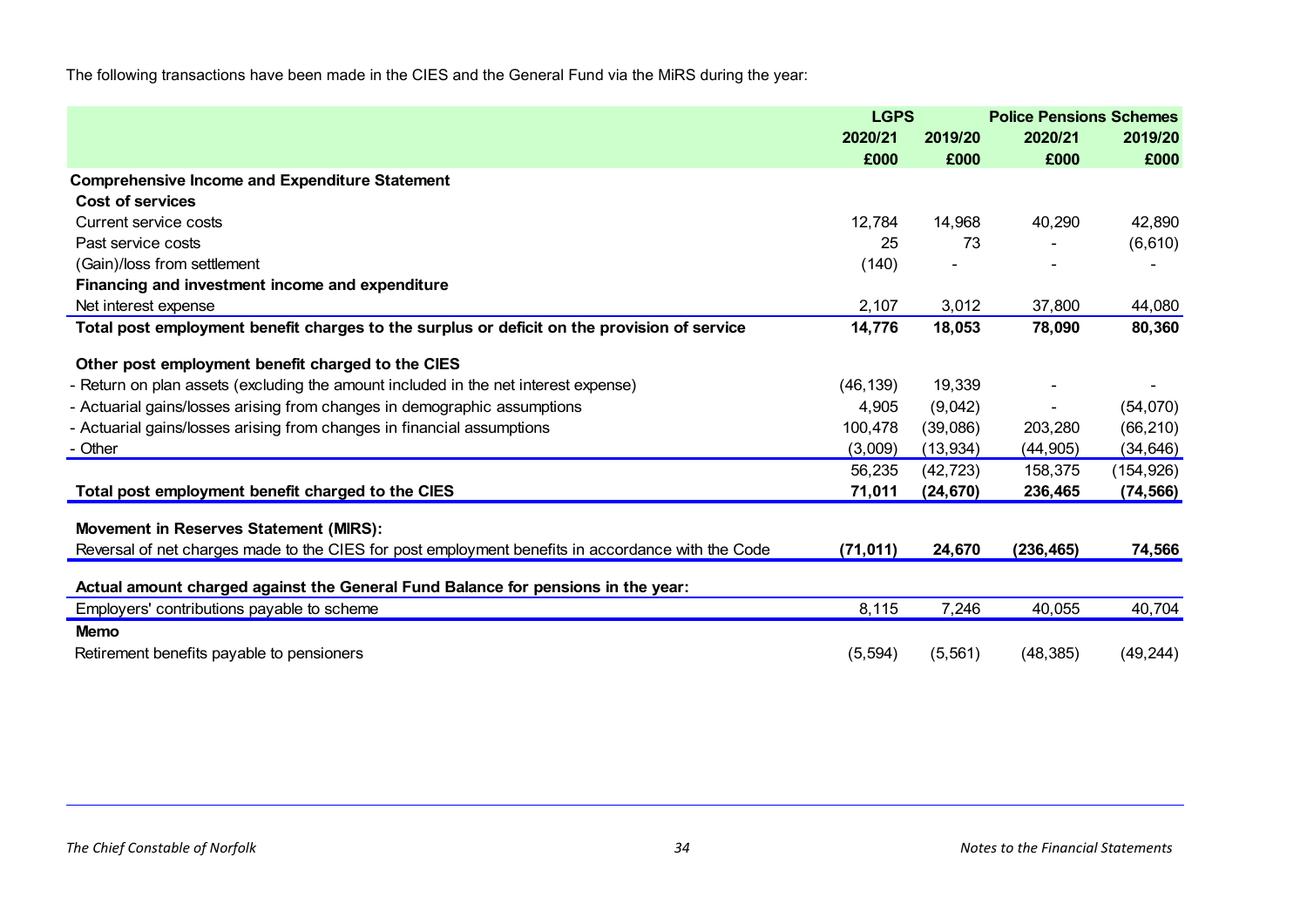The following transactions have been made in the CIES and the General Fund via the MiRS during the year:

| | LGPS | | Police Pensions Schemes | |
|---|---|---|---|---|
| | 2020/21 | 2019/20 | 2020/21 | 2019/20 |
| | £000 | £000 | £000 | £000 |
| **Comprehensive Income and Expenditure Statement** | | | | |
| **Cost of services** | | | | |
| Current service costs | 12,784 | 14,968 | 40,290 | 42,890 |
| Past service costs | 25 | 73 | - | (6,610) |
| (Gain)/loss from settlement | (140) | - | - | - |
| **Financing and investment income and expenditure** | | | | |
| Net interest expense | 2,107 | 3,012 | 37,800 | 44,080 |
| **Total post employment benefit charges to the surplus or deficit on the provision of service** | **14,776** | **18,053** | **78,090** | **80,360** |
| **Other post employment benefit charged to the CIES** | | | | |
| - Return on plan assets (excluding the amount included in the net interest expense) | (46,139) | 19,339 | - | - |
| - Actuarial gains/losses arising from changes in demographic assumptions | 4,905 | (9,042) | - | (54,070) |
| - Actuarial gains/losses arising from changes in financial assumptions | 100,478 | (39,086) | 203,280 | (66,210) |
| - Other | (3,009) | (13,934) | (44,905) | (34,646) |
| | 56,235 | (42,723) | 158,375 | (154,926) |
| **Total post employment benefit charged to the CIES** | **71,011** | **(24,670)** | **236,465** | **(74,566)** |
| **Movement in Reserves Statement (MIRS):** | | | | |
| Reversal of net charges made to the CIES for post employment benefits in accordance with the Code | **(71,011)** | **24,670** | **(236,465)** | **74,566** |
| **Actual amount charged against the General Fund Balance for pensions in the year:** | | | | |
| Employers' contributions payable to scheme | 8,115 | 7,246 | 40,055 | 40,704 |
| **Memo** | | | | |
| Retirement benefits payable to pensioners | (5,594) | (5,561) | (48,385) | (49,244) |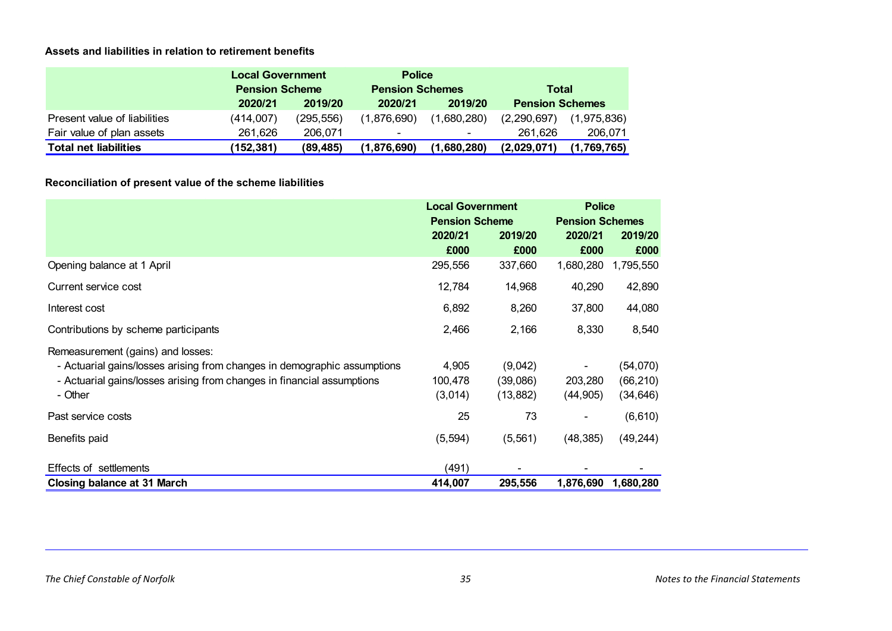**Assets and liabilities in relation to retirement benefits**

| | Local Government Pension Scheme | | Police Pension Schemes | | Total Pension Schemes | |
|---|---|---|---|---|---|---|
| | 2020/21 | 2019/20 | 2020/21 | 2019/20 | | |
| Present value of liabilities | (414,007) | (295,556) | (1,876,690) | (1,680,280) | (2,290,697) | (1,975,836) |
| Fair value of plan assets | 261,626 | 206,071 | - | - | 261,626 | 206,071 |
| **Total net liabilities** | **(152,381)** | **(89,485)** | **(1,876,690)** | **(1,680,280)** | **(2,029,071)** | **(1,769,765)** |

**Reconciliation of present value of the scheme liabilities**

| | Local Government Pension Scheme | | Police Pension Schemes | |
|---|---|---|---|---|
| | 2020/21 | 2019/20 | 2020/21 | 2019/20 |
| | £000 | £000 | £000 | £000 |
| Opening balance at 1 April | 295,556 | 337,660 | 1,680,280 | 1,795,550 |
| Current service cost | 12,784 | 14,968 | 40,290 | 42,890 |
| Interest cost | 6,892 | 8,260 | 37,800 | 44,080 |
| Contributions by scheme participants | 2,466 | 2,166 | 8,330 | 8,540 |
| Remeasurement (gains) and losses: | | | | |
| - Actuarial gains/losses arising from changes in demographic assumptions | 4,905 | (9,042) | - | (54,070) |
| - Actuarial gains/losses arising from changes in financial assumptions | 100,478 | (39,086) | 203,280 | (66,210) |
| - Other | (3,014) | (13,882) | (44,905) | (34,646) |
| Past service costs | 25 | 73 | - | (6,610) |
| Benefits paid | (5,594) | (5,561) | (48,385) | (49,244) |
| Effects of settlements | (491) | - | - | - |
| **Closing balance at 31 March** | **414,007** | **295,556** | **1,876,690** | **1,680,280** |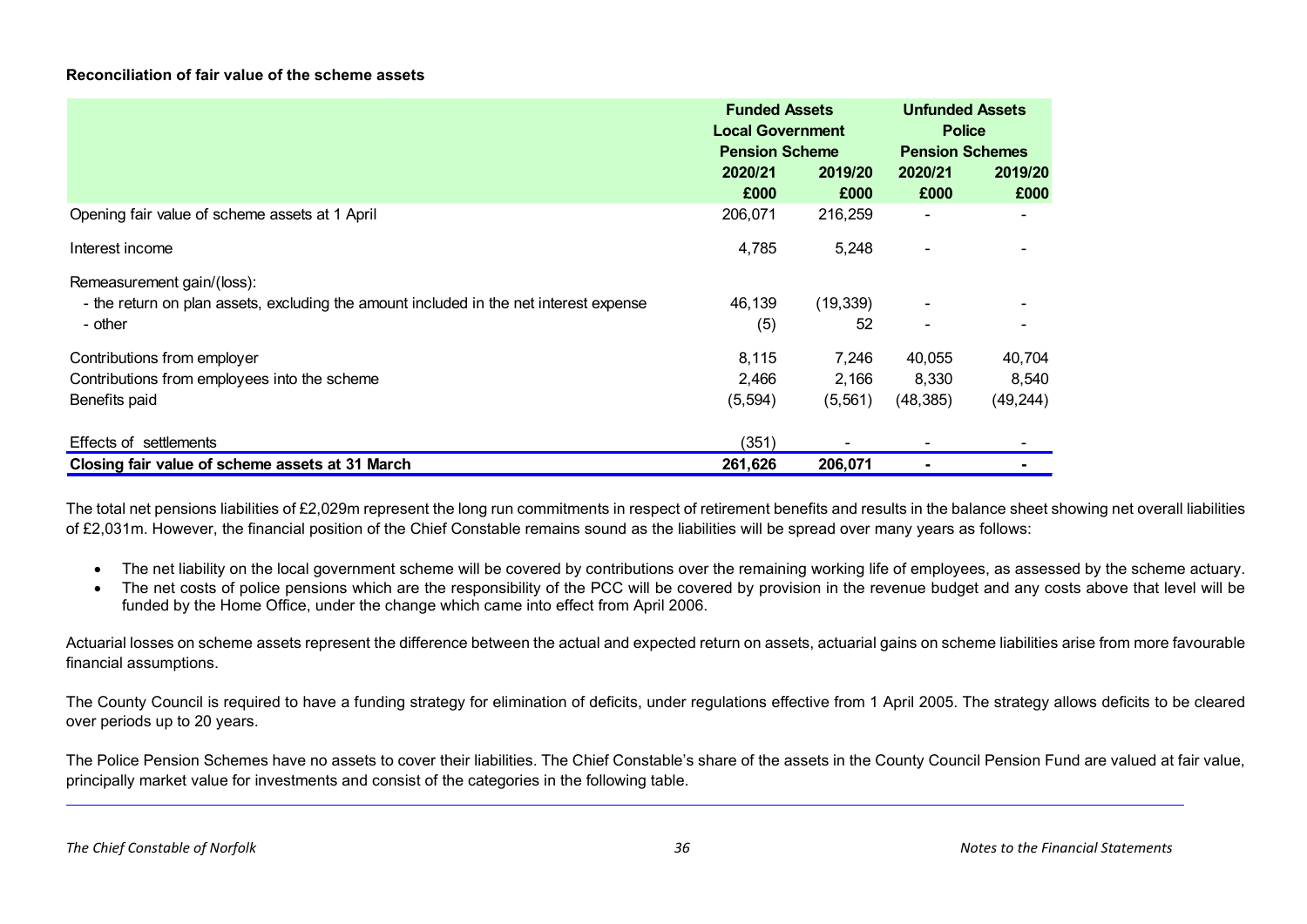**Reconciliation of fair value of the scheme assets**

| | Funded Assets Local Government Pension Scheme | | Unfunded Assets Police Pension Schemes | |
|---|---|---|---|---|
| | 2020/21 | 2019/20 | 2020/21 | 2019/20 |
| | £000 | £000 | £000 | £000 |
| Opening fair value of scheme assets at 1 April | 206,071 | 216,259 | - | - |
| Interest income | 4,785 | 5,248 | - | - |
| Remeasurement gain/(loss): | | | | |
| - the return on plan assets, excluding the amount included in the net interest expense | 46,139 | (19,339) | - | - |
| - other | (5) | 52 | - | - |
| Contributions from employer | 8,115 | 7,246 | 40,055 | 40,704 |
| Contributions from employees into the scheme | 2,466 | 2,166 | 8,330 | 8,540 |
| Benefits paid | (5,594) | (5,561) | (48,385) | (49,244) |
| Effects of settlements | (351) | - | - | - |
| **Closing fair value of scheme assets at 31 March** | **261,626** | **206,071** | **-** | **-** |

The total net pensions liabilities of £2,029m represent the long run commitments in respect of retirement benefits and results in the balance sheet showing net overall liabilities of £2,031m. However, the financial position of the Chief Constable remains sound as the liabilities will be spread over many years as follows:

- The net liability on the local government scheme will be covered by contributions over the remaining working life of employees, as assessed by the scheme actuary.
- The net costs of police pensions which are the responsibility of the PCC will be covered by provision in the revenue budget and any costs above that level will be funded by the Home Office, under the change which came into effect from April 2006.

Actuarial losses on scheme assets represent the difference between the actual and expected return on assets, actuarial gains on scheme liabilities arise from more favourable financial assumptions.

The County Council is required to have a funding strategy for elimination of deficits, under regulations effective from 1 April 2005. The strategy allows deficits to be cleared over periods up to 20 years.

The Police Pension Schemes have no assets to cover their liabilities. The Chief Constable's share of the assets in the County Council Pension Fund are valued at fair value, principally market value for investments and consist of the categories in the following table.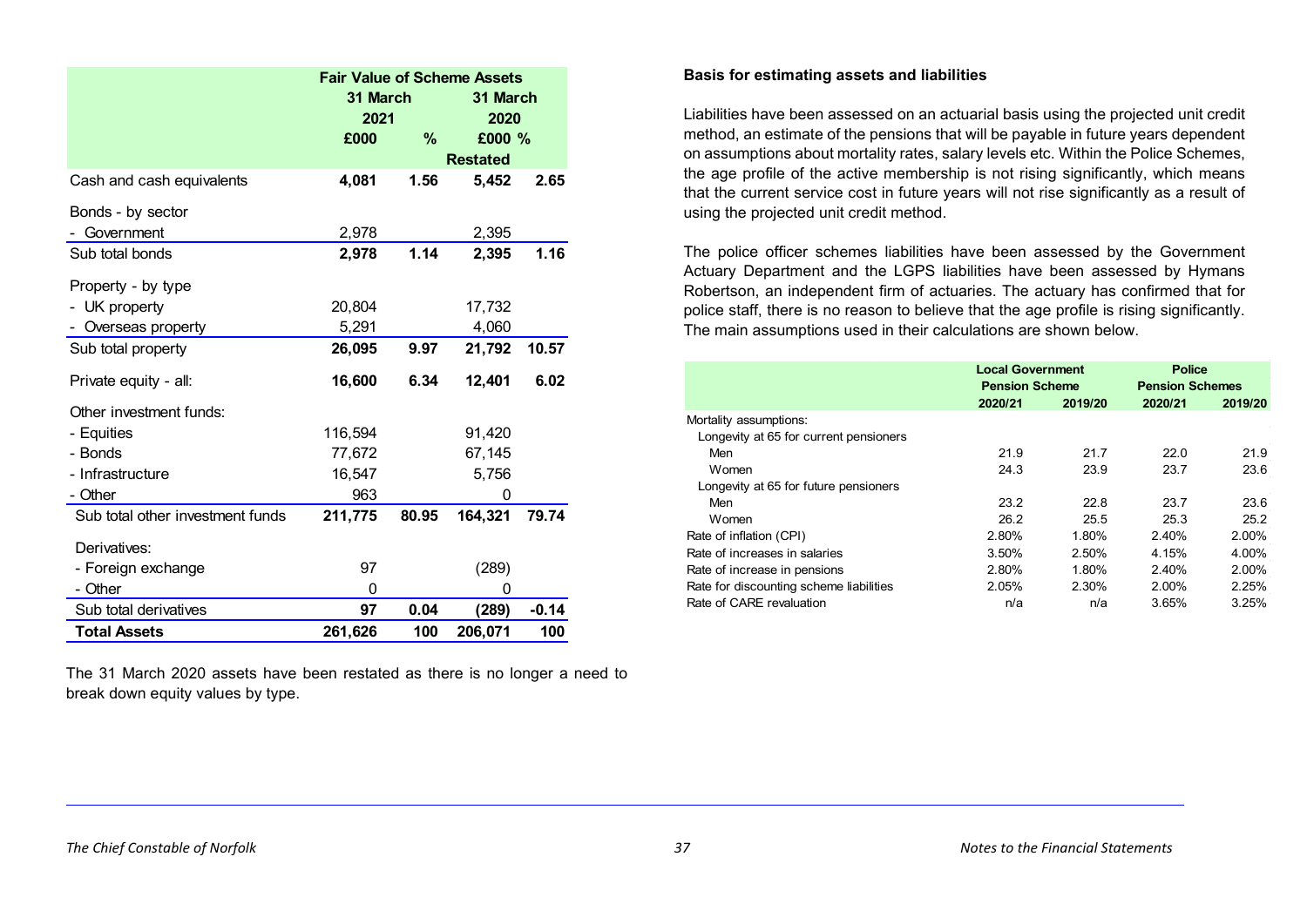| | Fair Value of Scheme Assets | | | |
|---|---|---|---|---|
| | 31 March 2021 | | 31 March 2020 | |
| | £000 | % | £000 | % |
| | | | Restated | |
| Cash and cash equivalents | **4,081** | **1.56** | **5,452** | **2.65** |
| Bonds - by sector | | | | |
| - Government | 2,978 | | 2,395 | |
| Sub total bonds | **2,978** | **1.14** | **2,395** | **1.16** |
| Property - by type | | | | |
| - UK property | 20,804 | | 17,732 | |
| - Overseas property | 5,291 | | 4,060 | |
| Sub total property | **26,095** | **9.97** | **21,792** | **10.57** |
| Private equity - all: | **16,600** | **6.34** | **12,401** | **6.02** |
| Other investment funds: | | | | |
| - Equities | 116,594 | | 91,420 | |
| - Bonds | 77,672 | | 67,145 | |
| - Infrastructure | 16,547 | | 5,756 | |
| - Other | 963 | | 0 | |
| Sub total other investment funds | **211,775** | **80.95** | **164,321** | **79.74** |
| Derivatives: | | | | |
| - Foreign exchange | 97 | | (289) | |
| - Other | 0 | | 0 | |
| Sub total derivatives | **97** | **0.04** | **(289)** | **-0.14** |
| **Total Assets** | **261,626** | **100** | **206,071** | **100** |

The 31 March 2020 assets have been restated as there is no longer a need to break down equity values by type.

**Basis for estimating assets and liabilities**

Liabilities have been assessed on an actuarial basis using the projected unit credit method, an estimate of the pensions that will be payable in future years dependent on assumptions about mortality rates, salary levels etc. Within the Police Schemes, the age profile of the active membership is not rising significantly, which means that the current service cost in future years will not rise significantly as a result of using the projected unit credit method.

The police officer schemes liabilities have been assessed by the Government Actuary Department and the LGPS liabilities have been assessed by Hymans Robertson, an independent firm of actuaries. The actuary has confirmed that for police staff, there is no reason to believe that the age profile is rising significantly. The main assumptions used in their calculations are shown below.

| | Local Government Pension Scheme | | Police Pension Schemes | |
|---|---|---|---|---|
| | 2020/21 | 2019/20 | 2020/21 | 2019/20 |
| Mortality assumptions: | | | | |
| Longevity at 65 for current pensioners | | | | |
| Men | 21.9 | 21.7 | 22.0 | 21.9 |
| Women | 24.3 | 23.9 | 23.7 | 23.6 |
| Longevity at 65 for future pensioners | | | | |
| Men | 23.2 | 22.8 | 23.7 | 23.6 |
| Women | 26.2 | 25.5 | 25.3 | 25.2 |
| Rate of inflation (CPI) | 2.80% | 1.80% | 2.40% | 2.00% |
| Rate of increases in salaries | 3.50% | 2.50% | 4.15% | 4.00% |
| Rate of increase in pensions | 2.80% | 1.80% | 2.40% | 2.00% |
| Rate for discounting scheme liabilities | 2.05% | 2.30% | 2.00% | 2.25% |
| Rate of CARE revaluation | n/a | n/a | 3.65% | 3.25% |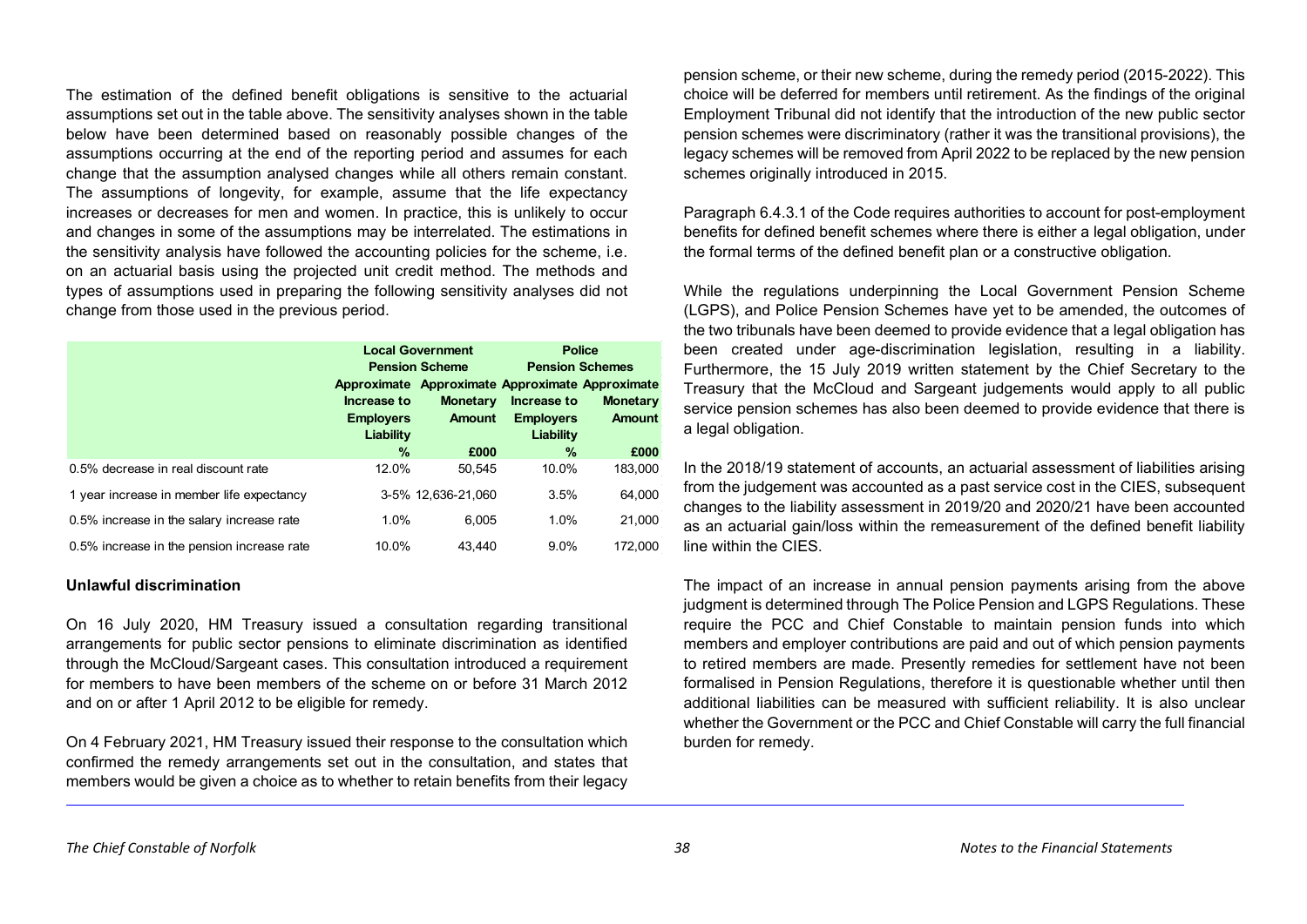The estimation of the defined benefit obligations is sensitive to the actuarial assumptions set out in the table above. The sensitivity analyses shown in the table below have been determined based on reasonably possible changes of the assumptions occurring at the end of the reporting period and assumes for each change that the assumption analysed changes while all others remain constant. The assumptions of longevity, for example, assume that the life expectancy increases or decreases for men and women. In practice, this is unlikely to occur and changes in some of the assumptions may be interrelated. The estimations in the sensitivity analysis have followed the accounting policies for the scheme, i.e. on an actuarial basis using the projected unit credit method. The methods and types of assumptions used in preparing the following sensitivity analyses did not change from those used in the previous period.

| | Local Government Pension Scheme | | Police Pension Schemes | |
|---|---|---|---|---|
| | Approximate Increase to Employers Liability | Approximate Monetary Amount | Approximate Increase to Employers Liability | Approximate Monetary Amount |
| | % | £000 | % | £000 |
| 0.5% decrease in real discount rate | 12.0% | 50,545 | 10.0% | 183,000 |
| 1 year increase in member life expectancy | 3-5% | 12,636-21,060 | 3.5% | 64,000 |
| 0.5% increase in the salary increase rate | 1.0% | 6,005 | 1.0% | 21,000 |
| 0.5% increase in the pension increase rate | 10.0% | 43,440 | 9.0% | 172,000 |

**Unlawful discrimination**

On 16 July 2020, HM Treasury issued a consultation regarding transitional arrangements for public sector pensions to eliminate discrimination as identified through the McCloud/Sargeant cases. This consultation introduced a requirement for members to have been members of the scheme on or before 31 March 2012 and on or after 1 April 2012 to be eligible for remedy.

On 4 February 2021, HM Treasury issued their response to the consultation which confirmed the remedy arrangements set out in the consultation, and states that members would be given a choice as to whether to retain benefits from their legacy pension scheme, or their new scheme, during the remedy period (2015-2022). This choice will be deferred for members until retirement. As the findings of the original Employment Tribunal did not identify that the introduction of the new public sector pension schemes were discriminatory (rather it was the transitional provisions), the legacy schemes will be removed from April 2022 to be replaced by the new pension schemes originally introduced in 2015.

Paragraph 6.4.3.1 of the Code requires authorities to account for post-employment benefits for defined benefit schemes where there is either a legal obligation, under the formal terms of the defined benefit plan or a constructive obligation.

While the regulations underpinning the Local Government Pension Scheme (LGPS), and Police Pension Schemes have yet to be amended, the outcomes of the two tribunals have been deemed to provide evidence that a legal obligation has been created under age-discrimination legislation, resulting in a liability. Furthermore, the 15 July 2019 written statement by the Chief Secretary to the Treasury that the McCloud and Sargeant judgements would apply to all public service pension schemes has also been deemed to provide evidence that there is a legal obligation.

In the 2018/19 statement of accounts, an actuarial assessment of liabilities arising from the judgement was accounted as a past service cost in the CIES, subsequent changes to the liability assessment in 2019/20 and 2020/21 have been accounted as an actuarial gain/loss within the remeasurement of the defined benefit liability line within the CIES.

The impact of an increase in annual pension payments arising from the above judgment is determined through The Police Pension and LGPS Regulations. These require the PCC and Chief Constable to maintain pension funds into which members and employer contributions are paid and out of which pension payments to retired members are made. Presently remedies for settlement have not been formalised in Pension Regulations, therefore it is questionable whether until then additional liabilities can be measured with sufficient reliability. It is also unclear whether the Government or the PCC and Chief Constable will carry the full financial burden for remedy.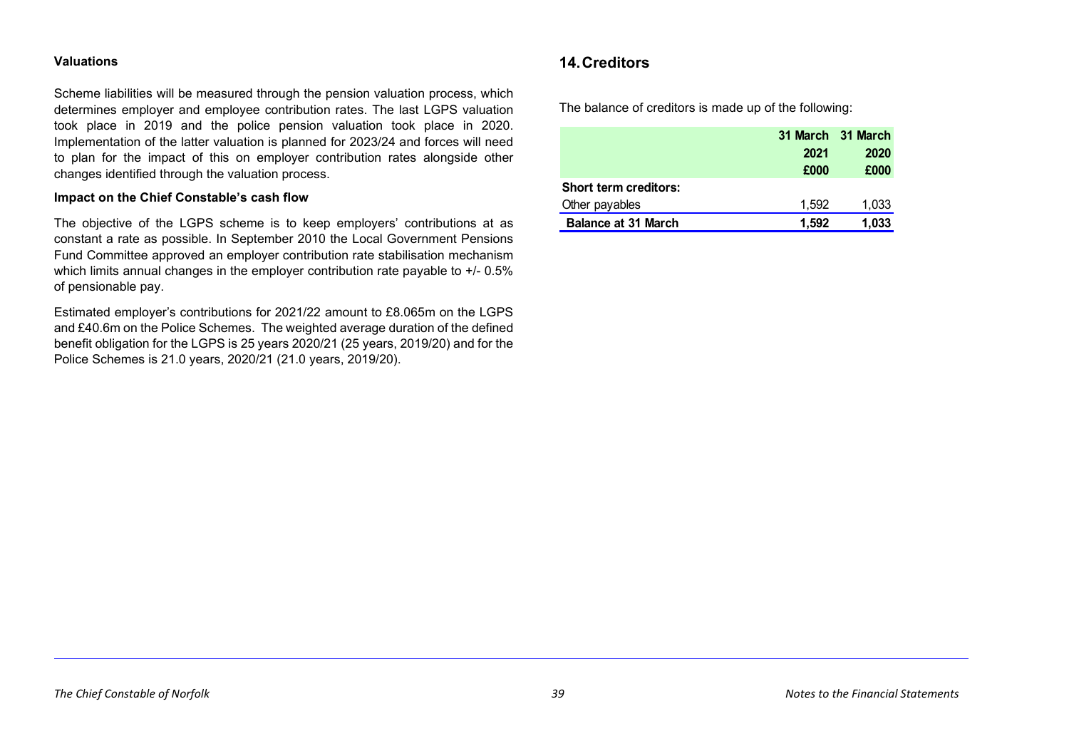**Valuations**

Scheme liabilities will be measured through the pension valuation process, which determines employer and employee contribution rates. The last LGPS valuation took place in 2019 and the police pension valuation took place in 2020. Implementation of the latter valuation is planned for 2023/24 and forces will need to plan for the impact of this on employer contribution rates alongside other changes identified through the valuation process.

**Impact on the Chief Constable's cash flow**

The objective of the LGPS scheme is to keep employers' contributions at as constant a rate as possible. In September 2010 the Local Government Pensions Fund Committee approved an employer contribution rate stabilisation mechanism which limits annual changes in the employer contribution rate payable to +/- 0.5% of pensionable pay.

Estimated employer's contributions for 2021/22 amount to £8.065m on the LGPS and £40.6m on the Police Schemes. The weighted average duration of the defined benefit obligation for the LGPS is 25 years 2020/21 (25 years, 2019/20) and for the Police Schemes is 21.0 years, 2020/21 (21.0 years, 2019/20).

## 14. Creditors

The balance of creditors is made up of the following:

| | 31 March 2021 £000 | 31 March 2020 £000 |
|---|---|---|
| **Short term creditors:** | | |
| Other payables | 1,592 | 1,033 |
| **Balance at 31 March** | **1,592** | **1,033** |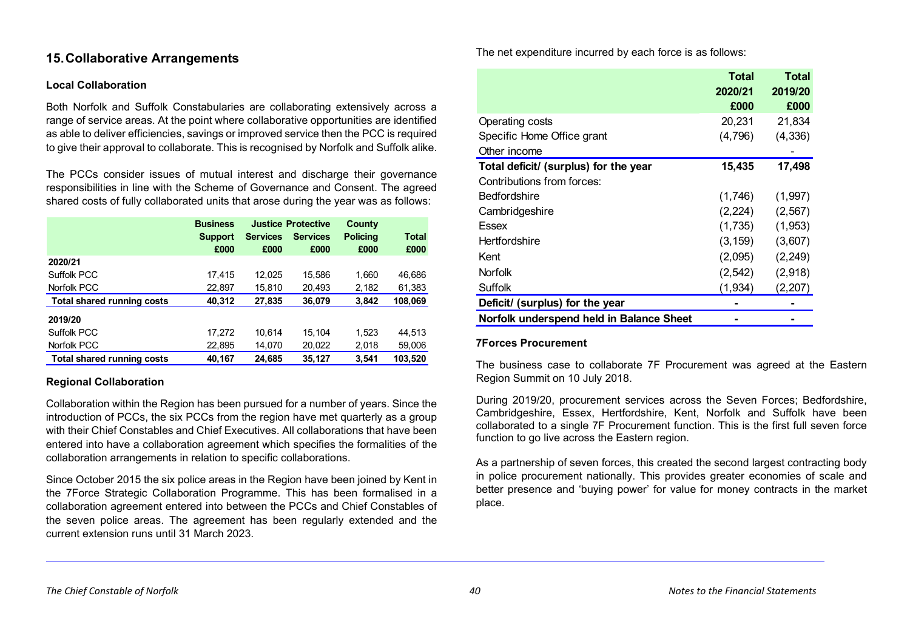## 15. Collaborative Arrangements

### Local Collaboration

Both Norfolk and Suffolk Constabularies are collaborating extensively across a range of service areas. At the point where collaborative opportunities are identified as able to deliver efficiencies, savings or improved service then the PCC is required to give their approval to collaborate. This is recognised by Norfolk and Suffolk alike.

The PCCs consider issues of mutual interest and discharge their governance responsibilities in line with the Scheme of Governance and Consent. The agreed shared costs of fully collaborated units that arose during the year was as follows:

| | Business Support £000 | Justice Services £000 | Protective Services £000 | County Policing £000 | Total £000 |
|---|---|---|---|---|---|
| **2020/21** | | | | | |
| Suffolk PCC | 17,415 | 12,025 | 15,586 | 1,660 | 46,686 |
| Norfolk PCC | 22,897 | 15,810 | 20,493 | 2,182 | 61,383 |
| **Total shared running costs** | **40,312** | **27,835** | **36,079** | **3,842** | **108,069** |
| **2019/20** | | | | | |
| Suffolk PCC | 17,272 | 10,614 | 15,104 | 1,523 | 44,513 |
| Norfolk PCC | 22,895 | 14,070 | 20,022 | 2,018 | 59,006 |
| **Total shared running costs** | **40,167** | **24,685** | **35,127** | **3,541** | **103,520** |

### Regional Collaboration

Collaboration within the Region has been pursued for a number of years. Since the introduction of PCCs, the six PCCs from the region have met quarterly as a group with their Chief Constables and Chief Executives. All collaborations that have been entered into have a collaboration agreement which specifies the formalities of the collaboration arrangements in relation to specific collaborations.

Since October 2015 the six police areas in the Region have been joined by Kent in the 7Force Strategic Collaboration Programme. This has been formalised in a collaboration agreement entered into between the PCCs and Chief Constables of the seven police areas. The agreement has been regularly extended and the current extension runs until 31 March 2023.

The net expenditure incurred by each force is as follows:

| | Total 2020/21 £000 | Total 2019/20 £000 |
|---|---|---|
| Operating costs | 20,231 | 21,834 |
| Specific Home Office grant | (4,796) | (4,336) |
| Other income | | - |
| **Total deficit/ (surplus) for the year** | **15,435** | **17,498** |
| Contributions from forces: | | |
| Bedfordshire | (1,746) | (1,997) |
| Cambridgeshire | (2,224) | (2,567) |
| Essex | (1,735) | (1,953) |
| Hertfordshire | (3,159) | (3,607) |
| Kent | (2,095) | (2,249) |
| Norfolk | (2,542) | (2,918) |
| Suffolk | (1,934) | (2,207) |
| **Deficit/ (surplus) for the year** | **-** | **-** |
| **Norfolk underspend held in Balance Sheet** | **-** | **-** |

### 7Forces Procurement

The business case to collaborate 7F Procurement was agreed at the Eastern Region Summit on 10 July 2018.

During 2019/20, procurement services across the Seven Forces; Bedfordshire, Cambridgeshire, Essex, Hertfordshire, Kent, Norfolk and Suffolk have been collaborated to a single 7F Procurement function. This is the first full seven force function to go live across the Eastern region.

As a partnership of seven forces, this created the second largest contracting body in police procurement nationally. This provides greater economies of scale and better presence and 'buying power' for value for money contracts in the market place.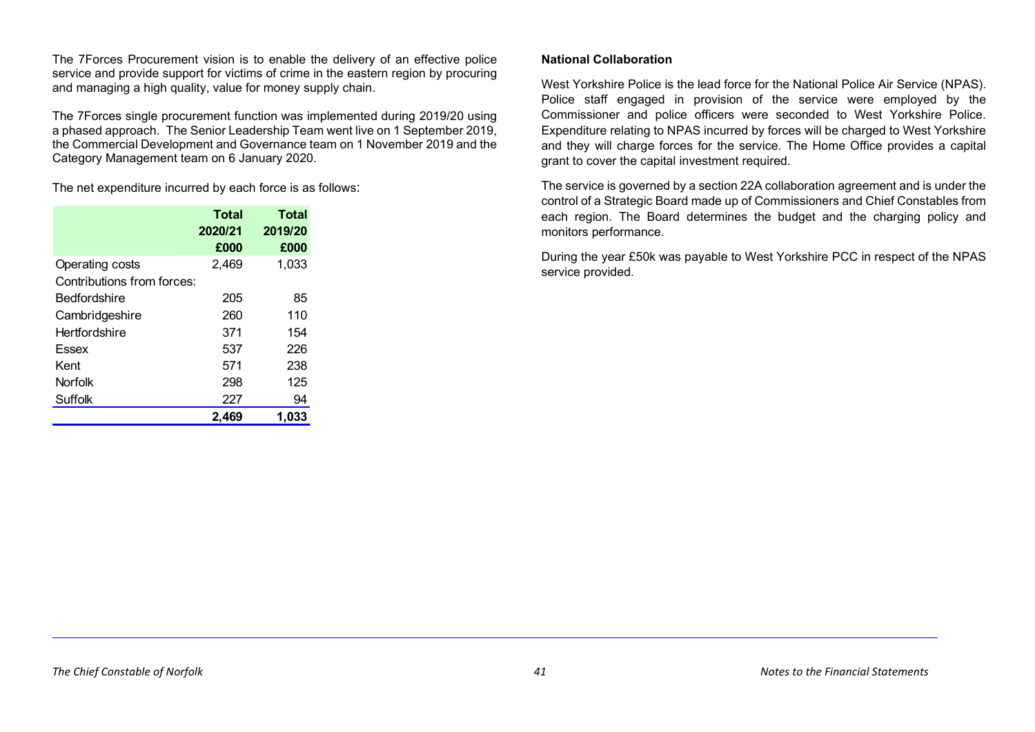The 7Forces Procurement vision is to enable the delivery of an effective police service and provide support for victims of crime in the eastern region by procuring and managing a high quality, value for money supply chain.

The 7Forces single procurement function was implemented during 2019/20 using a phased approach. The Senior Leadership Team went live on 1 September 2019, the Commercial Development and Governance team on 1 November 2019 and the Category Management team on 6 January 2020.

The net expenditure incurred by each force is as follows:

| | Total 2020/21 £000 | Total 2019/20 £000 |
|---|---|---|
| Operating costs | 2,469 | 1,033 |
| Contributions from forces: | | |
| Bedfordshire | 205 | 85 |
| Cambridgeshire | 260 | 110 |
| Hertfordshire | 371 | 154 |
| Essex | 537 | 226 |
| Kent | 571 | 238 |
| Norfolk | 298 | 125 |
| Suffolk | 227 | 94 |
| | **2,469** | **1,033** |

**National Collaboration**

West Yorkshire Police is the lead force for the National Police Air Service (NPAS). Police staff engaged in provision of the service were employed by the Commissioner and police officers were seconded to West Yorkshire Police. Expenditure relating to NPAS incurred by forces will be charged to West Yorkshire and they will charge forces for the service. The Home Office provides a capital grant to cover the capital investment required.

The service is governed by a section 22A collaboration agreement and is under the control of a Strategic Board made up of Commissioners and Chief Constables from each region. The Board determines the budget and the charging policy and monitors performance.

During the year £50k was payable to West Yorkshire PCC in respect of the NPAS service provided.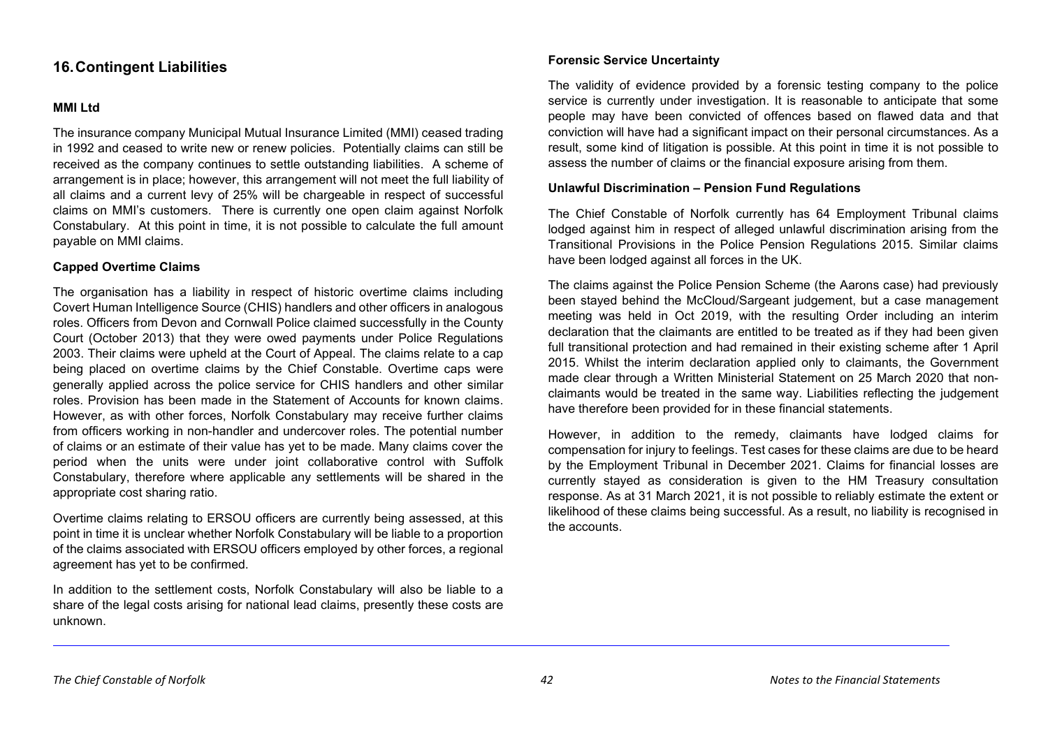## 16. Contingent Liabilities

### MMI Ltd

The insurance company Municipal Mutual Insurance Limited (MMI) ceased trading in 1992 and ceased to write new or renew policies. Potentially claims can still be received as the company continues to settle outstanding liabilities. A scheme of arrangement is in place; however, this arrangement will not meet the full liability of all claims and a current levy of 25% will be chargeable in respect of successful claims on MMI's customers. There is currently one open claim against Norfolk Constabulary. At this point in time, it is not possible to calculate the full amount payable on MMI claims.

### Capped Overtime Claims

The organisation has a liability in respect of historic overtime claims including Covert Human Intelligence Source (CHIS) handlers and other officers in analogous roles. Officers from Devon and Cornwall Police claimed successfully in the County Court (October 2013) that they were owed payments under Police Regulations 2003. Their claims were upheld at the Court of Appeal. The claims relate to a cap being placed on overtime claims by the Chief Constable. Overtime caps were generally applied across the police service for CHIS handlers and other similar roles. Provision has been made in the Statement of Accounts for known claims. However, as with other forces, Norfolk Constabulary may receive further claims from officers working in non-handler and undercover roles. The potential number of claims or an estimate of their value has yet to be made. Many claims cover the period when the units were under joint collaborative control with Suffolk Constabulary, therefore where applicable any settlements will be shared in the appropriate cost sharing ratio.

Overtime claims relating to ERSOU officers are currently being assessed, at this point in time it is unclear whether Norfolk Constabulary will be liable to a proportion of the claims associated with ERSOU officers employed by other forces, a regional agreement has yet to be confirmed.

In addition to the settlement costs, Norfolk Constabulary will also be liable to a share of the legal costs arising for national lead claims, presently these costs are unknown.

### Forensic Service Uncertainty

The validity of evidence provided by a forensic testing company to the police service is currently under investigation. It is reasonable to anticipate that some people may have been convicted of offences based on flawed data and that conviction will have had a significant impact on their personal circumstances. As a result, some kind of litigation is possible. At this point in time it is not possible to assess the number of claims or the financial exposure arising from them.

### Unlawful Discrimination – Pension Fund Regulations

The Chief Constable of Norfolk currently has 64 Employment Tribunal claims lodged against him in respect of alleged unlawful discrimination arising from the Transitional Provisions in the Police Pension Regulations 2015. Similar claims have been lodged against all forces in the UK.

The claims against the Police Pension Scheme (the Aarons case) had previously been stayed behind the McCloud/Sargeant judgement, but a case management meeting was held in Oct 2019, with the resulting Order including an interim declaration that the claimants are entitled to be treated as if they had been given full transitional protection and had remained in their existing scheme after 1 April 2015. Whilst the interim declaration applied only to claimants, the Government made clear through a Written Ministerial Statement on 25 March 2020 that non-claimants would be treated in the same way. Liabilities reflecting the judgement have therefore been provided for in these financial statements.

However, in addition to the remedy, claimants have lodged claims for compensation for injury to feelings. Test cases for these claims are due to be heard by the Employment Tribunal in December 2021. Claims for financial losses are currently stayed as consideration is given to the HM Treasury consultation response. As at 31 March 2021, it is not possible to reliably estimate the extent or likelihood of these claims being successful. As a result, no liability is recognised in the accounts.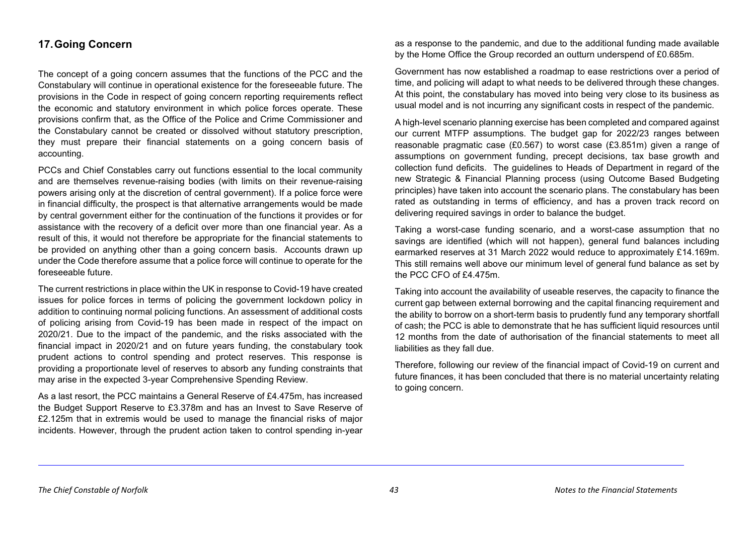## 17. Going Concern

The concept of a going concern assumes that the functions of the PCC and the Constabulary will continue in operational existence for the foreseeable future. The provisions in the Code in respect of going concern reporting requirements reflect the economic and statutory environment in which police forces operate. These provisions confirm that, as the Office of the Police and Crime Commissioner and the Constabulary cannot be created or dissolved without statutory prescription, they must prepare their financial statements on a going concern basis of accounting.

PCCs and Chief Constables carry out functions essential to the local community and are themselves revenue-raising bodies (with limits on their revenue-raising powers arising only at the discretion of central government). If a police force were in financial difficulty, the prospect is that alternative arrangements would be made by central government either for the continuation of the functions it provides or for assistance with the recovery of a deficit over more than one financial year. As a result of this, it would not therefore be appropriate for the financial statements to be provided on anything other than a going concern basis. Accounts drawn up under the Code therefore assume that a police force will continue to operate for the foreseeable future.

The current restrictions in place within the UK in response to Covid-19 have created issues for police forces in terms of policing the government lockdown policy in addition to continuing normal policing functions. An assessment of additional costs of policing arising from Covid-19 has been made in respect of the impact on 2020/21. Due to the impact of the pandemic, and the risks associated with the financial impact in 2020/21 and on future years funding, the constabulary took prudent actions to control spending and protect reserves. This response is providing a proportionate level of reserves to absorb any funding constraints that may arise in the expected 3-year Comprehensive Spending Review.

As a last resort, the PCC maintains a General Reserve of £4.475m, has increased the Budget Support Reserve to £3.378m and has an Invest to Save Reserve of £2.125m that in extremis would be used to manage the financial risks of major incidents. However, through the prudent action taken to control spending in-year as a response to the pandemic, and due to the additional funding made available by the Home Office the Group recorded an outturn underspend of £0.685m.

Government has now established a roadmap to ease restrictions over a period of time, and policing will adapt to what needs to be delivered through these changes. At this point, the constabulary has moved into being very close to its business as usual model and is not incurring any significant costs in respect of the pandemic.

A high-level scenario planning exercise has been completed and compared against our current MTFP assumptions. The budget gap for 2022/23 ranges between reasonable pragmatic case (£0.567) to worst case (£3.851m) given a range of assumptions on government funding, precept decisions, tax base growth and collection fund deficits. The guidelines to Heads of Department in regard of the new Strategic & Financial Planning process (using Outcome Based Budgeting principles) have taken into account the scenario plans. The constabulary has been rated as outstanding in terms of efficiency, and has a proven track record on delivering required savings in order to balance the budget.

Taking a worst-case funding scenario, and a worst-case assumption that no savings are identified (which will not happen), general fund balances including earmarked reserves at 31 March 2022 would reduce to approximately £14.169m. This still remains well above our minimum level of general fund balance as set by the PCC CFO of £4.475m.

Taking into account the availability of useable reserves, the capacity to finance the current gap between external borrowing and the capital financing requirement and the ability to borrow on a short-term basis to prudently fund any temporary shortfall of cash; the PCC is able to demonstrate that he has sufficient liquid resources until 12 months from the date of authorisation of the financial statements to meet all liabilities as they fall due.

Therefore, following our review of the financial impact of Covid-19 on current and future finances, it has been concluded that there is no material uncertainty relating to going concern.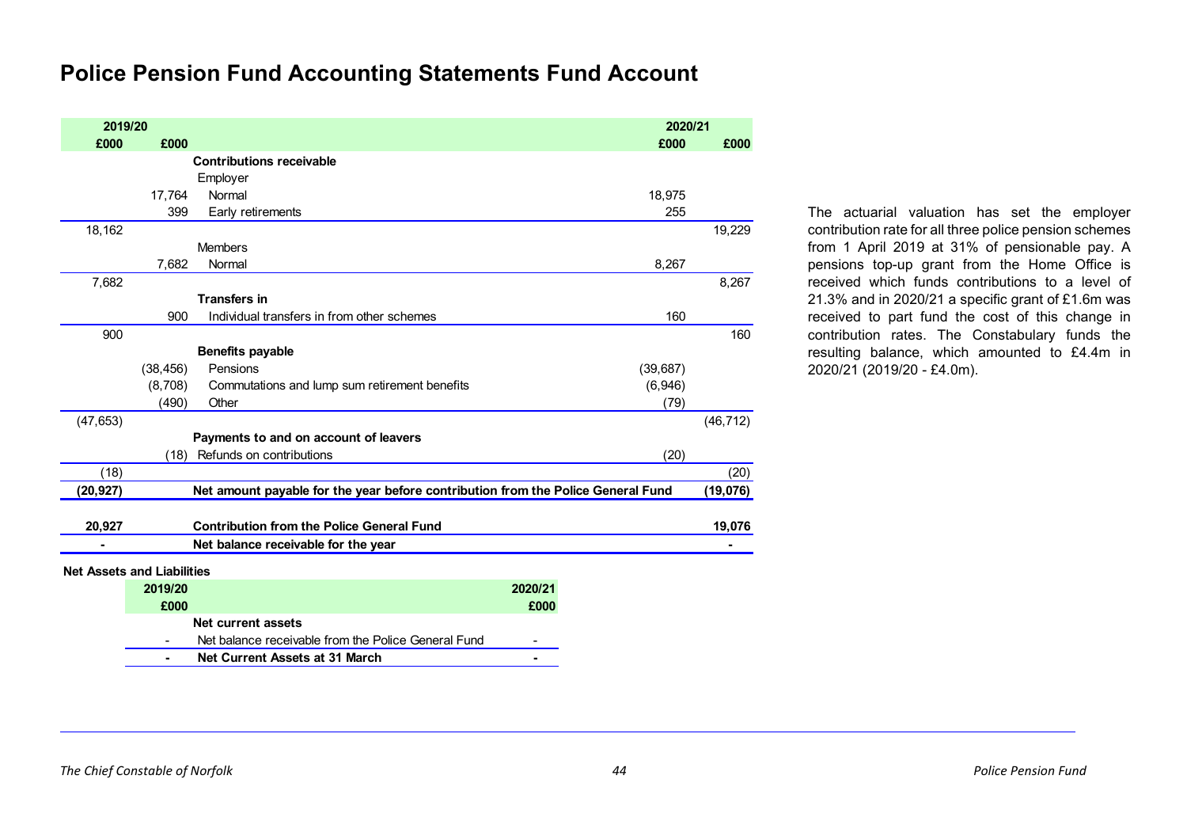# Police Pension Fund Accounting Statements Fund Account

| 2019/20 £000 | 2019/20 £000 | | 2020/21 £000 | 2020/21 £000 |
|---|---|---|---|---|
| | | **Contributions receivable** | | |
| | | Employer | | |
| | 17,764 | Normal | 18,975 | |
| | 399 | Early retirements | 255 | |
| 18,162 | | | | 19,229 |
| | | Members | | |
| | 7,682 | Normal | 8,267 | |
| 7,682 | | | | 8,267 |
| | | **Transfers in** | | |
| | 900 | Individual transfers in from other schemes | 160 | |
| 900 | | | | 160 |
| | | **Benefits payable** | | |
| | (38,456) | Pensions | (39,687) | |
| | (8,708) | Commutations and lump sum retirement benefits | (6,946) | |
| | (490) | Other | (79) | |
| (47,653) | | | | (46,712) |
| | | **Payments to and on account of leavers** | | |
| | (18) | Refunds on contributions | (20) | |
| (18) | | | | (20) |
| **(20,927)** | | **Net amount payable for the year before contribution from the Police General Fund** | | **(19,076)** |
| **20,927** | | **Contribution from the Police General Fund** | | **19,076** |
| **-** | | **Net balance receivable for the year** | | **-** |

The actuarial valuation has set the employer contribution rate for all three police pension schemes from 1 April 2019 at 31% of pensionable pay. A pensions top-up grant from the Home Office is received which funds contributions to a level of 21.3% and in 2020/21 a specific grant of £1.6m was received to part fund the cost of this change in contribution rates. The Constabulary funds the resulting balance, which amounted to £4.4m in 2020/21 (2019/20 - £4.0m).

**Net Assets and Liabilities**

| 2019/20 £000 | | 2020/21 £000 |
|---|---|---|
| | **Net current assets** | |
| - | Net balance receivable from the Police General Fund | - |
| **-** | **Net Current Assets at 31 March** | **-** |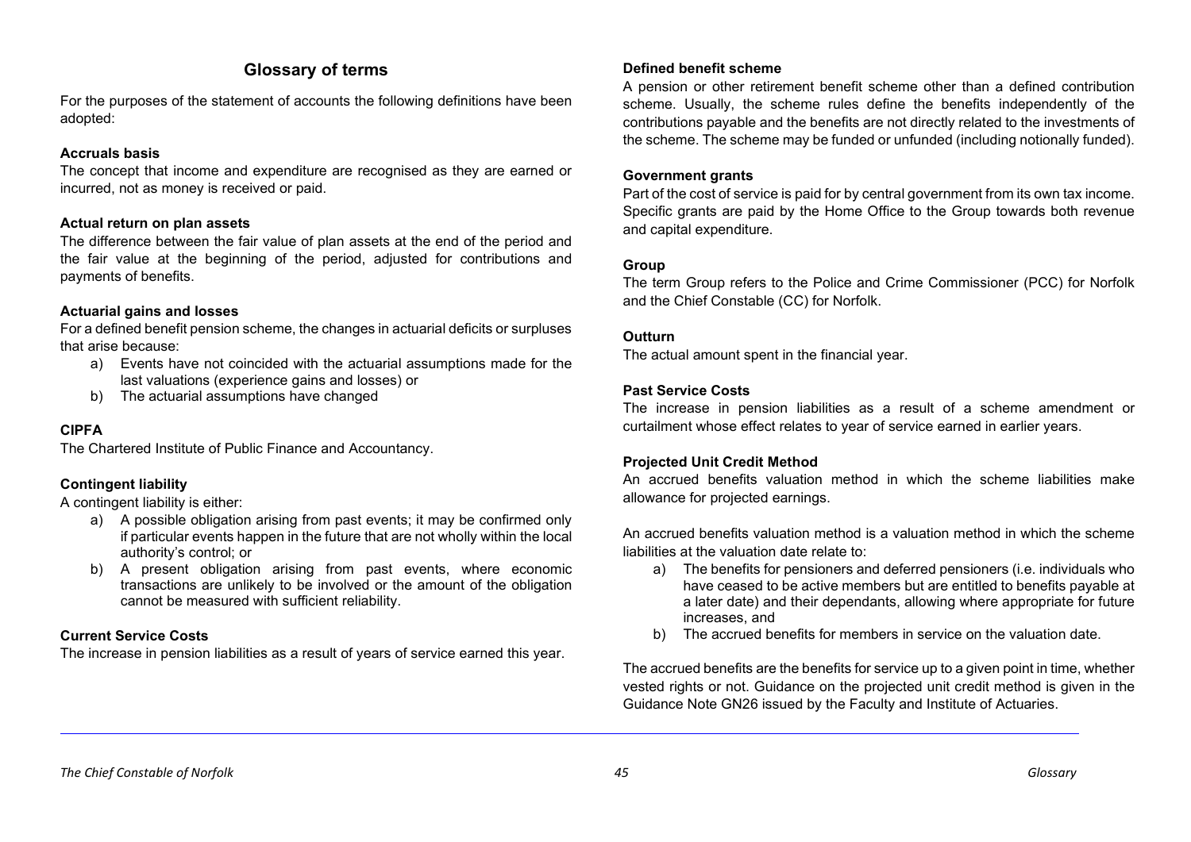# Glossary of terms

For the purposes of the statement of accounts the following definitions have been adopted:

**Accruals basis**

The concept that income and expenditure are recognised as they are earned or incurred, not as money is received or paid.

**Actual return on plan assets**

The difference between the fair value of plan assets at the end of the period and the fair value at the beginning of the period, adjusted for contributions and payments of benefits.

**Actuarial gains and losses**

For a defined benefit pension scheme, the changes in actuarial deficits or surpluses that arise because:

a) Events have not coincided with the actuarial assumptions made for the last valuations (experience gains and losses) or
b) The actuarial assumptions have changed

**CIPFA**

The Chartered Institute of Public Finance and Accountancy.

**Contingent liability**

A contingent liability is either:

a) A possible obligation arising from past events; it may be confirmed only if particular events happen in the future that are not wholly within the local authority's control; or
b) A present obligation arising from past events, where economic transactions are unlikely to be involved or the amount of the obligation cannot be measured with sufficient reliability.

**Current Service Costs**

The increase in pension liabilities as a result of years of service earned this year.

**Defined benefit scheme**

A pension or other retirement benefit scheme other than a defined contribution scheme. Usually, the scheme rules define the benefits independently of the contributions payable and the benefits are not directly related to the investments of the scheme. The scheme may be funded or unfunded (including notionally funded).

**Government grants**

Part of the cost of service is paid for by central government from its own tax income. Specific grants are paid by the Home Office to the Group towards both revenue and capital expenditure.

**Group**

The term Group refers to the Police and Crime Commissioner (PCC) for Norfolk and the Chief Constable (CC) for Norfolk.

**Outturn**

The actual amount spent in the financial year.

**Past Service Costs**

The increase in pension liabilities as a result of a scheme amendment or curtailment whose effect relates to year of service earned in earlier years.

**Projected Unit Credit Method**

An accrued benefits valuation method in which the scheme liabilities make allowance for projected earnings.

An accrued benefits valuation method is a valuation method in which the scheme liabilities at the valuation date relate to:

a) The benefits for pensioners and deferred pensioners (i.e. individuals who have ceased to be active members but are entitled to benefits payable at a later date) and their dependants, allowing where appropriate for future increases, and
b) The accrued benefits for members in service on the valuation date.

The accrued benefits are the benefits for service up to a given point in time, whether vested rights or not. Guidance on the projected unit credit method is given in the Guidance Note GN26 issued by the Faculty and Institute of Actuaries.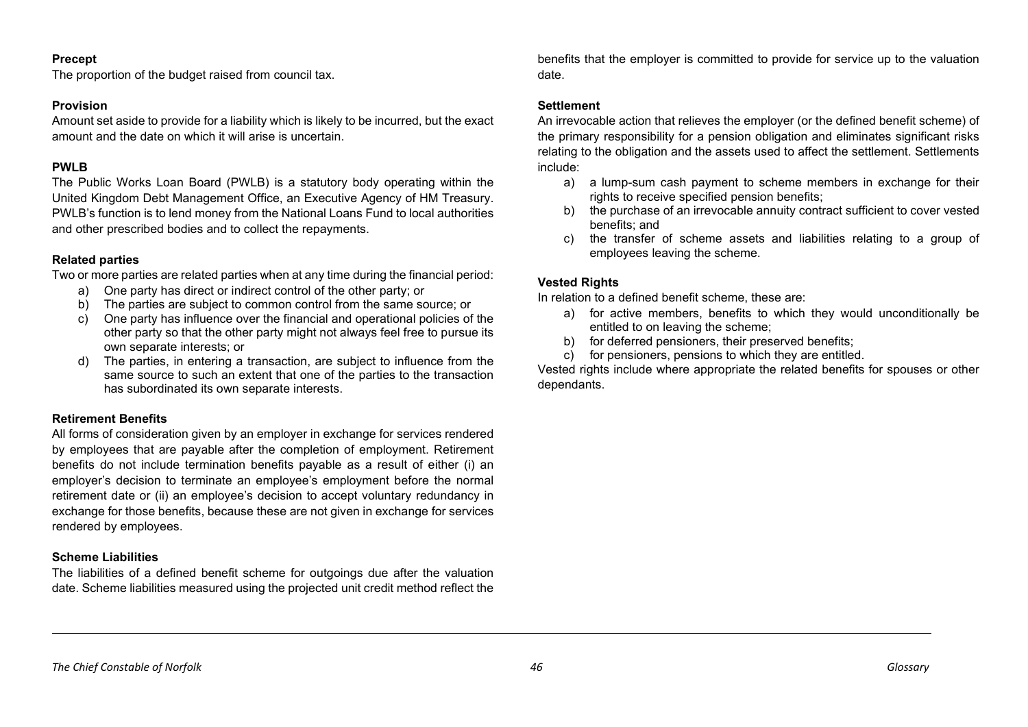**Precept**

The proportion of the budget raised from council tax.

**Provision**

Amount set aside to provide for a liability which is likely to be incurred, but the exact amount and the date on which it will arise is uncertain.

**PWLB**

The Public Works Loan Board (PWLB) is a statutory body operating within the United Kingdom Debt Management Office, an Executive Agency of HM Treasury. PWLB's function is to lend money from the National Loans Fund to local authorities and other prescribed bodies and to collect the repayments.

**Related parties**

Two or more parties are related parties when at any time during the financial period:

a) One party has direct or indirect control of the other party; or
b) The parties are subject to common control from the same source; or
c) One party has influence over the financial and operational policies of the other party so that the other party might not always feel free to pursue its own separate interests; or
d) The parties, in entering a transaction, are subject to influence from the same source to such an extent that one of the parties to the transaction has subordinated its own separate interests.

**Retirement Benefits**

All forms of consideration given by an employer in exchange for services rendered by employees that are payable after the completion of employment. Retirement benefits do not include termination benefits payable as a result of either (i) an employer's decision to terminate an employee's employment before the normal retirement date or (ii) an employee's decision to accept voluntary redundancy in exchange for those benefits, because these are not given in exchange for services rendered by employees.

**Scheme Liabilities**

The liabilities of a defined benefit scheme for outgoings due after the valuation date. Scheme liabilities measured using the projected unit credit method reflect the benefits that the employer is committed to provide for service up to the valuation date.

**Settlement**

An irrevocable action that relieves the employer (or the defined benefit scheme) of the primary responsibility for a pension obligation and eliminates significant risks relating to the obligation and the assets used to affect the settlement. Settlements include:

a) a lump-sum cash payment to scheme members in exchange for their rights to receive specified pension benefits;
b) the purchase of an irrevocable annuity contract sufficient to cover vested benefits; and
c) the transfer of scheme assets and liabilities relating to a group of employees leaving the scheme.

**Vested Rights**

In relation to a defined benefit scheme, these are:

a) for active members, benefits to which they would unconditionally be entitled to on leaving the scheme;
b) for deferred pensioners, their preserved benefits;
c) for pensioners, pensions to which they are entitled.

Vested rights include where appropriate the related benefits for spouses or other dependants.